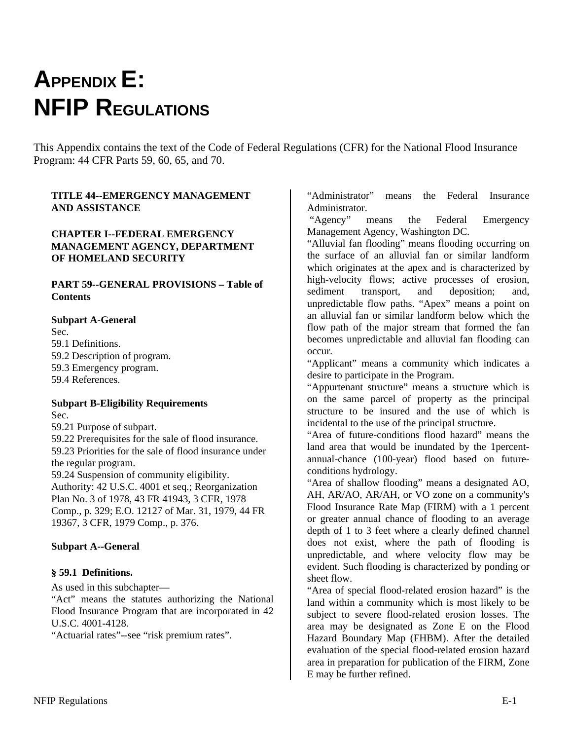# APPENDIX E: NFIP REGULATIONS

This Appendix contains the text of the Code of Federal Regulations (CFR) for the National Flood Insurance Program: 44 CFR Parts 59, 60, 65, and 70.

**TITLE 44--EMERGENCY MANAGEMENT AND ASSISTANCE**

**CHAPTER I--FEDERAL EMERGENCY MANAGEMENT AGENCY, DEPARTMENT OF HOMELAND SECURITY**

**PART 59--GENERAL PROVISIONS – Table of Contents**

**Subpart A-General**

Sec.
59.1 Definitions.
59.2 Description of program.
59.3 Emergency program.
59.4 References.

**Subpart B-Eligibility Requirements**

Sec.
59.21 Purpose of subpart.
59.22 Prerequisites for the sale of flood insurance.
59.23 Priorities for the sale of flood insurance under the regular program.
59.24 Suspension of community eligibility.
Authority: 42 U.S.C. 4001 et seq.; Reorganization Plan No. 3 of 1978, 43 FR 41943, 3 CFR, 1978 Comp., p. 329; E.O. 12127 of Mar. 31, 1979, 44 FR 19367, 3 CFR, 1979 Comp., p. 376.

**Subpart A--General**

**§ 59.1 Definitions.**

As used in this subchapter—

"Act" means the statutes authorizing the National Flood Insurance Program that are incorporated in 42 U.S.C. 4001-4128.

"Actuarial rates"--see "risk premium rates".

"Administrator" means the Federal Insurance Administrator.

"Agency" means the Federal Emergency Management Agency, Washington DC.

"Alluvial fan flooding" means flooding occurring on the surface of an alluvial fan or similar landform which originates at the apex and is characterized by high-velocity flows; active processes of erosion, sediment transport, and deposition; and, unpredictable flow paths. "Apex" means a point on an alluvial fan or similar landform below which the flow path of the major stream that formed the fan becomes unpredictable and alluvial fan flooding can occur.

"Applicant" means a community which indicates a desire to participate in the Program.

"Appurtenant structure" means a structure which is on the same parcel of property as the principal structure to be insured and the use of which is incidental to the use of the principal structure.

"Area of future-conditions flood hazard" means the land area that would be inundated by the 1percent-annual-chance (100-year) flood based on future-conditions hydrology.

"Area of shallow flooding" means a designated AO, AH, AR/AO, AR/AH, or VO zone on a community's Flood Insurance Rate Map (FIRM) with a 1 percent or greater annual chance of flooding to an average depth of 1 to 3 feet where a clearly defined channel does not exist, where the path of flooding is unpredictable, and where velocity flow may be evident. Such flooding is characterized by ponding or sheet flow.

"Area of special flood-related erosion hazard" is the land within a community which is most likely to be subject to severe flood-related erosion losses. The area may be designated as Zone E on the Flood Hazard Boundary Map (FHBM). After the detailed evaluation of the special flood-related erosion hazard area in preparation for publication of the FIRM, Zone E may be further refined.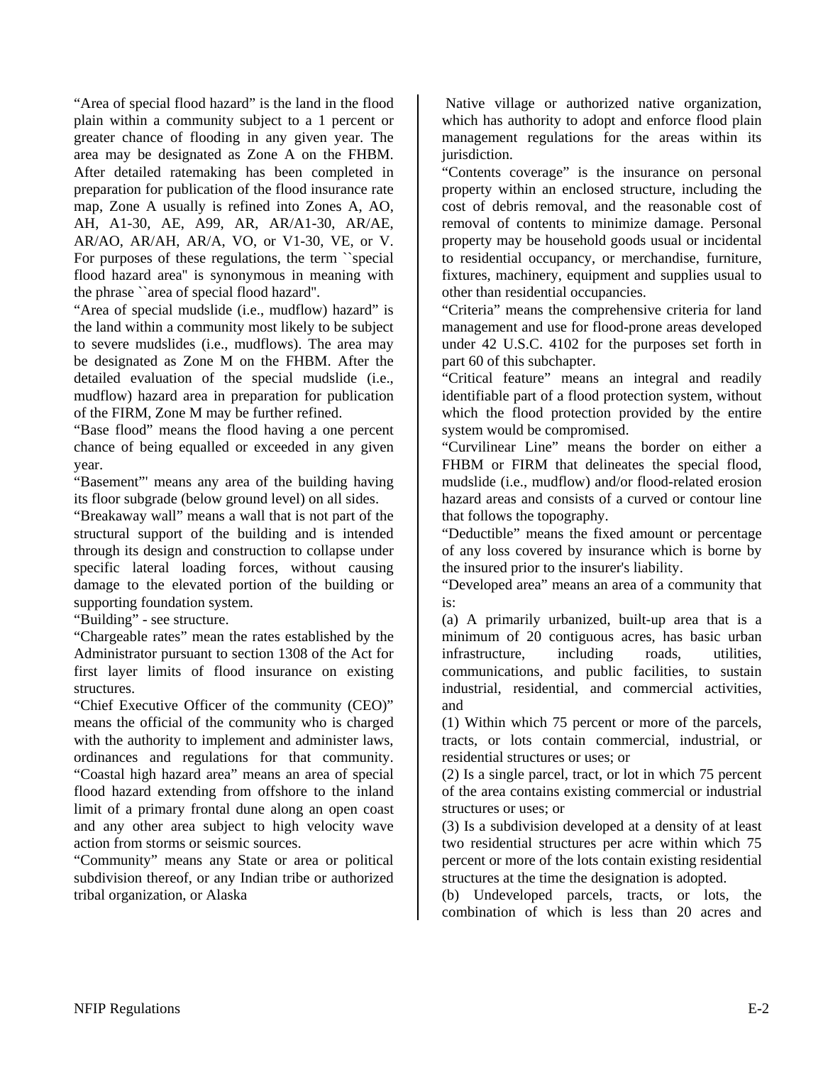"Area of special flood hazard" is the land in the flood plain within a community subject to a 1 percent or greater chance of flooding in any given year. The area may be designated as Zone A on the FHBM. After detailed ratemaking has been completed in preparation for publication of the flood insurance rate map, Zone A usually is refined into Zones A, AO, AH, A1-30, AE, A99, AR, AR/A1-30, AR/AE, AR/AO, AR/AH, AR/A, VO, or V1-30, VE, or V. For purposes of these regulations, the term ``special flood hazard area'' is synonymous in meaning with the phrase ``area of special flood hazard''.

"Area of special mudslide (i.e., mudflow) hazard" is the land within a community most likely to be subject to severe mudslides (i.e., mudflows). The area may be designated as Zone M on the FHBM. After the detailed evaluation of the special mudslide (i.e., mudflow) hazard area in preparation for publication of the FIRM, Zone M may be further refined.

"Base flood" means the flood having a one percent chance of being equalled or exceeded in any given year.

"Basement"' means any area of the building having its floor subgrade (below ground level) on all sides.

"Breakaway wall" means a wall that is not part of the structural support of the building and is intended through its design and construction to collapse under specific lateral loading forces, without causing damage to the elevated portion of the building or supporting foundation system.

"Building" - see structure.

"Chargeable rates" mean the rates established by the Administrator pursuant to section 1308 of the Act for first layer limits of flood insurance on existing structures.

"Chief Executive Officer of the community (CEO)" means the official of the community who is charged with the authority to implement and administer laws, ordinances and regulations for that community.

"Coastal high hazard area" means an area of special flood hazard extending from offshore to the inland limit of a primary frontal dune along an open coast and any other area subject to high velocity wave action from storms or seismic sources.

"Community" means any State or area or political subdivision thereof, or any Indian tribe or authorized tribal organization, or Alaska Native village or authorized native organization, which has authority to adopt and enforce flood plain management regulations for the areas within its jurisdiction.

"Contents coverage" is the insurance on personal property within an enclosed structure, including the cost of debris removal, and the reasonable cost of removal of contents to minimize damage. Personal property may be household goods usual or incidental to residential occupancy, or merchandise, furniture, fixtures, machinery, equipment and supplies usual to other than residential occupancies.

"Criteria" means the comprehensive criteria for land management and use for flood-prone areas developed under 42 U.S.C. 4102 for the purposes set forth in part 60 of this subchapter.

"Critical feature" means an integral and readily identifiable part of a flood protection system, without which the flood protection provided by the entire system would be compromised.

"Curvilinear Line" means the border on either a FHBM or FIRM that delineates the special flood, mudslide (i.e., mudflow) and/or flood-related erosion hazard areas and consists of a curved or contour line that follows the topography.

"Deductible" means the fixed amount or percentage of any loss covered by insurance which is borne by the insured prior to the insurer's liability.

"Developed area" means an area of a community that is:

(a) A primarily urbanized, built-up area that is a minimum of 20 contiguous acres, has basic urban infrastructure, including roads, utilities, communications, and public facilities, to sustain industrial, residential, and commercial activities, and

(1) Within which 75 percent or more of the parcels, tracts, or lots contain commercial, industrial, or residential structures or uses; or

(2) Is a single parcel, tract, or lot in which 75 percent of the area contains existing commercial or industrial structures or uses; or

(3) Is a subdivision developed at a density of at least two residential structures per acre within which 75 percent or more of the lots contain existing residential structures at the time the designation is adopted.

(b) Undeveloped parcels, tracts, or lots, the combination of which is less than 20 acres and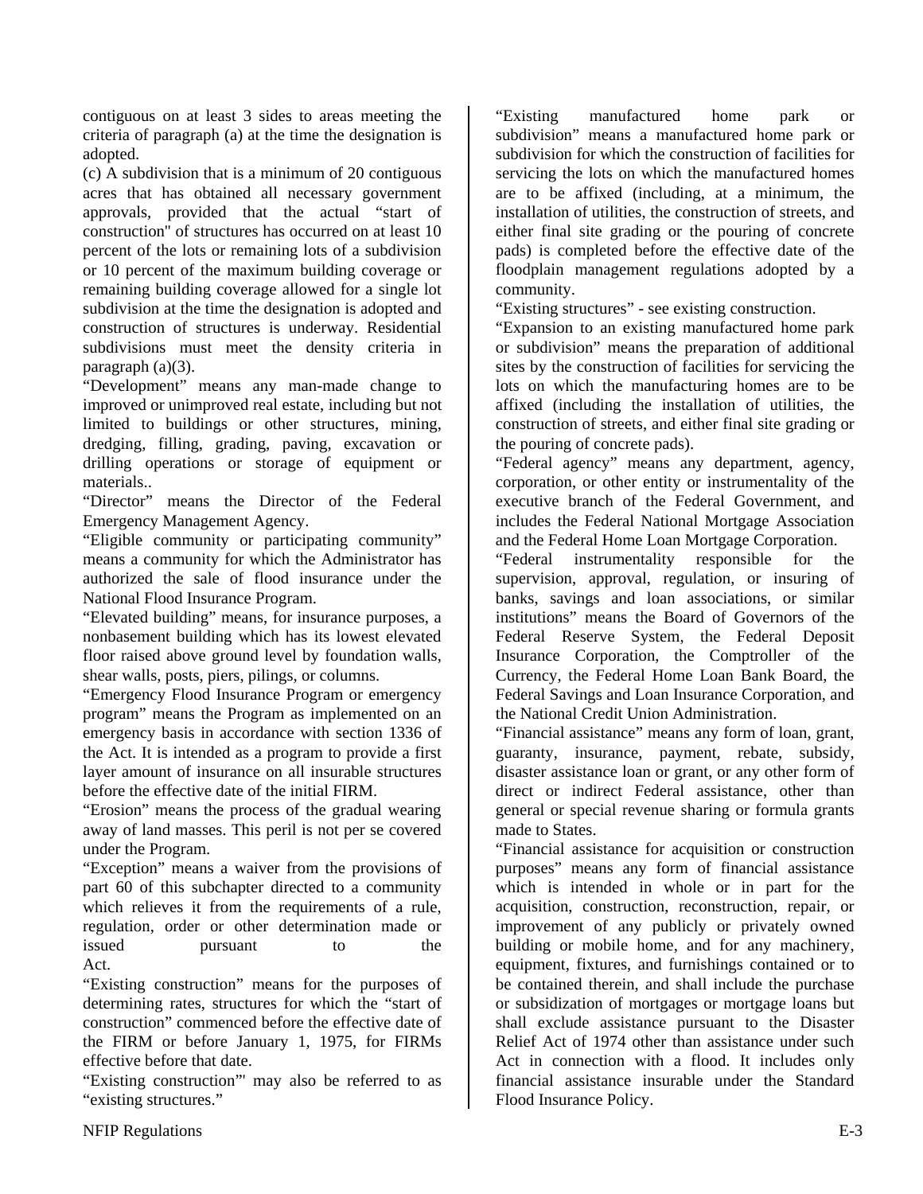contiguous on at least 3 sides to areas meeting the criteria of paragraph (a) at the time the designation is adopted.

(c) A subdivision that is a minimum of 20 contiguous acres that has obtained all necessary government approvals, provided that the actual "start of construction" of structures has occurred on at least 10 percent of the lots or remaining lots of a subdivision or 10 percent of the maximum building coverage or remaining building coverage allowed for a single lot subdivision at the time the designation is adopted and construction of structures is underway. Residential subdivisions must meet the density criteria in paragraph (a)(3).

"Development" means any man-made change to improved or unimproved real estate, including but not limited to buildings or other structures, mining, dredging, filling, grading, paving, excavation or drilling operations or storage of equipment or materials..

"Director" means the Director of the Federal Emergency Management Agency.

"Eligible community or participating community" means a community for which the Administrator has authorized the sale of flood insurance under the National Flood Insurance Program.

"Elevated building" means, for insurance purposes, a nonbasement building which has its lowest elevated floor raised above ground level by foundation walls, shear walls, posts, piers, pilings, or columns.

"Emergency Flood Insurance Program or emergency program" means the Program as implemented on an emergency basis in accordance with section 1336 of the Act. It is intended as a program to provide a first layer amount of insurance on all insurable structures before the effective date of the initial FIRM.

"Erosion" means the process of the gradual wearing away of land masses. This peril is not per se covered under the Program.

"Exception" means a waiver from the provisions of part 60 of this subchapter directed to a community which relieves it from the requirements of a rule, regulation, order or other determination made or issued pursuant to the Act.

"Existing construction" means for the purposes of determining rates, structures for which the "start of construction" commenced before the effective date of the FIRM or before January 1, 1975, for FIRMs effective before that date.

"Existing construction"' may also be referred to as "existing structures."

"Existing manufactured home park or subdivision" means a manufactured home park or subdivision for which the construction of facilities for servicing the lots on which the manufactured homes are to be affixed (including, at a minimum, the installation of utilities, the construction of streets, and either final site grading or the pouring of concrete pads) is completed before the effective date of the floodplain management regulations adopted by a community.

"Existing structures" - see existing construction.

"Expansion to an existing manufactured home park or subdivision" means the preparation of additional sites by the construction of facilities for servicing the lots on which the manufacturing homes are to be affixed (including the installation of utilities, the construction of streets, and either final site grading or the pouring of concrete pads).

"Federal agency" means any department, agency, corporation, or other entity or instrumentality of the executive branch of the Federal Government, and includes the Federal National Mortgage Association and the Federal Home Loan Mortgage Corporation.

"Federal instrumentality responsible for the supervision, approval, regulation, or insuring of banks, savings and loan associations, or similar institutions" means the Board of Governors of the Federal Reserve System, the Federal Deposit Insurance Corporation, the Comptroller of the Currency, the Federal Home Loan Bank Board, the Federal Savings and Loan Insurance Corporation, and the National Credit Union Administration.

"Financial assistance" means any form of loan, grant, guaranty, insurance, payment, rebate, subsidy, disaster assistance loan or grant, or any other form of direct or indirect Federal assistance, other than general or special revenue sharing or formula grants made to States.

"Financial assistance for acquisition or construction purposes" means any form of financial assistance which is intended in whole or in part for the acquisition, construction, reconstruction, repair, or improvement of any publicly or privately owned building or mobile home, and for any machinery, equipment, fixtures, and furnishings contained or to be contained therein, and shall include the purchase or subsidization of mortgages or mortgage loans but shall exclude assistance pursuant to the Disaster Relief Act of 1974 other than assistance under such Act in connection with a flood. It includes only financial assistance insurable under the Standard Flood Insurance Policy.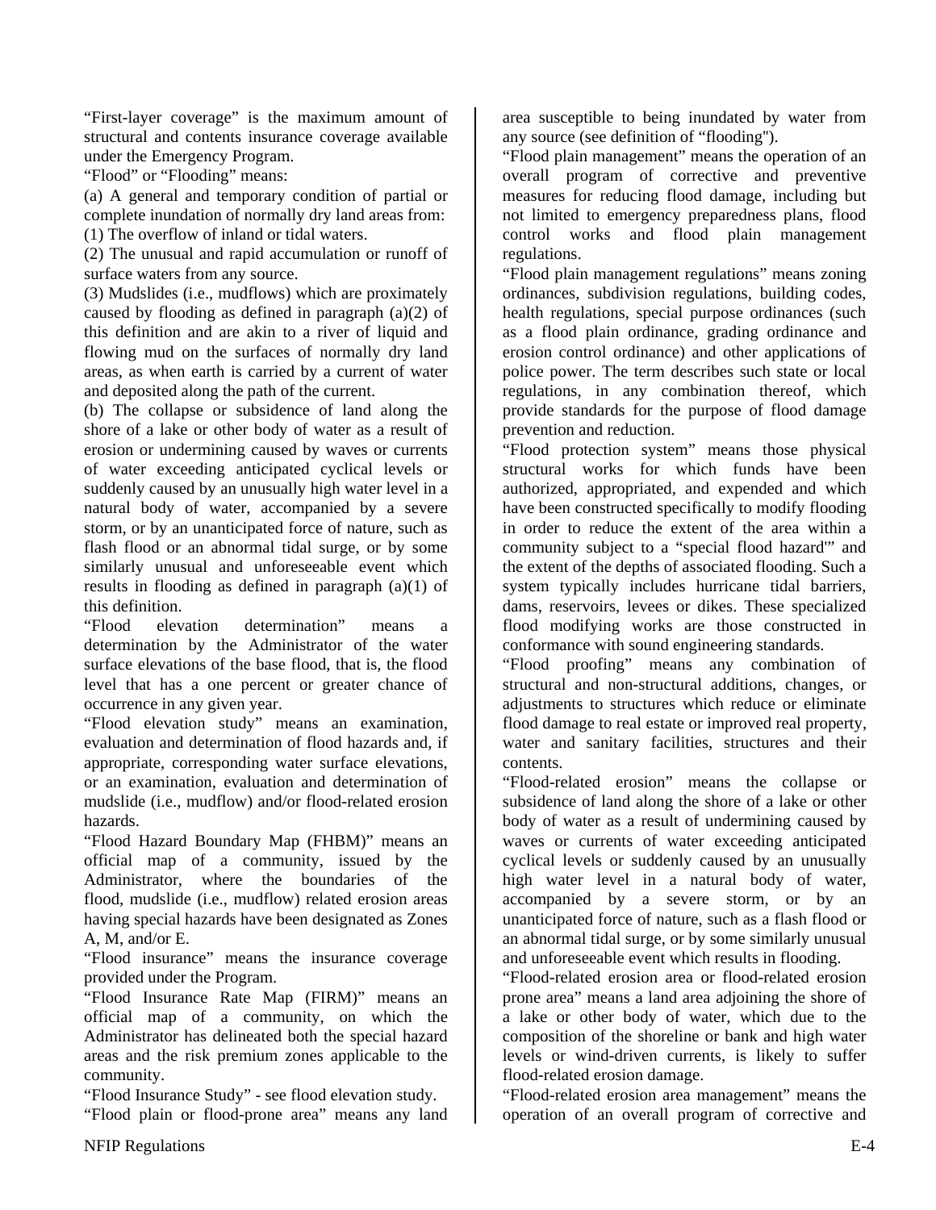"First-layer coverage" is the maximum amount of structural and contents insurance coverage available under the Emergency Program.

"Flood" or "Flooding" means:

(a) A general and temporary condition of partial or complete inundation of normally dry land areas from:

(1) The overflow of inland or tidal waters.

(2) The unusual and rapid accumulation or runoff of surface waters from any source.

(3) Mudslides (i.e., mudflows) which are proximately caused by flooding as defined in paragraph (a)(2) of this definition and are akin to a river of liquid and flowing mud on the surfaces of normally dry land areas, as when earth is carried by a current of water and deposited along the path of the current.

(b) The collapse or subsidence of land along the shore of a lake or other body of water as a result of erosion or undermining caused by waves or currents of water exceeding anticipated cyclical levels or suddenly caused by an unusually high water level in a natural body of water, accompanied by a severe storm, or by an unanticipated force of nature, such as flash flood or an abnormal tidal surge, or by some similarly unusual and unforeseeable event which results in flooding as defined in paragraph (a)(1) of this definition.

"Flood elevation determination" means a determination by the Administrator of the water surface elevations of the base flood, that is, the flood level that has a one percent or greater chance of occurrence in any given year.

"Flood elevation study" means an examination, evaluation and determination of flood hazards and, if appropriate, corresponding water surface elevations, or an examination, evaluation and determination of mudslide (i.e., mudflow) and/or flood-related erosion hazards.

"Flood Hazard Boundary Map (FHBM)" means an official map of a community, issued by the Administrator, where the boundaries of the flood, mudslide (i.e., mudflow) related erosion areas having special hazards have been designated as Zones A, M, and/or E.

"Flood insurance" means the insurance coverage provided under the Program.

"Flood Insurance Rate Map (FIRM)" means an official map of a community, on which the Administrator has delineated both the special hazard areas and the risk premium zones applicable to the community.

"Flood Insurance Study" - see flood elevation study.

"Flood plain or flood-prone area" means any land area susceptible to being inundated by water from any source (see definition of "flooding").

"Flood plain management" means the operation of an overall program of corrective and preventive measures for reducing flood damage, including but not limited to emergency preparedness plans, flood control works and flood plain management regulations.

"Flood plain management regulations" means zoning ordinances, subdivision regulations, building codes, health regulations, special purpose ordinances (such as a flood plain ordinance, grading ordinance and erosion control ordinance) and other applications of police power. The term describes such state or local regulations, in any combination thereof, which provide standards for the purpose of flood damage prevention and reduction.

"Flood protection system" means those physical structural works for which funds have been authorized, appropriated, and expended and which have been constructed specifically to modify flooding in order to reduce the extent of the area within a community subject to a "special flood hazard'" and the extent of the depths of associated flooding. Such a system typically includes hurricane tidal barriers, dams, reservoirs, levees or dikes. These specialized flood modifying works are those constructed in conformance with sound engineering standards.

"Flood proofing" means any combination of structural and non-structural additions, changes, or adjustments to structures which reduce or eliminate flood damage to real estate or improved real property, water and sanitary facilities, structures and their contents.

"Flood-related erosion" means the collapse or subsidence of land along the shore of a lake or other body of water as a result of undermining caused by waves or currents of water exceeding anticipated cyclical levels or suddenly caused by an unusually high water level in a natural body of water, accompanied by a severe storm, or by an unanticipated force of nature, such as a flash flood or an abnormal tidal surge, or by some similarly unusual and unforeseeable event which results in flooding.

"Flood-related erosion area or flood-related erosion prone area" means a land area adjoining the shore of a lake or other body of water, which due to the composition of the shoreline or bank and high water levels or wind-driven currents, is likely to suffer flood-related erosion damage.

"Flood-related erosion area management" means the operation of an overall program of corrective and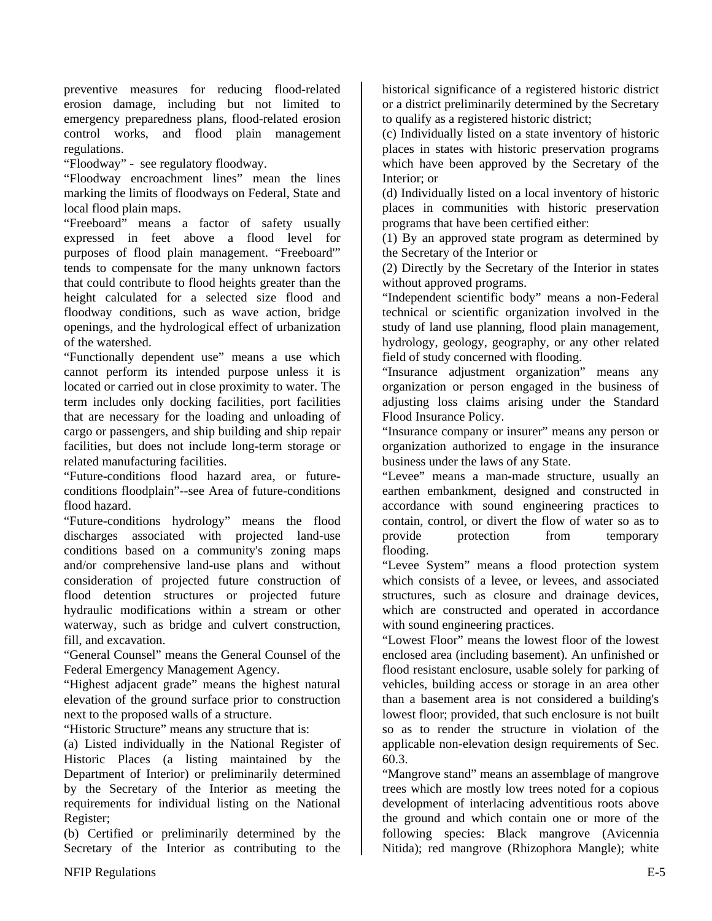preventive measures for reducing flood-related erosion damage, including but not limited to emergency preparedness plans, flood-related erosion control works, and flood plain management regulations.

"Floodway" - see regulatory floodway.

"Floodway encroachment lines" mean the lines marking the limits of floodways on Federal, State and local flood plain maps.

"Freeboard" means a factor of safety usually expressed in feet above a flood level for purposes of flood plain management. "Freeboard'" tends to compensate for the many unknown factors that could contribute to flood heights greater than the height calculated for a selected size flood and floodway conditions, such as wave action, bridge openings, and the hydrological effect of urbanization of the watershed.

"Functionally dependent use" means a use which cannot perform its intended purpose unless it is located or carried out in close proximity to water. The term includes only docking facilities, port facilities that are necessary for the loading and unloading of cargo or passengers, and ship building and ship repair facilities, but does not include long-term storage or related manufacturing facilities.

"Future-conditions flood hazard area, or future-conditions floodplain"--see Area of future-conditions flood hazard.

"Future-conditions hydrology" means the flood discharges associated with projected land-use conditions based on a community's zoning maps and/or comprehensive land-use plans and without consideration of projected future construction of flood detention structures or projected future hydraulic modifications within a stream or other waterway, such as bridge and culvert construction, fill, and excavation.

"General Counsel" means the General Counsel of the Federal Emergency Management Agency.

"Highest adjacent grade" means the highest natural elevation of the ground surface prior to construction next to the proposed walls of a structure.

"Historic Structure" means any structure that is:

(a) Listed individually in the National Register of Historic Places (a listing maintained by the Department of Interior) or preliminarily determined by the Secretary of the Interior as meeting the requirements for individual listing on the National Register;

(b) Certified or preliminarily determined by the Secretary of the Interior as contributing to the historical significance of a registered historic district or a district preliminarily determined by the Secretary to qualify as a registered historic district;

(c) Individually listed on a state inventory of historic places in states with historic preservation programs which have been approved by the Secretary of the Interior; or

(d) Individually listed on a local inventory of historic places in communities with historic preservation programs that have been certified either:

(1) By an approved state program as determined by the Secretary of the Interior or

(2) Directly by the Secretary of the Interior in states without approved programs.

"Independent scientific body" means a non-Federal technical or scientific organization involved in the study of land use planning, flood plain management, hydrology, geology, geography, or any other related field of study concerned with flooding.

"Insurance adjustment organization" means any organization or person engaged in the business of adjusting loss claims arising under the Standard Flood Insurance Policy.

"Insurance company or insurer" means any person or organization authorized to engage in the insurance business under the laws of any State.

"Levee" means a man-made structure, usually an earthen embankment, designed and constructed in accordance with sound engineering practices to contain, control, or divert the flow of water so as to provide protection from temporary flooding.

"Levee System" means a flood protection system which consists of a levee, or levees, and associated structures, such as closure and drainage devices, which are constructed and operated in accordance with sound engineering practices.

"Lowest Floor" means the lowest floor of the lowest enclosed area (including basement). An unfinished or flood resistant enclosure, usable solely for parking of vehicles, building access or storage in an area other than a basement area is not considered a building's lowest floor; provided, that such enclosure is not built so as to render the structure in violation of the applicable non-elevation design requirements of Sec. 60.3.

"Mangrove stand" means an assemblage of mangrove trees which are mostly low trees noted for a copious development of interlacing adventitious roots above the ground and which contain one or more of the following species: Black mangrove (Avicennia Nitida); red mangrove (Rhizophora Mangle); white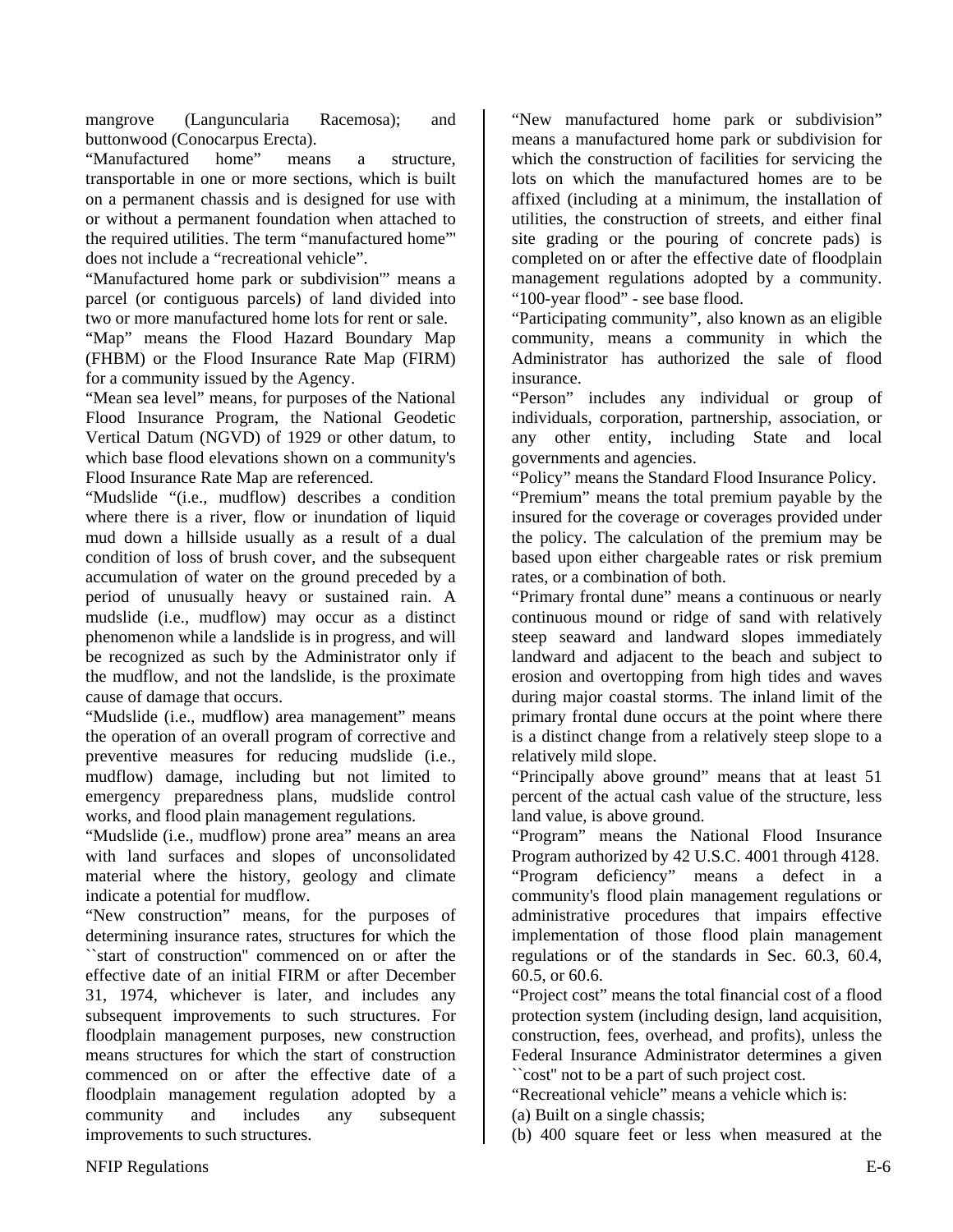mangrove (Languncularia Racemosa); and buttonwood (Conocarpus Erecta).

“Manufactured home” means a structure, transportable in one or more sections, which is built on a permanent chassis and is designed for use with or without a permanent foundation when attached to the required utilities. The term “manufactured home”' does not include a “recreational vehicle”.

“Manufactured home park or subdivision'” means a parcel (or contiguous parcels) of land divided into two or more manufactured home lots for rent or sale.

“Map” means the Flood Hazard Boundary Map (FHBM) or the Flood Insurance Rate Map (FIRM) for a community issued by the Agency.

“Mean sea level” means, for purposes of the National Flood Insurance Program, the National Geodetic Vertical Datum (NGVD) of 1929 or other datum, to which base flood elevations shown on a community's Flood Insurance Rate Map are referenced.

“Mudslide “(i.e., mudflow) describes a condition where there is a river, flow or inundation of liquid mud down a hillside usually as a result of a dual condition of loss of brush cover, and the subsequent accumulation of water on the ground preceded by a period of unusually heavy or sustained rain. A mudslide (i.e., mudflow) may occur as a distinct phenomenon while a landslide is in progress, and will be recognized as such by the Administrator only if the mudflow, and not the landslide, is the proximate cause of damage that occurs.

“Mudslide (i.e., mudflow) area management” means the operation of an overall program of corrective and preventive measures for reducing mudslide (i.e., mudflow) damage, including but not limited to emergency preparedness plans, mudslide control works, and flood plain management regulations.

“Mudslide (i.e., mudflow) prone area” means an area with land surfaces and slopes of unconsolidated material where the history, geology and climate indicate a potential for mudflow.

“New construction” means, for the purposes of determining insurance rates, structures for which the ``start of construction'' commenced on or after the effective date of an initial FIRM or after December 31, 1974, whichever is later, and includes any subsequent improvements to such structures. For floodplain management purposes, new construction means structures for which the start of construction commenced on or after the effective date of a floodplain management regulation adopted by a community and includes any subsequent improvements to such structures.

“New manufactured home park or subdivision” means a manufactured home park or subdivision for which the construction of facilities for servicing the lots on which the manufactured homes are to be affixed (including at a minimum, the installation of utilities, the construction of streets, and either final site grading or the pouring of concrete pads) is completed on or after the effective date of floodplain management regulations adopted by a community.

“100-year flood” - see base flood.

“Participating community”, also known as an eligible community, means a community in which the Administrator has authorized the sale of flood insurance.

“Person” includes any individual or group of individuals, corporation, partnership, association, or any other entity, including State and local governments and agencies.

“Policy” means the Standard Flood Insurance Policy.

“Premium” means the total premium payable by the insured for the coverage or coverages provided under the policy. The calculation of the premium may be based upon either chargeable rates or risk premium rates, or a combination of both.

“Primary frontal dune” means a continuous or nearly continuous mound or ridge of sand with relatively steep seaward and landward slopes immediately landward and adjacent to the beach and subject to erosion and overtopping from high tides and waves during major coastal storms. The inland limit of the primary frontal dune occurs at the point where there is a distinct change from a relatively steep slope to a relatively mild slope.

“Principally above ground” means that at least 51 percent of the actual cash value of the structure, less land value, is above ground.

“Program” means the National Flood Insurance Program authorized by 42 U.S.C. 4001 through 4128.

“Program deficiency” means a defect in a community's flood plain management regulations or administrative procedures that impairs effective implementation of those flood plain management regulations or of the standards in Sec. 60.3, 60.4, 60.5, or 60.6.

“Project cost” means the total financial cost of a flood protection system (including design, land acquisition, construction, fees, overhead, and profits), unless the Federal Insurance Administrator determines a given ``cost'' not to be a part of such project cost.

“Recreational vehicle” means a vehicle which is:

(a) Built on a single chassis;

(b) 400 square feet or less when measured at the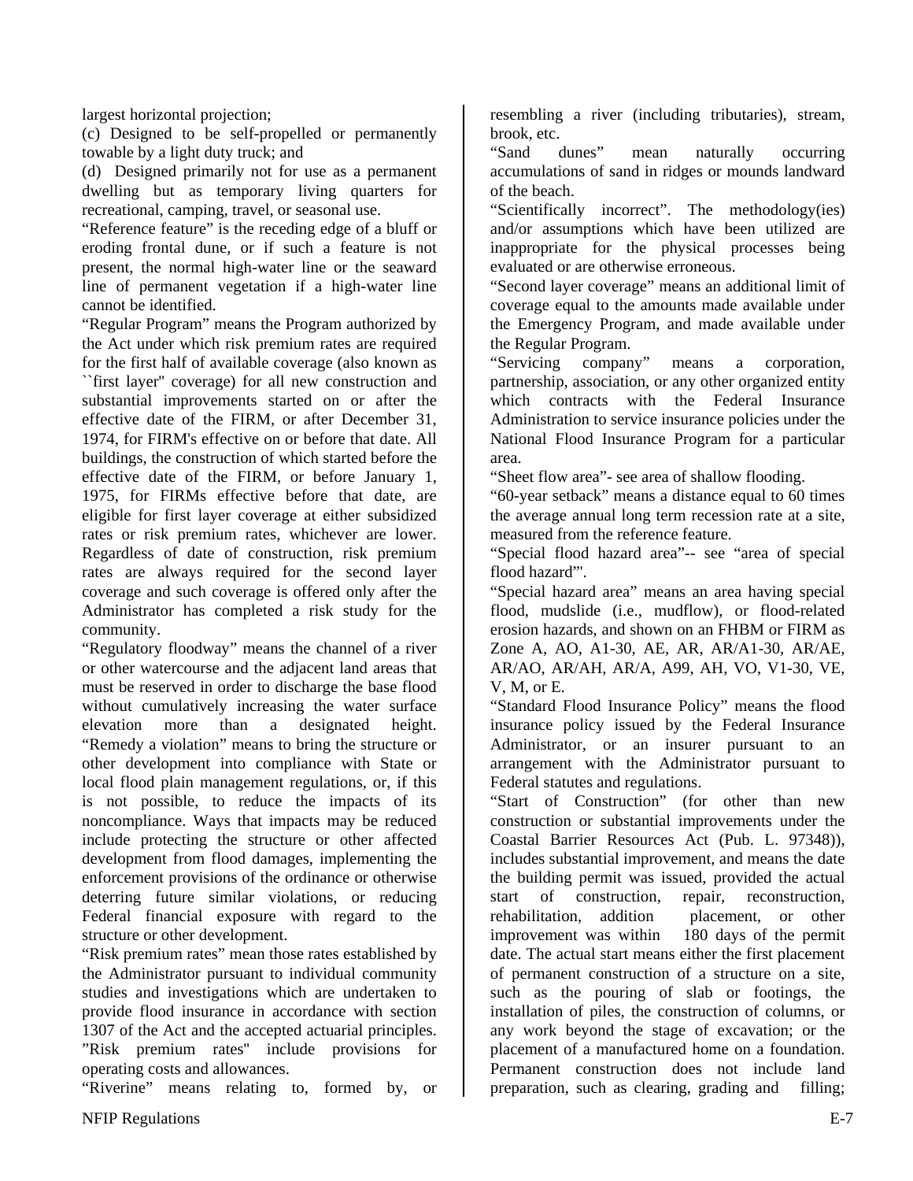largest horizontal projection;

(c) Designed to be self-propelled or permanently towable by a light duty truck; and

(d) Designed primarily not for use as a permanent dwelling but as temporary living quarters for recreational, camping, travel, or seasonal use.

“Reference feature” is the receding edge of a bluff or eroding frontal dune, or if such a feature is not present, the normal high-water line or the seaward line of permanent vegetation if a high-water line cannot be identified.

“Regular Program” means the Program authorized by the Act under which risk premium rates are required for the first half of available coverage (also known as ``first layer'' coverage) for all new construction and substantial improvements started on or after the effective date of the FIRM, or after December 31, 1974, for FIRM's effective on or before that date. All buildings, the construction of which started before the effective date of the FIRM, or before January 1, 1975, for FIRMs effective before that date, are eligible for first layer coverage at either subsidized rates or risk premium rates, whichever are lower. Regardless of date of construction, risk premium rates are always required for the second layer coverage and such coverage is offered only after the Administrator has completed a risk study for the community.

“Regulatory floodway” means the channel of a river or other watercourse and the adjacent land areas that must be reserved in order to discharge the base flood without cumulatively increasing the water surface elevation more than a designated height.

“Remedy a violation” means to bring the structure or other development into compliance with State or local flood plain management regulations, or, if this is not possible, to reduce the impacts of its noncompliance. Ways that impacts may be reduced include protecting the structure or other affected development from flood damages, implementing the enforcement provisions of the ordinance or otherwise deterring future similar violations, or reducing Federal financial exposure with regard to the structure or other development.

“Risk premium rates” mean those rates established by the Administrator pursuant to individual community studies and investigations which are undertaken to provide flood insurance in accordance with section 1307 of the Act and the accepted actuarial principles. ”Risk premium rates'' include provisions for operating costs and allowances.

“Riverine” means relating to, formed by, or resembling a river (including tributaries), stream, brook, etc.

“Sand dunes” mean naturally occurring accumulations of sand in ridges or mounds landward of the beach.

“Scientifically incorrect”. The methodology(ies) and/or assumptions which have been utilized are inappropriate for the physical processes being evaluated or are otherwise erroneous.

“Second layer coverage” means an additional limit of coverage equal to the amounts made available under the Emergency Program, and made available under the Regular Program.

“Servicing company” means a corporation, partnership, association, or any other organized entity which contracts with the Federal Insurance Administration to service insurance policies under the National Flood Insurance Program for a particular area.

“Sheet flow area”- see area of shallow flooding.

“60-year setback” means a distance equal to 60 times the average annual long term recession rate at a site, measured from the reference feature.

“Special flood hazard area”-- see “area of special flood hazard”'.

“Special hazard area” means an area having special flood, mudslide (i.e., mudflow), or flood-related erosion hazards, and shown on an FHBM or FIRM as Zone A, AO, A1-30, AE, AR, AR/A1-30, AR/AE, AR/AO, AR/AH, AR/A, A99, AH, VO, V1-30, VE, V, M, or E.

“Standard Flood Insurance Policy” means the flood insurance policy issued by the Federal Insurance Administrator, or an insurer pursuant to an arrangement with the Administrator pursuant to Federal statutes and regulations.

“Start of Construction” (for other than new construction or substantial improvements under the Coastal Barrier Resources Act (Pub. L. 97348)), includes substantial improvement, and means the date the building permit was issued, provided the actual start of construction, repair, reconstruction, rehabilitation, addition placement, or other improvement was within 180 days of the permit date. The actual start means either the first placement of permanent construction of a structure on a site, such as the pouring of slab or footings, the installation of piles, the construction of columns, or any work beyond the stage of excavation; or the placement of a manufactured home on a foundation. Permanent construction does not include land preparation, such as clearing, grading and filling;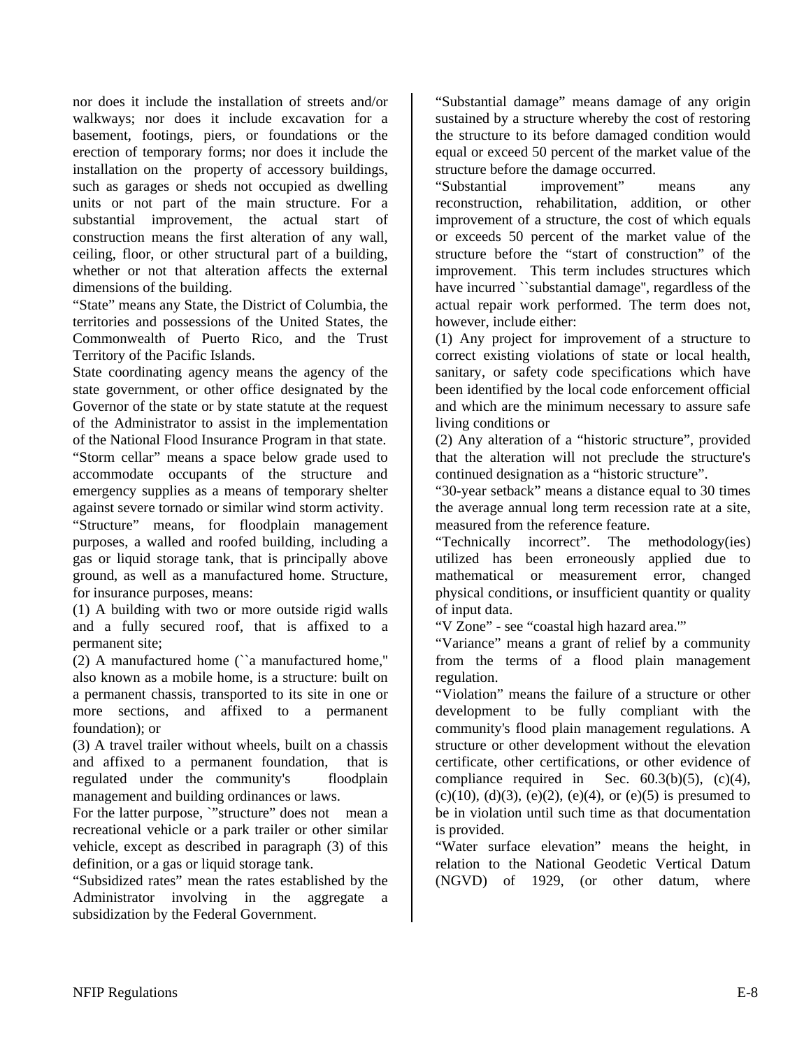nor does it include the installation of streets and/or walkways; nor does it include excavation for a basement, footings, piers, or foundations or the erection of temporary forms; nor does it include the installation on the property of accessory buildings, such as garages or sheds not occupied as dwelling units or not part of the main structure. For a substantial improvement, the actual start of construction means the first alteration of any wall, ceiling, floor, or other structural part of a building, whether or not that alteration affects the external dimensions of the building.

"State" means any State, the District of Columbia, the territories and possessions of the United States, the Commonwealth of Puerto Rico, and the Trust Territory of the Pacific Islands.

State coordinating agency means the agency of the state government, or other office designated by the Governor of the state or by state statute at the request of the Administrator to assist in the implementation of the National Flood Insurance Program in that state.

"Storm cellar" means a space below grade used to accommodate occupants of the structure and emergency supplies as a means of temporary shelter against severe tornado or similar wind storm activity.

"Structure" means, for floodplain management purposes, a walled and roofed building, including a gas or liquid storage tank, that is principally above ground, as well as a manufactured home. Structure, for insurance purposes, means:

(1) A building with two or more outside rigid walls and a fully secured roof, that is affixed to a permanent site;

(2) A manufactured home (``a manufactured home,'' also known as a mobile home, is a structure: built on a permanent chassis, transported to its site in one or more sections, and affixed to a permanent foundation); or

(3) A travel trailer without wheels, built on a chassis and affixed to a permanent foundation, that is regulated under the community's floodplain management and building ordinances or laws.

For the latter purpose, `"structure" does not mean a recreational vehicle or a park trailer or other similar vehicle, except as described in paragraph (3) of this definition, or a gas or liquid storage tank.

"Subsidized rates" mean the rates established by the Administrator involving in the aggregate a subsidization by the Federal Government.

"Substantial damage" means damage of any origin sustained by a structure whereby the cost of restoring the structure to its before damaged condition would equal or exceed 50 percent of the market value of the structure before the damage occurred.

"Substantial improvement" means any reconstruction, rehabilitation, addition, or other improvement of a structure, the cost of which equals or exceeds 50 percent of the market value of the structure before the "start of construction" of the improvement. This term includes structures which have incurred ``substantial damage'', regardless of the actual repair work performed. The term does not, however, include either:

(1) Any project for improvement of a structure to correct existing violations of state or local health, sanitary, or safety code specifications which have been identified by the local code enforcement official and which are the minimum necessary to assure safe living conditions or

(2) Any alteration of a "historic structure", provided that the alteration will not preclude the structure's continued designation as a "historic structure".

"30-year setback" means a distance equal to 30 times the average annual long term recession rate at a site, measured from the reference feature.

"Technically incorrect". The methodology(ies) utilized has been erroneously applied due to mathematical or measurement error, changed physical conditions, or insufficient quantity or quality of input data.

"V Zone" - see "coastal high hazard area.'"

"Variance" means a grant of relief by a community from the terms of a flood plain management regulation.

"Violation" means the failure of a structure or other development to be fully compliant with the community's flood plain management regulations. A structure or other development without the elevation certificate, other certifications, or other evidence of compliance required in Sec. 60.3(b)(5), (c)(4), (c)(10), (d)(3), (e)(2), (e)(4), or (e)(5) is presumed to be in violation until such time as that documentation is provided.

"Water surface elevation" means the height, in relation to the National Geodetic Vertical Datum (NGVD) of 1929, (or other datum, where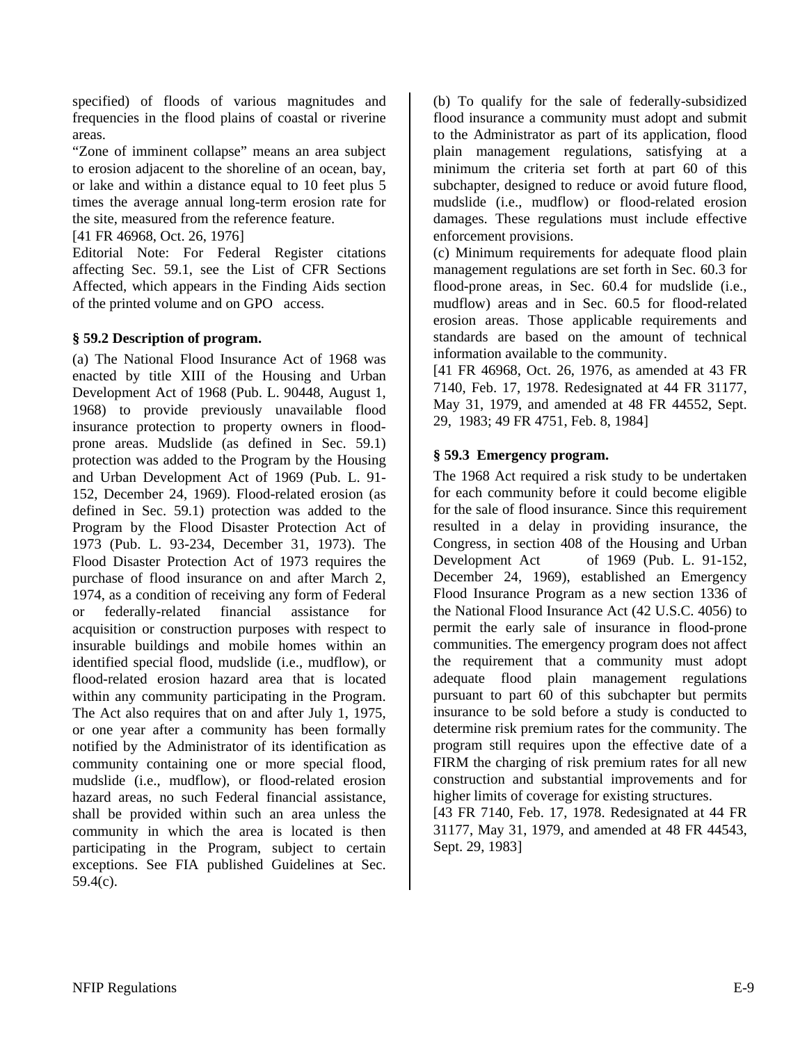specified) of floods of various magnitudes and frequencies in the flood plains of coastal or riverine areas.

"Zone of imminent collapse" means an area subject to erosion adjacent to the shoreline of an ocean, bay, or lake and within a distance equal to 10 feet plus 5 times the average annual long-term erosion rate for the site, measured from the reference feature.

[41 FR 46968, Oct. 26, 1976]

Editorial Note: For Federal Register citations affecting Sec. 59.1, see the List of CFR Sections Affected, which appears in the Finding Aids section of the printed volume and on GPO access.

### § 59.2 Description of program.

(a) The National Flood Insurance Act of 1968 was enacted by title XIII of the Housing and Urban Development Act of 1968 (Pub. L. 90448, August 1, 1968) to provide previously unavailable flood insurance protection to property owners in flood-prone areas. Mudslide (as defined in Sec. 59.1) protection was added to the Program by the Housing and Urban Development Act of 1969 (Pub. L. 91-152, December 24, 1969). Flood-related erosion (as defined in Sec. 59.1) protection was added to the Program by the Flood Disaster Protection Act of 1973 (Pub. L. 93-234, December 31, 1973). The Flood Disaster Protection Act of 1973 requires the purchase of flood insurance on and after March 2, 1974, as a condition of receiving any form of Federal or federally-related financial assistance for acquisition or construction purposes with respect to insurable buildings and mobile homes within an identified special flood, mudslide (i.e., mudflow), or flood-related erosion hazard area that is located within any community participating in the Program. The Act also requires that on and after July 1, 1975, or one year after a community has been formally notified by the Administrator of its identification as community containing one or more special flood, mudslide (i.e., mudflow), or flood-related erosion hazard areas, no such Federal financial assistance, shall be provided within such an area unless the community in which the area is located is then participating in the Program, subject to certain exceptions. See FIA published Guidelines at Sec. 59.4(c).

(b) To qualify for the sale of federally-subsidized flood insurance a community must adopt and submit to the Administrator as part of its application, flood plain management regulations, satisfying at a minimum the criteria set forth at part 60 of this subchapter, designed to reduce or avoid future flood, mudslide (i.e., mudflow) or flood-related erosion damages. These regulations must include effective enforcement provisions.

(c) Minimum requirements for adequate flood plain management regulations are set forth in Sec. 60.3 for flood-prone areas, in Sec. 60.4 for mudslide (i.e., mudflow) areas and in Sec. 60.5 for flood-related erosion areas. Those applicable requirements and standards are based on the amount of technical information available to the community.

[41 FR 46968, Oct. 26, 1976, as amended at 43 FR 7140, Feb. 17, 1978. Redesignated at 44 FR 31177, May 31, 1979, and amended at 48 FR 44552, Sept. 29, 1983; 49 FR 4751, Feb. 8, 1984]

### § 59.3 Emergency program.

The 1968 Act required a risk study to be undertaken for each community before it could become eligible for the sale of flood insurance. Since this requirement resulted in a delay in providing insurance, the Congress, in section 408 of the Housing and Urban Development Act of 1969 (Pub. L. 91-152, December 24, 1969), established an Emergency Flood Insurance Program as a new section 1336 of the National Flood Insurance Act (42 U.S.C. 4056) to permit the early sale of insurance in flood-prone communities. The emergency program does not affect the requirement that a community must adopt adequate flood plain management regulations pursuant to part 60 of this subchapter but permits insurance to be sold before a study is conducted to determine risk premium rates for the community. The program still requires upon the effective date of a FIRM the charging of risk premium rates for all new construction and substantial improvements and for higher limits of coverage for existing structures.

[43 FR 7140, Feb. 17, 1978. Redesignated at 44 FR 31177, May 31, 1979, and amended at 48 FR 44543, Sept. 29, 1983]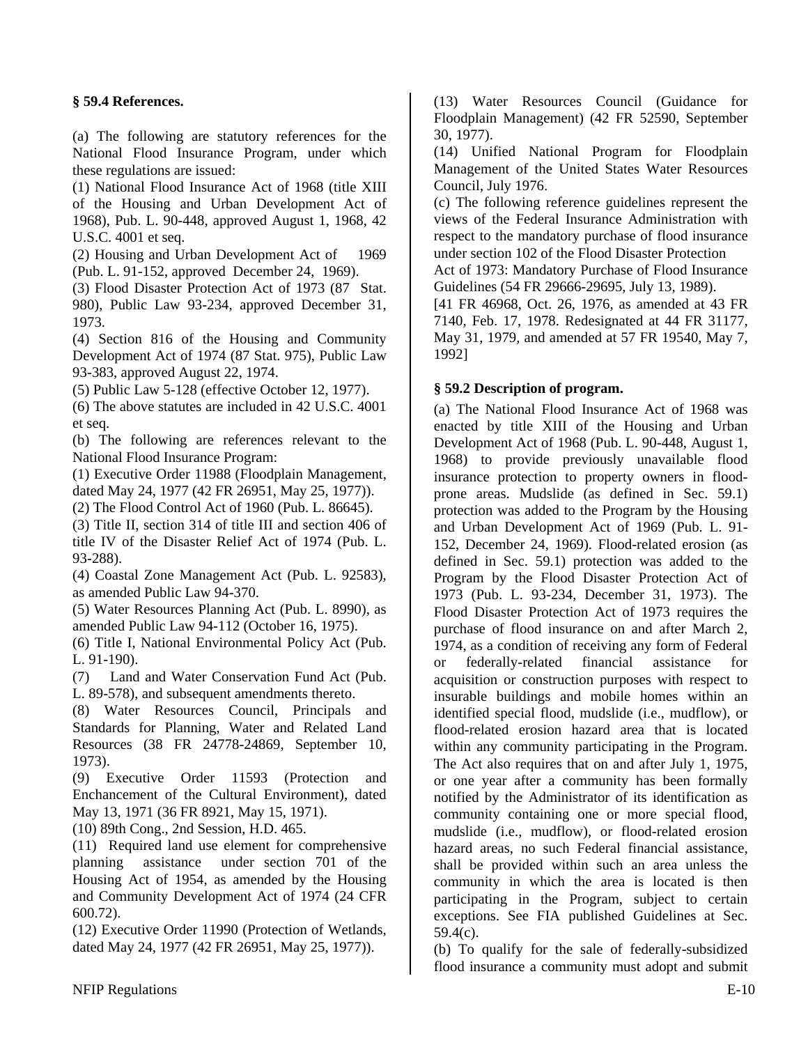**§ 59.4 References.**

(a) The following are statutory references for the National Flood Insurance Program, under which these regulations are issued:

(1) National Flood Insurance Act of 1968 (title XIII of the Housing and Urban Development Act of 1968), Pub. L. 90-448, approved August 1, 1968, 42 U.S.C. 4001 et seq.

(2) Housing and Urban Development Act of 1969 (Pub. L. 91-152, approved December 24, 1969).

(3) Flood Disaster Protection Act of 1973 (87 Stat. 980), Public Law 93-234, approved December 31, 1973.

(4) Section 816 of the Housing and Community Development Act of 1974 (87 Stat. 975), Public Law 93-383, approved August 22, 1974.

(5) Public Law 5-128 (effective October 12, 1977).

(6) The above statutes are included in 42 U.S.C. 4001 et seq.

(b) The following are references relevant to the National Flood Insurance Program:

(1) Executive Order 11988 (Floodplain Management, dated May 24, 1977 (42 FR 26951, May 25, 1977)).

(2) The Flood Control Act of 1960 (Pub. L. 86645).

(3) Title II, section 314 of title III and section 406 of title IV of the Disaster Relief Act of 1974 (Pub. L. 93-288).

(4) Coastal Zone Management Act (Pub. L. 92583), as amended Public Law 94-370.

(5) Water Resources Planning Act (Pub. L. 8990), as amended Public Law 94-112 (October 16, 1975).

(6) Title I, National Environmental Policy Act (Pub. L. 91-190).

(7) Land and Water Conservation Fund Act (Pub. L. 89-578), and subsequent amendments thereto.

(8) Water Resources Council, Principals and Standards for Planning, Water and Related Land Resources (38 FR 24778-24869, September 10, 1973).

(9) Executive Order 11593 (Protection and Enchancement of the Cultural Environment), dated May 13, 1971 (36 FR 8921, May 15, 1971).

(10) 89th Cong., 2nd Session, H.D. 465.

(11) Required land use element for comprehensive planning assistance under section 701 of the Housing Act of 1954, as amended by the Housing and Community Development Act of 1974 (24 CFR 600.72).

(12) Executive Order 11990 (Protection of Wetlands, dated May 24, 1977 (42 FR 26951, May 25, 1977)).

(13) Water Resources Council (Guidance for Floodplain Management) (42 FR 52590, September 30, 1977).

(14) Unified National Program for Floodplain Management of the United States Water Resources Council, July 1976.

(c) The following reference guidelines represent the views of the Federal Insurance Administration with respect to the mandatory purchase of flood insurance under section 102 of the Flood Disaster Protection Act of 1973: Mandatory Purchase of Flood Insurance Guidelines (54 FR 29666-29695, July 13, 1989).

[41 FR 46968, Oct. 26, 1976, as amended at 43 FR 7140, Feb. 17, 1978. Redesignated at 44 FR 31177, May 31, 1979, and amended at 57 FR 19540, May 7, 1992]

**§ 59.2 Description of program.**

(a) The National Flood Insurance Act of 1968 was enacted by title XIII of the Housing and Urban Development Act of 1968 (Pub. L. 90-448, August 1, 1968) to provide previously unavailable flood insurance protection to property owners in flood-prone areas. Mudslide (as defined in Sec. 59.1) protection was added to the Program by the Housing and Urban Development Act of 1969 (Pub. L. 91-152, December 24, 1969). Flood-related erosion (as defined in Sec. 59.1) protection was added to the Program by the Flood Disaster Protection Act of 1973 (Pub. L. 93-234, December 31, 1973). The Flood Disaster Protection Act of 1973 requires the purchase of flood insurance on and after March 2, 1974, as a condition of receiving any form of Federal or federally-related financial assistance for acquisition or construction purposes with respect to insurable buildings and mobile homes within an identified special flood, mudslide (i.e., mudflow), or flood-related erosion hazard area that is located within any community participating in the Program. The Act also requires that on and after July 1, 1975, or one year after a community has been formally notified by the Administrator of its identification as community containing one or more special flood, mudslide (i.e., mudflow), or flood-related erosion hazard areas, no such Federal financial assistance, shall be provided within such an area unless the community in which the area is located is then participating in the Program, subject to certain exceptions. See FIA published Guidelines at Sec. 59.4(c).

(b) To qualify for the sale of federally-subsidized flood insurance a community must adopt and submit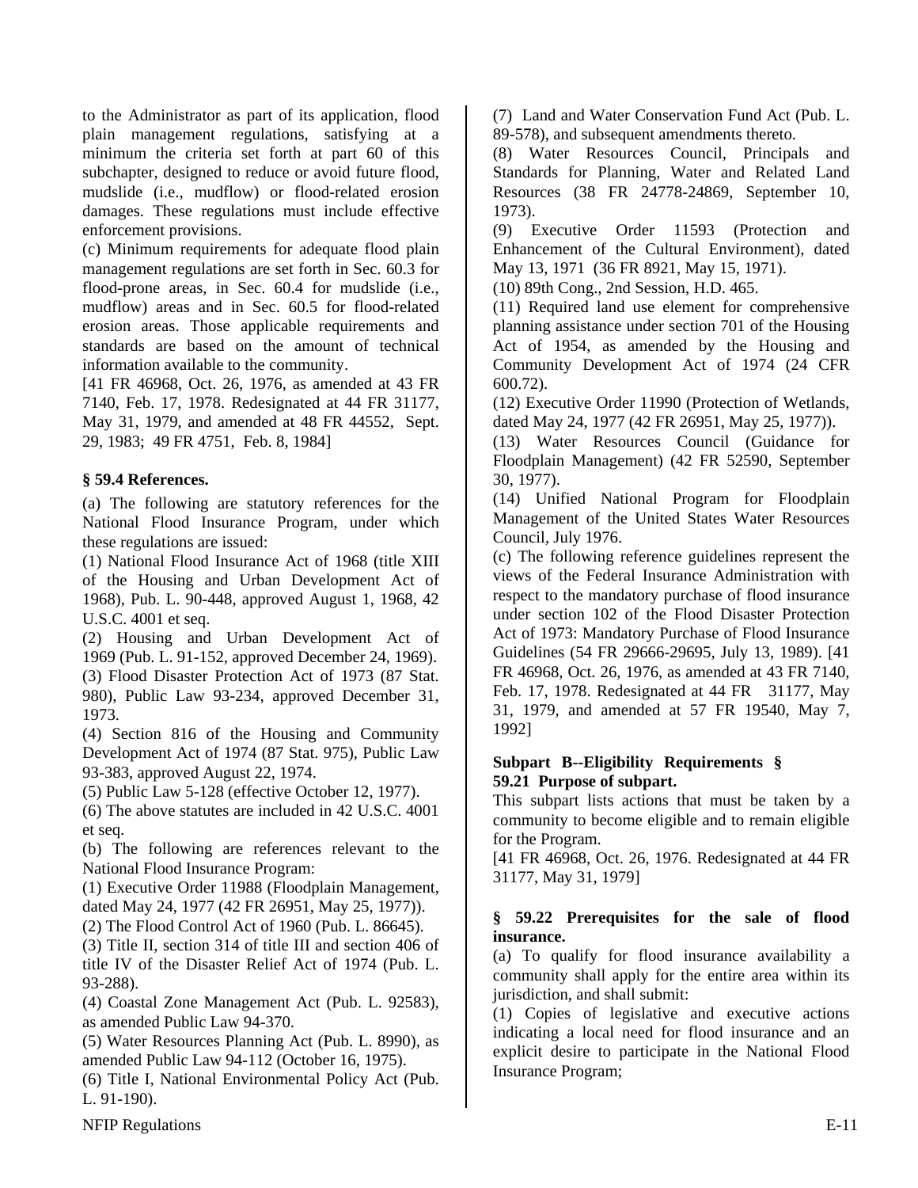to the Administrator as part of its application, flood plain management regulations, satisfying at a minimum the criteria set forth at part 60 of this subchapter, designed to reduce or avoid future flood, mudslide (i.e., mudflow) or flood-related erosion damages. These regulations must include effective enforcement provisions.

(c) Minimum requirements for adequate flood plain management regulations are set forth in Sec. 60.3 for flood-prone areas, in Sec. 60.4 for mudslide (i.e., mudflow) areas and in Sec. 60.5 for flood-related erosion areas. Those applicable requirements and standards are based on the amount of technical information available to the community.

[41 FR 46968, Oct. 26, 1976, as amended at 43 FR 7140, Feb. 17, 1978. Redesignated at 44 FR 31177, May 31, 1979, and amended at 48 FR 44552, Sept. 29, 1983; 49 FR 4751, Feb. 8, 1984]

### § 59.4 References.

(a) The following are statutory references for the National Flood Insurance Program, under which these regulations are issued:

(1) National Flood Insurance Act of 1968 (title XIII of the Housing and Urban Development Act of 1968), Pub. L. 90-448, approved August 1, 1968, 42 U.S.C. 4001 et seq.

(2) Housing and Urban Development Act of 1969 (Pub. L. 91-152, approved December 24, 1969).

(3) Flood Disaster Protection Act of 1973 (87 Stat. 980), Public Law 93-234, approved December 31, 1973.

(4) Section 816 of the Housing and Community Development Act of 1974 (87 Stat. 975), Public Law 93-383, approved August 22, 1974.

(5) Public Law 5-128 (effective October 12, 1977).

(6) The above statutes are included in 42 U.S.C. 4001 et seq.

(b) The following are references relevant to the National Flood Insurance Program:

(1) Executive Order 11988 (Floodplain Management, dated May 24, 1977 (42 FR 26951, May 25, 1977)).

(2) The Flood Control Act of 1960 (Pub. L. 86645).

(3) Title II, section 314 of title III and section 406 of title IV of the Disaster Relief Act of 1974 (Pub. L. 93-288).

(4) Coastal Zone Management Act (Pub. L. 92583), as amended Public Law 94-370.

(5) Water Resources Planning Act (Pub. L. 8990), as amended Public Law 94-112 (October 16, 1975).

(6) Title I, National Environmental Policy Act (Pub. L. 91-190).

(7) Land and Water Conservation Fund Act (Pub. L. 89-578), and subsequent amendments thereto.

(8) Water Resources Council, Principals and Standards for Planning, Water and Related Land Resources (38 FR 24778-24869, September 10, 1973).

(9) Executive Order 11593 (Protection and Enhancement of the Cultural Environment), dated May 13, 1971 (36 FR 8921, May 15, 1971).

(10) 89th Cong., 2nd Session, H.D. 465.

(11) Required land use element for comprehensive planning assistance under section 701 of the Housing Act of 1954, as amended by the Housing and Community Development Act of 1974 (24 CFR 600.72).

(12) Executive Order 11990 (Protection of Wetlands, dated May 24, 1977 (42 FR 26951, May 25, 1977)).

(13) Water Resources Council (Guidance for Floodplain Management) (42 FR 52590, September 30, 1977).

(14) Unified National Program for Floodplain Management of the United States Water Resources Council, July 1976.

(c) The following reference guidelines represent the views of the Federal Insurance Administration with respect to the mandatory purchase of flood insurance under section 102 of the Flood Disaster Protection Act of 1973: Mandatory Purchase of Flood Insurance Guidelines (54 FR 29666-29695, July 13, 1989). [41 FR 46968, Oct. 26, 1976, as amended at 43 FR 7140, Feb. 17, 1978. Redesignated at 44 FR 31177, May 31, 1979, and amended at 57 FR 19540, May 7, 1992]

## Subpart B--Eligibility Requirements

### § 59.21 Purpose of subpart.

This subpart lists actions that must be taken by a community to become eligible and to remain eligible for the Program.

[41 FR 46968, Oct. 26, 1976. Redesignated at 44 FR 31177, May 31, 1979]

### § 59.22 Prerequisites for the sale of flood insurance.

(a) To qualify for flood insurance availability a community shall apply for the entire area within its jurisdiction, and shall submit:

(1) Copies of legislative and executive actions indicating a local need for flood insurance and an explicit desire to participate in the National Flood Insurance Program;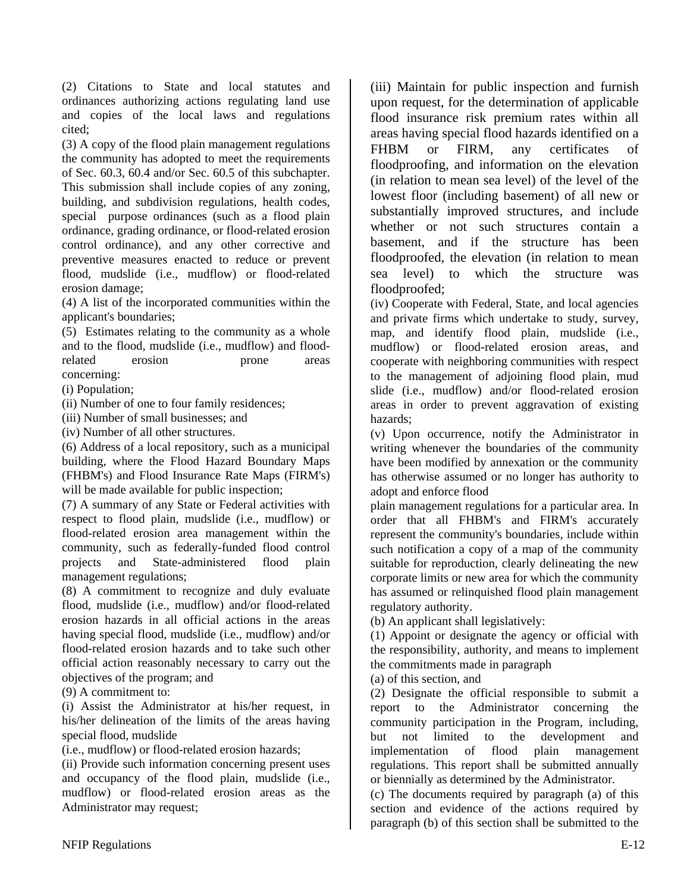(2) Citations to State and local statutes and ordinances authorizing actions regulating land use and copies of the local laws and regulations cited;

(3) A copy of the flood plain management regulations the community has adopted to meet the requirements of Sec. 60.3, 60.4 and/or Sec. 60.5 of this subchapter. This submission shall include copies of any zoning, building, and subdivision regulations, health codes, special purpose ordinances (such as a flood plain ordinance, grading ordinance, or flood-related erosion control ordinance), and any other corrective and preventive measures enacted to reduce or prevent flood, mudslide (i.e., mudflow) or flood-related erosion damage;

(4) A list of the incorporated communities within the applicant's boundaries;

(5) Estimates relating to the community as a whole and to the flood, mudslide (i.e., mudflow) and flood-related erosion prone areas concerning:

(i) Population;

(ii) Number of one to four family residences;

(iii) Number of small businesses; and

(iv) Number of all other structures.

(6) Address of a local repository, such as a municipal building, where the Flood Hazard Boundary Maps (FHBM's) and Flood Insurance Rate Maps (FIRM's) will be made available for public inspection;

(7) A summary of any State or Federal activities with respect to flood plain, mudslide (i.e., mudflow) or flood-related erosion area management within the community, such as federally-funded flood control projects and State-administered flood plain management regulations;

(8) A commitment to recognize and duly evaluate flood, mudslide (i.e., mudflow) and/or flood-related erosion hazards in all official actions in the areas having special flood, mudslide (i.e., mudflow) and/or flood-related erosion hazards and to take such other official action reasonably necessary to carry out the objectives of the program; and

(9) A commitment to:

(i) Assist the Administrator at his/her request, in his/her delineation of the limits of the areas having special flood, mudslide (i.e., mudflow) or flood-related erosion hazards;

(ii) Provide such information concerning present uses and occupancy of the flood plain, mudslide (i.e., mudflow) or flood-related erosion areas as the Administrator may request;

(iii) Maintain for public inspection and furnish upon request, for the determination of applicable flood insurance risk premium rates within all areas having special flood hazards identified on a FHBM or FIRM, any certificates of floodproofing, and information on the elevation (in relation to mean sea level) of the level of the lowest floor (including basement) of all new or substantially improved structures, and include whether or not such structures contain a basement, and if the structure has been floodproofed, the elevation (in relation to mean sea level) to which the structure was floodproofed;

(iv) Cooperate with Federal, State, and local agencies and private firms which undertake to study, survey, map, and identify flood plain, mudslide (i.e., mudflow) or flood-related erosion areas, and cooperate with neighboring communities with respect to the management of adjoining flood plain, mud slide (i.e., mudflow) and/or flood-related erosion areas in order to prevent aggravation of existing hazards;

(v) Upon occurrence, notify the Administrator in writing whenever the boundaries of the community have been modified by annexation or the community has otherwise assumed or no longer has authority to adopt and enforce flood plain management regulations for a particular area. In order that all FHBM's and FIRM's accurately represent the community's boundaries, include within such notification a copy of a map of the community suitable for reproduction, clearly delineating the new corporate limits or new area for which the community has assumed or relinquished flood plain management regulatory authority.

(b) An applicant shall legislatively:

(1) Appoint or designate the agency or official with the responsibility, authority, and means to implement the commitments made in paragraph (a) of this section, and

(2) Designate the official responsible to submit a report to the Administrator concerning the community participation in the Program, including, but not limited to the development and implementation of flood plain management regulations. This report shall be submitted annually or biennially as determined by the Administrator.

(c) The documents required by paragraph (a) of this section and evidence of the actions required by paragraph (b) of this section shall be submitted to the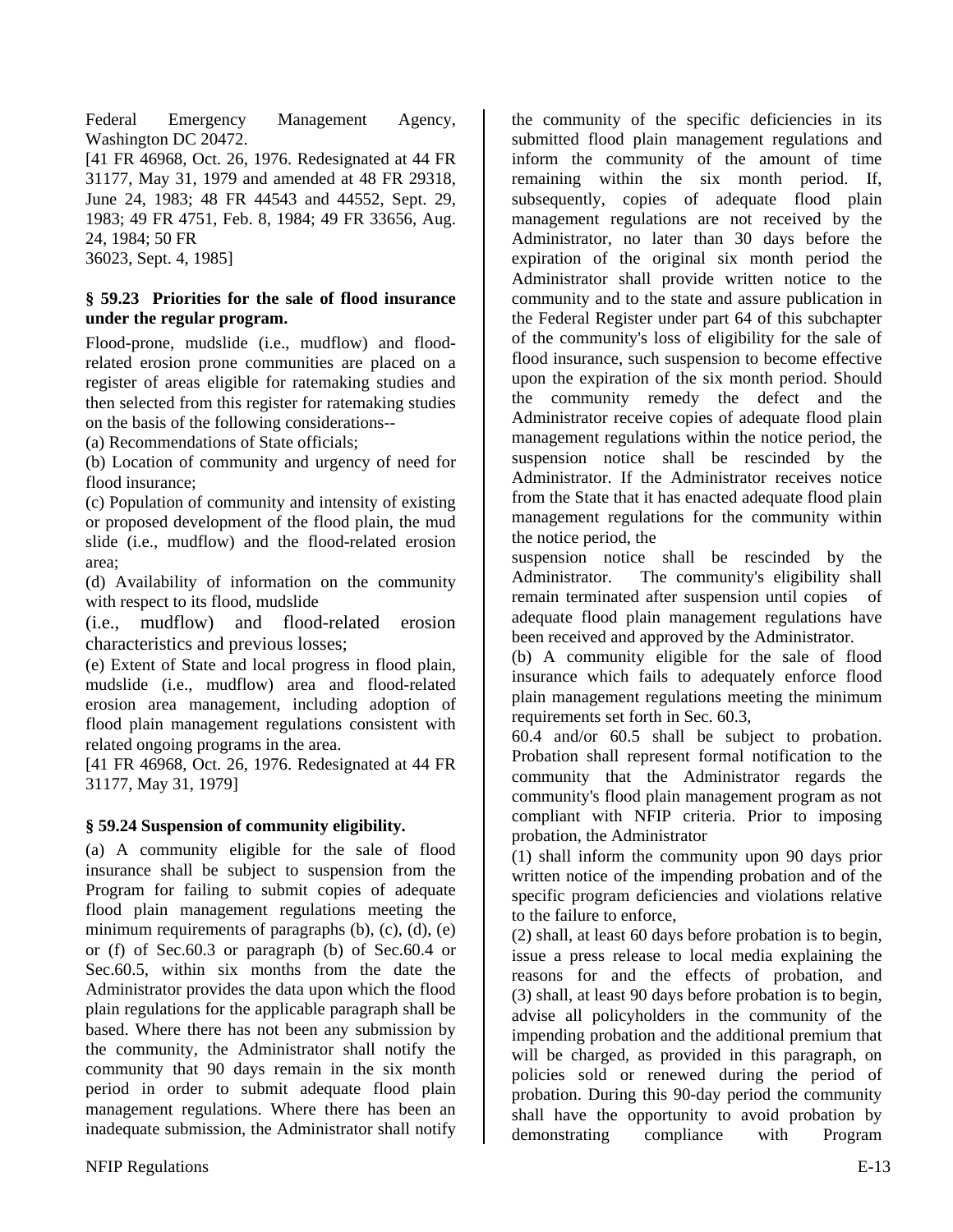Federal Emergency Management Agency, Washington DC 20472.

[41 FR 46968, Oct. 26, 1976. Redesignated at 44 FR 31177, May 31, 1979 and amended at 48 FR 29318, June 24, 1983; 48 FR 44543 and 44552, Sept. 29, 1983; 49 FR 4751, Feb. 8, 1984; 49 FR 33656, Aug. 24, 1984; 50 FR 36023, Sept. 4, 1985]

**§ 59.23 Priorities for the sale of flood insurance under the regular program.**

Flood-prone, mudslide (i.e., mudflow) and flood-related erosion prone communities are placed on a register of areas eligible for ratemaking studies and then selected from this register for ratemaking studies on the basis of the following considerations--

(a) Recommendations of State officials;

(b) Location of community and urgency of need for flood insurance;

(c) Population of community and intensity of existing or proposed development of the flood plain, the mud slide (i.e., mudflow) and the flood-related erosion area;

(d) Availability of information on the community with respect to its flood, mudslide (i.e., mudflow) and flood-related erosion characteristics and previous losses;

(e) Extent of State and local progress in flood plain, mudslide (i.e., mudflow) area and flood-related erosion area management, including adoption of flood plain management regulations consistent with related ongoing programs in the area.

[41 FR 46968, Oct. 26, 1976. Redesignated at 44 FR 31177, May 31, 1979]

**§ 59.24 Suspension of community eligibility.**

(a) A community eligible for the sale of flood insurance shall be subject to suspension from the Program for failing to submit copies of adequate flood plain management regulations meeting the minimum requirements of paragraphs (b), (c), (d), (e) or (f) of Sec.60.3 or paragraph (b) of Sec.60.4 or Sec.60.5, within six months from the date the Administrator provides the data upon which the flood plain regulations for the applicable paragraph shall be based. Where there has not been any submission by the community, the Administrator shall notify the community that 90 days remain in the six month period in order to submit adequate flood plain management regulations. Where there has been an inadequate submission, the Administrator shall notify the community of the specific deficiencies in its submitted flood plain management regulations and inform the community of the amount of time remaining within the six month period. If, subsequently, copies of adequate flood plain management regulations are not received by the Administrator, no later than 30 days before the expiration of the original six month period the Administrator shall provide written notice to the community and to the state and assure publication in the Federal Register under part 64 of this subchapter of the community's loss of eligibility for the sale of flood insurance, such suspension to become effective upon the expiration of the six month period. Should the community remedy the defect and the Administrator receive copies of adequate flood plain management regulations within the notice period, the suspension notice shall be rescinded by the Administrator. If the Administrator receives notice from the State that it has enacted adequate flood plain management regulations for the community within the notice period, the suspension notice shall be rescinded by the Administrator. The community's eligibility shall remain terminated after suspension until copies of adequate flood plain management regulations have been received and approved by the Administrator.

(b) A community eligible for the sale of flood insurance which fails to adequately enforce flood plain management regulations meeting the minimum requirements set forth in Sec. 60.3, 60.4 and/or 60.5 shall be subject to probation. Probation shall represent formal notification to the community that the Administrator regards the community's flood plain management program as not compliant with NFIP criteria. Prior to imposing probation, the Administrator

(1) shall inform the community upon 90 days prior written notice of the impending probation and of the specific program deficiencies and violations relative to the failure to enforce,

(2) shall, at least 60 days before probation is to begin, issue a press release to local media explaining the reasons for and the effects of probation, and

(3) shall, at least 90 days before probation is to begin, advise all policyholders in the community of the impending probation and the additional premium that will be charged, as provided in this paragraph, on policies sold or renewed during the period of probation. During this 90-day period the community shall have the opportunity to avoid probation by demonstrating compliance with Program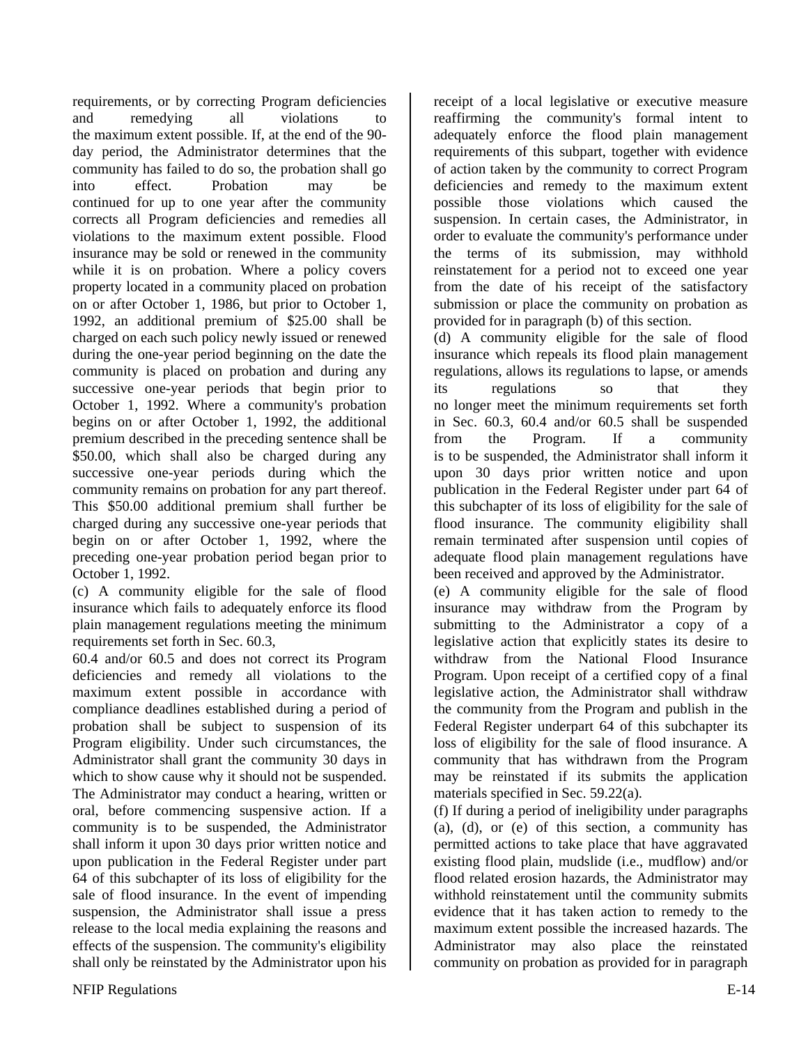requirements, or by correcting Program deficiencies and remedying all violations to the maximum extent possible. If, at the end of the 90-day period, the Administrator determines that the community has failed to do so, the probation shall go into effect. Probation may be continued for up to one year after the community corrects all Program deficiencies and remedies all violations to the maximum extent possible. Flood insurance may be sold or renewed in the community while it is on probation. Where a policy covers property located in a community placed on probation on or after October 1, 1986, but prior to October 1, 1992, an additional premium of $25.00 shall be charged on each such policy newly issued or renewed during the one-year period beginning on the date the community is placed on probation and during any successive one-year periods that begin prior to October 1, 1992. Where a community's probation begins on or after October 1, 1992, the additional premium described in the preceding sentence shall be $50.00, which shall also be charged during any successive one-year periods during which the community remains on probation for any part thereof. This $50.00 additional premium shall further be charged during any successive one-year periods that begin on or after October 1, 1992, where the preceding one-year probation period began prior to October 1, 1992.

(c) A community eligible for the sale of flood insurance which fails to adequately enforce its flood plain management regulations meeting the minimum requirements set forth in Sec. 60.3, 60.4 and/or 60.5 and does not correct its Program deficiencies and remedy all violations to the maximum extent possible in accordance with compliance deadlines established during a period of probation shall be subject to suspension of its Program eligibility. Under such circumstances, the Administrator shall grant the community 30 days in which to show cause why it should not be suspended. The Administrator may conduct a hearing, written or oral, before commencing suspensive action. If a community is to be suspended, the Administrator shall inform it upon 30 days prior written notice and upon publication in the Federal Register under part 64 of this subchapter of its loss of eligibility for the sale of flood insurance. In the event of impending suspension, the Administrator shall issue a press release to the local media explaining the reasons and effects of the suspension. The community's eligibility shall only be reinstated by the Administrator upon his receipt of a local legislative or executive measure reaffirming the community's formal intent to adequately enforce the flood plain management requirements of this subpart, together with evidence of action taken by the community to correct Program deficiencies and remedy to the maximum extent possible those violations which caused the suspension. In certain cases, the Administrator, in order to evaluate the community's performance under the terms of its submission, may withhold reinstatement for a period not to exceed one year from the date of his receipt of the satisfactory submission or place the community on probation as provided for in paragraph (b) of this section.

(d) A community eligible for the sale of flood insurance which repeals its flood plain management regulations, allows its regulations to lapse, or amends its regulations so that they no longer meet the minimum requirements set forth in Sec. 60.3, 60.4 and/or 60.5 shall be suspended from the Program. If a community is to be suspended, the Administrator shall inform it upon 30 days prior written notice and upon publication in the Federal Register under part 64 of this subchapter of its loss of eligibility for the sale of flood insurance. The community eligibility shall remain terminated after suspension until copies of adequate flood plain management regulations have been received and approved by the Administrator.

(e) A community eligible for the sale of flood insurance may withdraw from the Program by submitting to the Administrator a copy of a legislative action that explicitly states its desire to withdraw from the National Flood Insurance Program. Upon receipt of a certified copy of a final legislative action, the Administrator shall withdraw the community from the Program and publish in the Federal Register underpart 64 of this subchapter its loss of eligibility for the sale of flood insurance. A community that has withdrawn from the Program may be reinstated if its submits the application materials specified in Sec. 59.22(a).

(f) If during a period of ineligibility under paragraphs (a), (d), or (e) of this section, a community has permitted actions to take place that have aggravated existing flood plain, mudslide (i.e., mudflow) and/or flood related erosion hazards, the Administrator may withhold reinstatement until the community submits evidence that it has taken action to remedy to the maximum extent possible the increased hazards. The Administrator may also place the reinstated community on probation as provided for in paragraph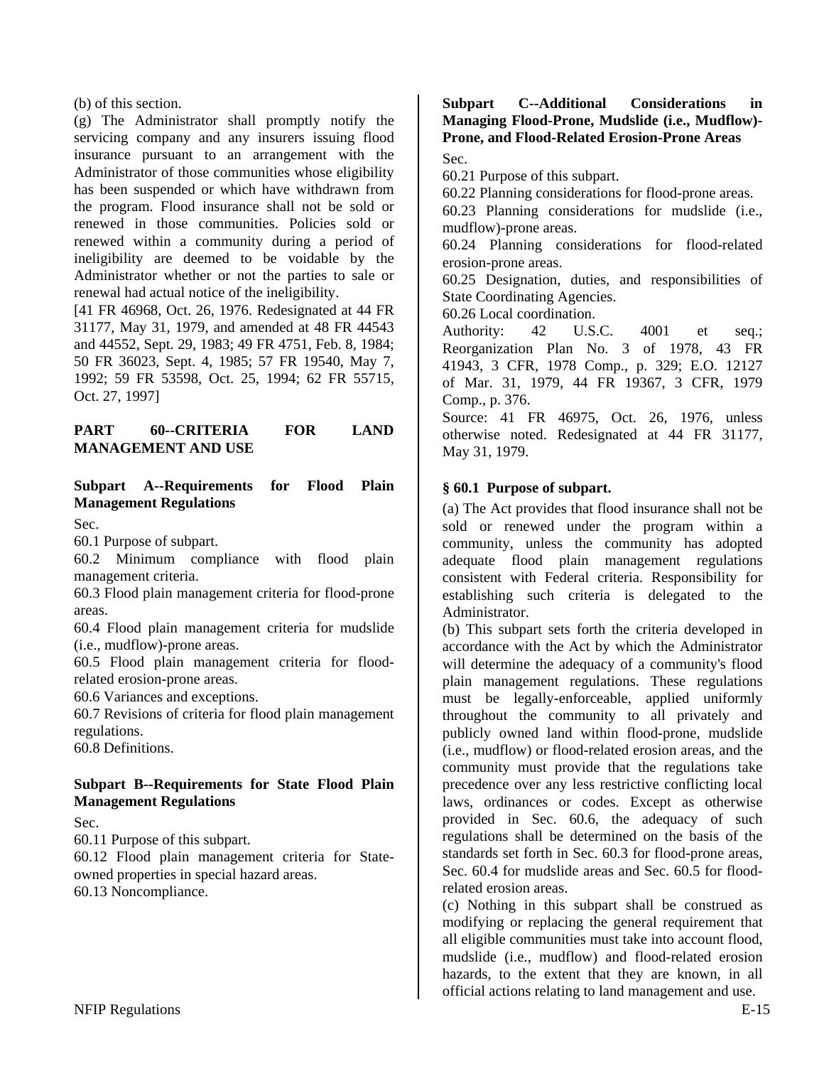(b) of this section.

(g) The Administrator shall promptly notify the servicing company and any insurers issuing flood insurance pursuant to an arrangement with the Administrator of those communities whose eligibility has been suspended or which have withdrawn from the program. Flood insurance shall not be sold or renewed in those communities. Policies sold or renewed within a community during a period of ineligibility are deemed to be voidable by the Administrator whether or not the parties to sale or renewal had actual notice of the ineligibility.

[41 FR 46968, Oct. 26, 1976. Redesignated at 44 FR 31177, May 31, 1979, and amended at 48 FR 44543 and 44552, Sept. 29, 1983; 49 FR 4751, Feb. 8, 1984; 50 FR 36023, Sept. 4, 1985; 57 FR 19540, May 7, 1992; 59 FR 53598, Oct. 25, 1994; 62 FR 55715, Oct. 27, 1997]

## PART 60--CRITERIA FOR LAND MANAGEMENT AND USE

### Subpart A--Requirements for Flood Plain Management Regulations

Sec.

60.1 Purpose of subpart.

60.2 Minimum compliance with flood plain management criteria.

60.3 Flood plain management criteria for flood-prone areas.

60.4 Flood plain management criteria for mudslide (i.e., mudflow)-prone areas.

60.5 Flood plain management criteria for flood-related erosion-prone areas.

60.6 Variances and exceptions.

60.7 Revisions of criteria for flood plain management regulations.

60.8 Definitions.

### Subpart B--Requirements for State Flood Plain Management Regulations

Sec.

60.11 Purpose of this subpart.

60.12 Flood plain management criteria for State-owned properties in special hazard areas.

60.13 Noncompliance.

### Subpart C--Additional Considerations in Managing Flood-Prone, Mudslide (i.e., Mudflow)-Prone, and Flood-Related Erosion-Prone Areas

Sec.

60.21 Purpose of this subpart.

60.22 Planning considerations for flood-prone areas.

60.23 Planning considerations for mudslide (i.e., mudflow)-prone areas.

60.24 Planning considerations for flood-related erosion-prone areas.

60.25 Designation, duties, and responsibilities of State Coordinating Agencies.

60.26 Local coordination.

Authority: 42 U.S.C. 4001 et seq.; Reorganization Plan No. 3 of 1978, 43 FR 41943, 3 CFR, 1978 Comp., p. 329; E.O. 12127 of Mar. 31, 1979, 44 FR 19367, 3 CFR, 1979 Comp., p. 376.

Source: 41 FR 46975, Oct. 26, 1976, unless otherwise noted. Redesignated at 44 FR 31177, May 31, 1979.

### § 60.1 Purpose of subpart.

(a) The Act provides that flood insurance shall not be sold or renewed under the program within a community, unless the community has adopted adequate flood plain management regulations consistent with Federal criteria. Responsibility for establishing such criteria is delegated to the Administrator.

(b) This subpart sets forth the criteria developed in accordance with the Act by which the Administrator will determine the adequacy of a community's flood plain management regulations. These regulations must be legally-enforceable, applied uniformly throughout the community to all privately and publicly owned land within flood-prone, mudslide (i.e., mudflow) or flood-related erosion areas, and the community must provide that the regulations take precedence over any less restrictive conflicting local laws, ordinances or codes. Except as otherwise provided in Sec. 60.6, the adequacy of such regulations shall be determined on the basis of the standards set forth in Sec. 60.3 for flood-prone areas, Sec. 60.4 for mudslide areas and Sec. 60.5 for flood-related erosion areas.

(c) Nothing in this subpart shall be construed as modifying or replacing the general requirement that all eligible communities must take into account flood, mudslide (i.e., mudflow) and flood-related erosion hazards, to the extent that they are known, in all official actions relating to land management and use.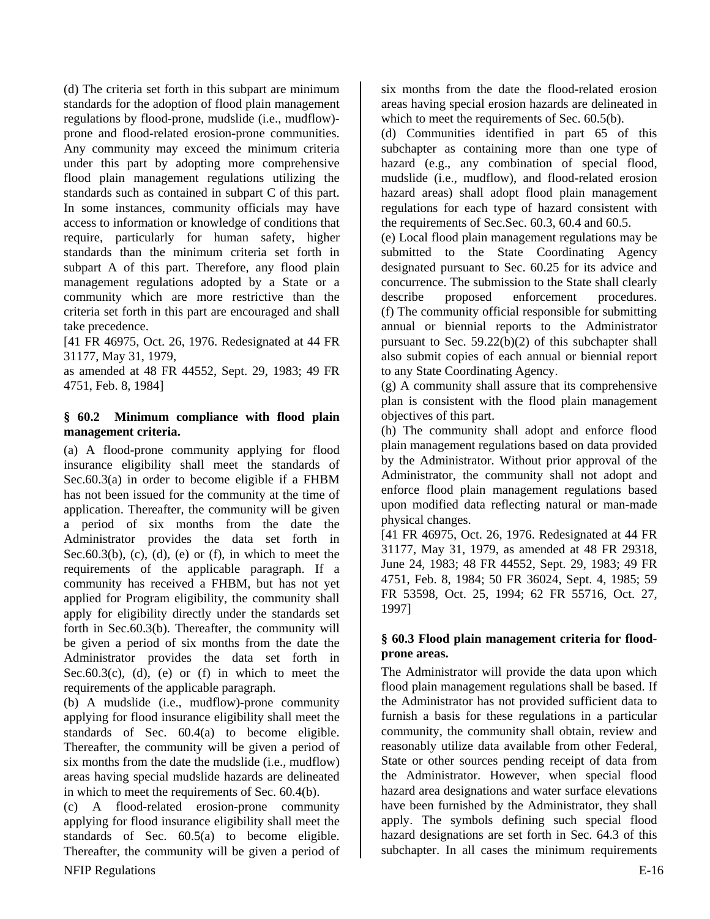(d) The criteria set forth in this subpart are minimum standards for the adoption of flood plain management regulations by flood-prone, mudslide (i.e., mudflow)-prone and flood-related erosion-prone communities. Any community may exceed the minimum criteria under this part by adopting more comprehensive flood plain management regulations utilizing the standards such as contained in subpart C of this part. In some instances, community officials may have access to information or knowledge of conditions that require, particularly for human safety, higher standards than the minimum criteria set forth in subpart A of this part. Therefore, any flood plain management regulations adopted by a State or a community which are more restrictive than the criteria set forth in this part are encouraged and shall take precedence.

[41 FR 46975, Oct. 26, 1976. Redesignated at 44 FR 31177, May 31, 1979,
as amended at 48 FR 44552, Sept. 29, 1983; 49 FR 4751, Feb. 8, 1984]

### § 60.2 Minimum compliance with flood plain management criteria.

(a) A flood-prone community applying for flood insurance eligibility shall meet the standards of Sec.60.3(a) in order to become eligible if a FHBM has not been issued for the community at the time of application. Thereafter, the community will be given a period of six months from the date the Administrator provides the data set forth in Sec.60.3(b), (c), (d), (e) or (f), in which to meet the requirements of the applicable paragraph. If a community has received a FHBM, but has not yet applied for Program eligibility, the community shall apply for eligibility directly under the standards set forth in Sec.60.3(b). Thereafter, the community will be given a period of six months from the date the Administrator provides the data set forth in Sec.60.3(c), (d), (e) or (f) in which to meet the requirements of the applicable paragraph.

(b) A mudslide (i.e., mudflow)-prone community applying for flood insurance eligibility shall meet the standards of Sec. 60.4(a) to become eligible. Thereafter, the community will be given a period of six months from the date the mudslide (i.e., mudflow) areas having special mudslide hazards are delineated in which to meet the requirements of Sec. 60.4(b).

(c) A flood-related erosion-prone community applying for flood insurance eligibility shall meet the standards of Sec. 60.5(a) to become eligible. Thereafter, the community will be given a period of six months from the date the flood-related erosion areas having special erosion hazards are delineated in which to meet the requirements of Sec. 60.5(b).

(d) Communities identified in part 65 of this subchapter as containing more than one type of hazard (e.g., any combination of special flood, mudslide (i.e., mudflow), and flood-related erosion hazard areas) shall adopt flood plain management regulations for each type of hazard consistent with the requirements of Sec.Sec. 60.3, 60.4 and 60.5.

(e) Local flood plain management regulations may be submitted to the State Coordinating Agency designated pursuant to Sec. 60.25 for its advice and concurrence. The submission to the State shall clearly describe proposed enforcement procedures.

(f) The community official responsible for submitting annual or biennial reports to the Administrator pursuant to Sec. 59.22(b)(2) of this subchapter shall also submit copies of each annual or biennial report to any State Coordinating Agency.

(g) A community shall assure that its comprehensive plan is consistent with the flood plain management objectives of this part.

(h) The community shall adopt and enforce flood plain management regulations based on data provided by the Administrator. Without prior approval of the Administrator, the community shall not adopt and enforce flood plain management regulations based upon modified data reflecting natural or man-made physical changes.

[41 FR 46975, Oct. 26, 1976. Redesignated at 44 FR 31177, May 31, 1979, as amended at 48 FR 29318, June 24, 1983; 48 FR 44552, Sept. 29, 1983; 49 FR 4751, Feb. 8, 1984; 50 FR 36024, Sept. 4, 1985; 59 FR 53598, Oct. 25, 1994; 62 FR 55716, Oct. 27, 1997]

### § 60.3 Flood plain management criteria for flood-prone areas.

The Administrator will provide the data upon which flood plain management regulations shall be based. If the Administrator has not provided sufficient data to furnish a basis for these regulations in a particular community, the community shall obtain, review and reasonably utilize data available from other Federal, State or other sources pending receipt of data from the Administrator. However, when special flood hazard area designations and water surface elevations have been furnished by the Administrator, they shall apply. The symbols defining such special flood hazard designations are set forth in Sec. 64.3 of this subchapter. In all cases the minimum requirements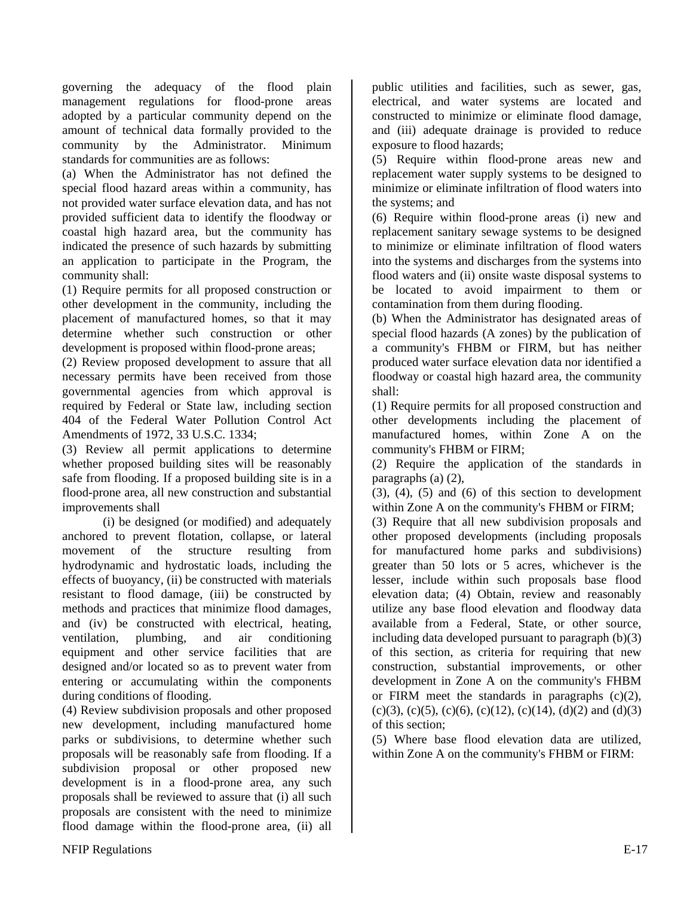governing the adequacy of the flood plain management regulations for flood-prone areas adopted by a particular community depend on the amount of technical data formally provided to the community by the Administrator. Minimum standards for communities are as follows:

(a) When the Administrator has not defined the special flood hazard areas within a community, has not provided water surface elevation data, and has not provided sufficient data to identify the floodway or coastal high hazard area, but the community has indicated the presence of such hazards by submitting an application to participate in the Program, the community shall:

(1) Require permits for all proposed construction or other development in the community, including the placement of manufactured homes, so that it may determine whether such construction or other development is proposed within flood-prone areas;

(2) Review proposed development to assure that all necessary permits have been received from those governmental agencies from which approval is required by Federal or State law, including section 404 of the Federal Water Pollution Control Act Amendments of 1972, 33 U.S.C. 1334;

(3) Review all permit applications to determine whether proposed building sites will be reasonably safe from flooding. If a proposed building site is in a flood-prone area, all new construction and substantial improvements shall

(i) be designed (or modified) and adequately anchored to prevent flotation, collapse, or lateral movement of the structure resulting from hydrodynamic and hydrostatic loads, including the effects of buoyancy, (ii) be constructed with materials resistant to flood damage, (iii) be constructed by methods and practices that minimize flood damages, and (iv) be constructed with electrical, heating, ventilation, plumbing, and air conditioning equipment and other service facilities that are designed and/or located so as to prevent water from entering or accumulating within the components during conditions of flooding.

(4) Review subdivision proposals and other proposed new development, including manufactured home parks or subdivisions, to determine whether such proposals will be reasonably safe from flooding. If a subdivision proposal or other proposed new development is in a flood-prone area, any such proposals shall be reviewed to assure that (i) all such proposals are consistent with the need to minimize flood damage within the flood-prone area, (ii) all public utilities and facilities, such as sewer, gas, electrical, and water systems are located and constructed to minimize or eliminate flood damage, and (iii) adequate drainage is provided to reduce exposure to flood hazards;

(5) Require within flood-prone areas new and replacement water supply systems to be designed to minimize or eliminate infiltration of flood waters into the systems; and

(6) Require within flood-prone areas (i) new and replacement sanitary sewage systems to be designed to minimize or eliminate infiltration of flood waters into the systems and discharges from the systems into flood waters and (ii) onsite waste disposal systems to be located to avoid impairment to them or contamination from them during flooding.

(b) When the Administrator has designated areas of special flood hazards (A zones) by the publication of a community's FHBM or FIRM, but has neither produced water surface elevation data nor identified a floodway or coastal high hazard area, the community shall:

(1) Require permits for all proposed construction and other developments including the placement of manufactured homes, within Zone A on the community's FHBM or FIRM;

(2) Require the application of the standards in paragraphs (a) (2), (3), (4), (5) and (6) of this section to development within Zone A on the community's FHBM or FIRM;

(3) Require that all new subdivision proposals and other proposed developments (including proposals for manufactured home parks and subdivisions) greater than 50 lots or 5 acres, whichever is the lesser, include within such proposals base flood elevation data; (4) Obtain, review and reasonably utilize any base flood elevation and floodway data available from a Federal, State, or other source, including data developed pursuant to paragraph (b)(3) of this section, as criteria for requiring that new construction, substantial improvements, or other development in Zone A on the community's FHBM or FIRM meet the standards in paragraphs (c)(2), (c)(3), (c)(5), (c)(6), (c)(12), (c)(14), (d)(2) and (d)(3) of this section;

(5) Where base flood elevation data are utilized, within Zone A on the community's FHBM or FIRM: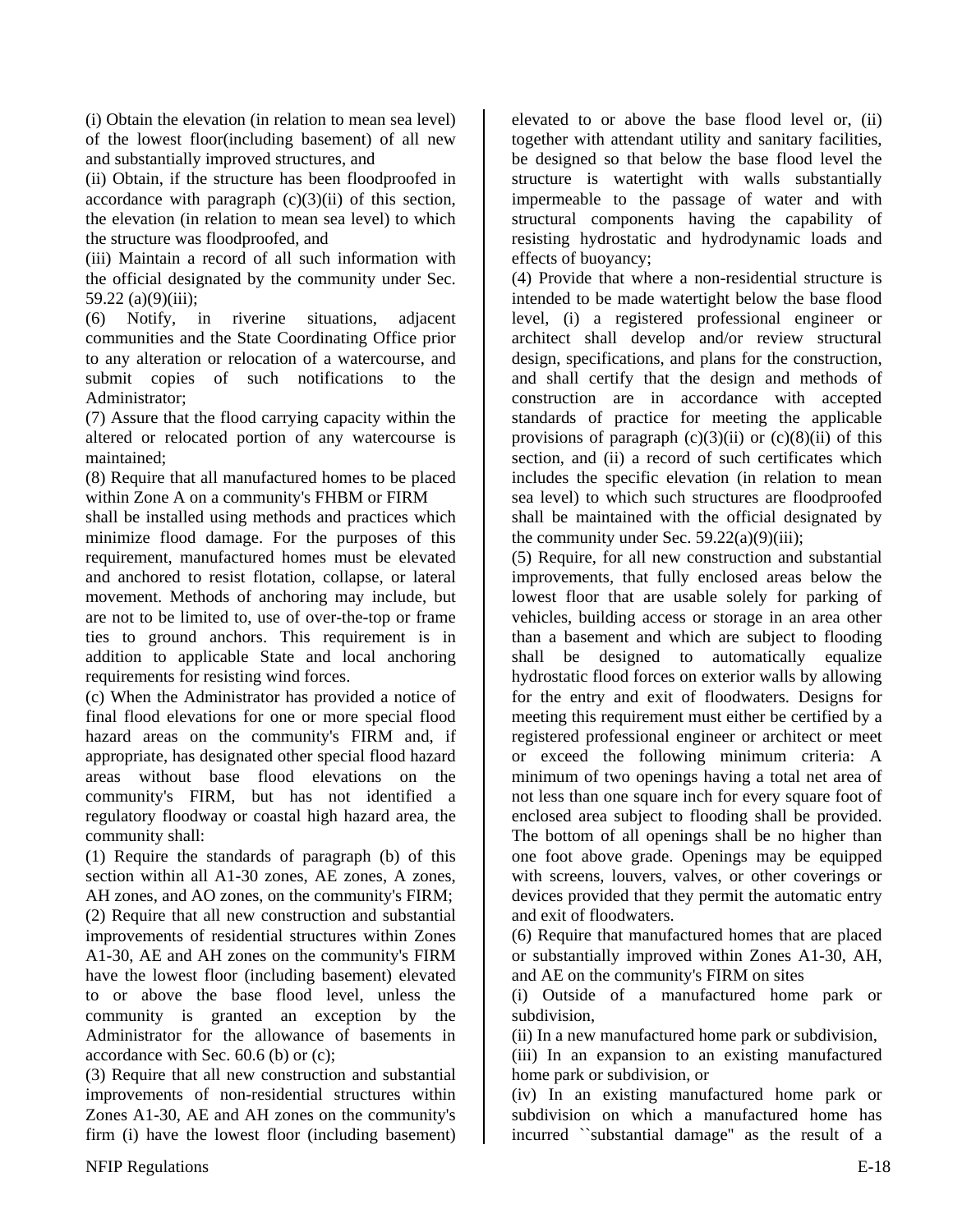(i) Obtain the elevation (in relation to mean sea level) of the lowest floor(including basement) of all new and substantially improved structures, and

(ii) Obtain, if the structure has been floodproofed in accordance with paragraph (c)(3)(ii) of this section, the elevation (in relation to mean sea level) to which the structure was floodproofed, and

(iii) Maintain a record of all such information with the official designated by the community under Sec. 59.22 (a)(9)(iii);

(6) Notify, in riverine situations, adjacent communities and the State Coordinating Office prior to any alteration or relocation of a watercourse, and submit copies of such notifications to the Administrator;

(7) Assure that the flood carrying capacity within the altered or relocated portion of any watercourse is maintained;

(8) Require that all manufactured homes to be placed within Zone A on a community's FHBM or FIRM shall be installed using methods and practices which minimize flood damage. For the purposes of this requirement, manufactured homes must be elevated and anchored to resist flotation, collapse, or lateral movement. Methods of anchoring may include, but are not to be limited to, use of over-the-top or frame ties to ground anchors. This requirement is in addition to applicable State and local anchoring requirements for resisting wind forces.

(c) When the Administrator has provided a notice of final flood elevations for one or more special flood hazard areas on the community's FIRM and, if appropriate, has designated other special flood hazard areas without base flood elevations on the community's FIRM, but has not identified a regulatory floodway or coastal high hazard area, the community shall:

(1) Require the standards of paragraph (b) of this section within all A1-30 zones, AE zones, A zones, AH zones, and AO zones, on the community's FIRM;

(2) Require that all new construction and substantial improvements of residential structures within Zones A1-30, AE and AH zones on the community's FIRM have the lowest floor (including basement) elevated to or above the base flood level, unless the community is granted an exception by the Administrator for the allowance of basements in accordance with Sec. 60.6 (b) or (c);

(3) Require that all new construction and substantial improvements of non-residential structures within Zones A1-30, AE and AH zones on the community's firm (i) have the lowest floor (including basement) elevated to or above the base flood level or, (ii) together with attendant utility and sanitary facilities, be designed so that below the base flood level the structure is watertight with walls substantially impermeable to the passage of water and with structural components having the capability of resisting hydrostatic and hydrodynamic loads and effects of buoyancy;

(4) Provide that where a non-residential structure is intended to be made watertight below the base flood level, (i) a registered professional engineer or architect shall develop and/or review structural design, specifications, and plans for the construction, and shall certify that the design and methods of construction are in accordance with accepted standards of practice for meeting the applicable provisions of paragraph (c)(3)(ii) or (c)(8)(ii) of this section, and (ii) a record of such certificates which includes the specific elevation (in relation to mean sea level) to which such structures are floodproofed shall be maintained with the official designated by the community under Sec. 59.22(a)(9)(iii);

(5) Require, for all new construction and substantial improvements, that fully enclosed areas below the lowest floor that are usable solely for parking of vehicles, building access or storage in an area other than a basement and which are subject to flooding shall be designed to automatically equalize hydrostatic flood forces on exterior walls by allowing for the entry and exit of floodwaters. Designs for meeting this requirement must either be certified by a registered professional engineer or architect or meet or exceed the following minimum criteria: A minimum of two openings having a total net area of not less than one square inch for every square foot of enclosed area subject to flooding shall be provided. The bottom of all openings shall be no higher than one foot above grade. Openings may be equipped with screens, louvers, valves, or other coverings or devices provided that they permit the automatic entry and exit of floodwaters.

(6) Require that manufactured homes that are placed or substantially improved within Zones A1-30, AH, and AE on the community's FIRM on sites

(i) Outside of a manufactured home park or subdivision,

(ii) In a new manufactured home park or subdivision,

(iii) In an expansion to an existing manufactured home park or subdivision, or

(iv) In an existing manufactured home park or subdivision on which a manufactured home has incurred ``substantial damage'' as the result of a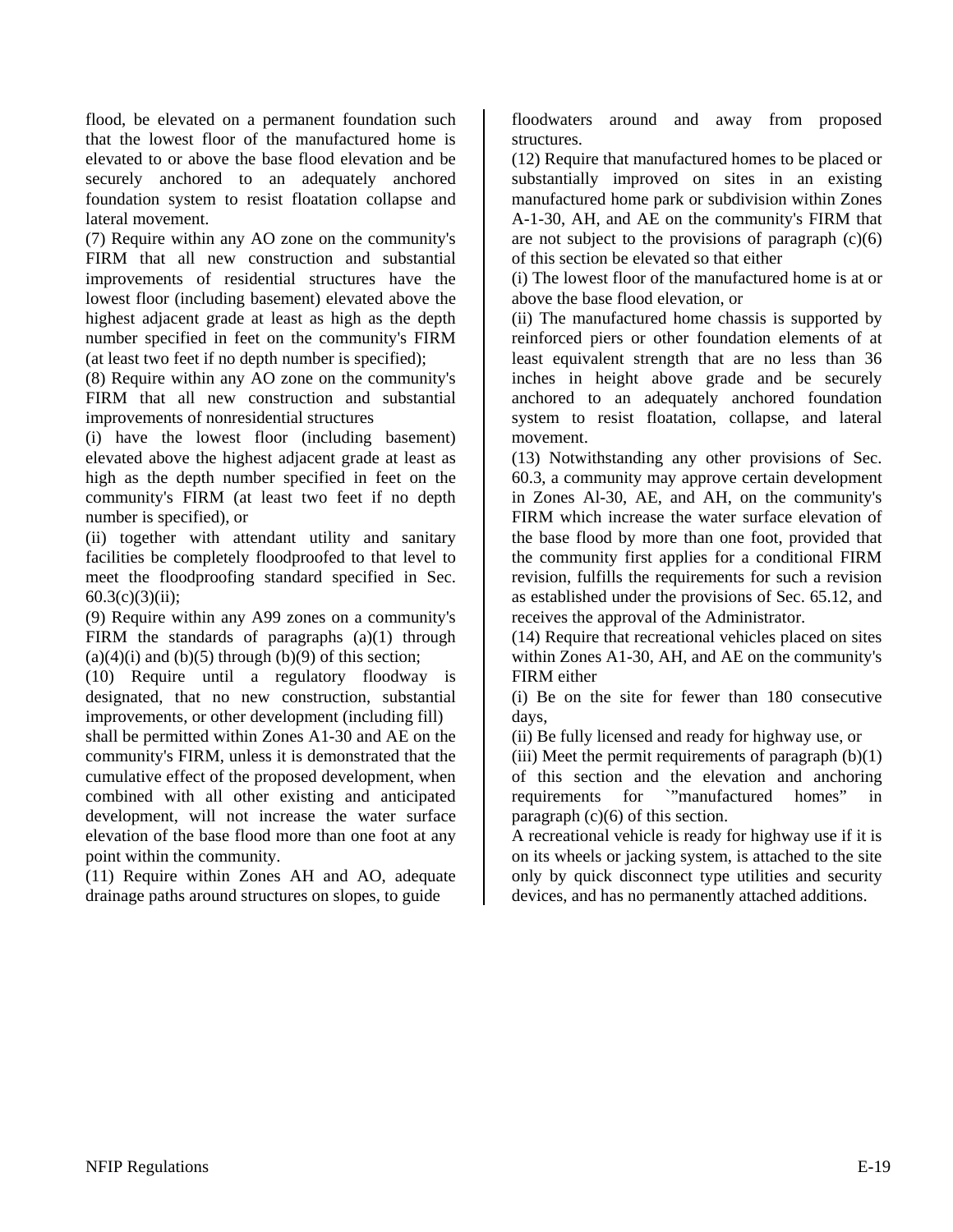flood, be elevated on a permanent foundation such that the lowest floor of the manufactured home is elevated to or above the base flood elevation and be securely anchored to an adequately anchored foundation system to resist floatation collapse and lateral movement.

(7) Require within any AO zone on the community's FIRM that all new construction and substantial improvements of residential structures have the lowest floor (including basement) elevated above the highest adjacent grade at least as high as the depth number specified in feet on the community's FIRM (at least two feet if no depth number is specified);

(8) Require within any AO zone on the community's FIRM that all new construction and substantial improvements of nonresidential structures

(i) have the lowest floor (including basement) elevated above the highest adjacent grade at least as high as the depth number specified in feet on the community's FIRM (at least two feet if no depth number is specified), or

(ii) together with attendant utility and sanitary facilities be completely floodproofed to that level to meet the floodproofing standard specified in Sec. 60.3(c)(3)(ii);

(9) Require within any A99 zones on a community's FIRM the standards of paragraphs (a)(1) through (a)(4)(i) and (b)(5) through (b)(9) of this section;

(10) Require until a regulatory floodway is designated, that no new construction, substantial improvements, or other development (including fill) shall be permitted within Zones A1-30 and AE on the community's FIRM, unless it is demonstrated that the cumulative effect of the proposed development, when combined with all other existing and anticipated development, will not increase the water surface elevation of the base flood more than one foot at any point within the community.

(11) Require within Zones AH and AO, adequate drainage paths around structures on slopes, to guide floodwaters around and away from proposed structures.

(12) Require that manufactured homes to be placed or substantially improved on sites in an existing manufactured home park or subdivision within Zones A-1-30, AH, and AE on the community's FIRM that are not subject to the provisions of paragraph (c)(6) of this section be elevated so that either

(i) The lowest floor of the manufactured home is at or above the base flood elevation, or

(ii) The manufactured home chassis is supported by reinforced piers or other foundation elements of at least equivalent strength that are no less than 36 inches in height above grade and be securely anchored to an adequately anchored foundation system to resist floatation, collapse, and lateral movement.

(13) Notwithstanding any other provisions of Sec. 60.3, a community may approve certain development in Zones Al-30, AE, and AH, on the community's FIRM which increase the water surface elevation of the base flood by more than one foot, provided that the community first applies for a conditional FIRM revision, fulfills the requirements for such a revision as established under the provisions of Sec. 65.12, and receives the approval of the Administrator.

(14) Require that recreational vehicles placed on sites within Zones A1-30, AH, and AE on the community's FIRM either

(i) Be on the site for fewer than 180 consecutive days,

(ii) Be fully licensed and ready for highway use, or

(iii) Meet the permit requirements of paragraph (b)(1) of this section and the elevation and anchoring requirements for `"manufactured homes" in paragraph (c)(6) of this section.

A recreational vehicle is ready for highway use if it is on its wheels or jacking system, is attached to the site only by quick disconnect type utilities and security devices, and has no permanently attached additions.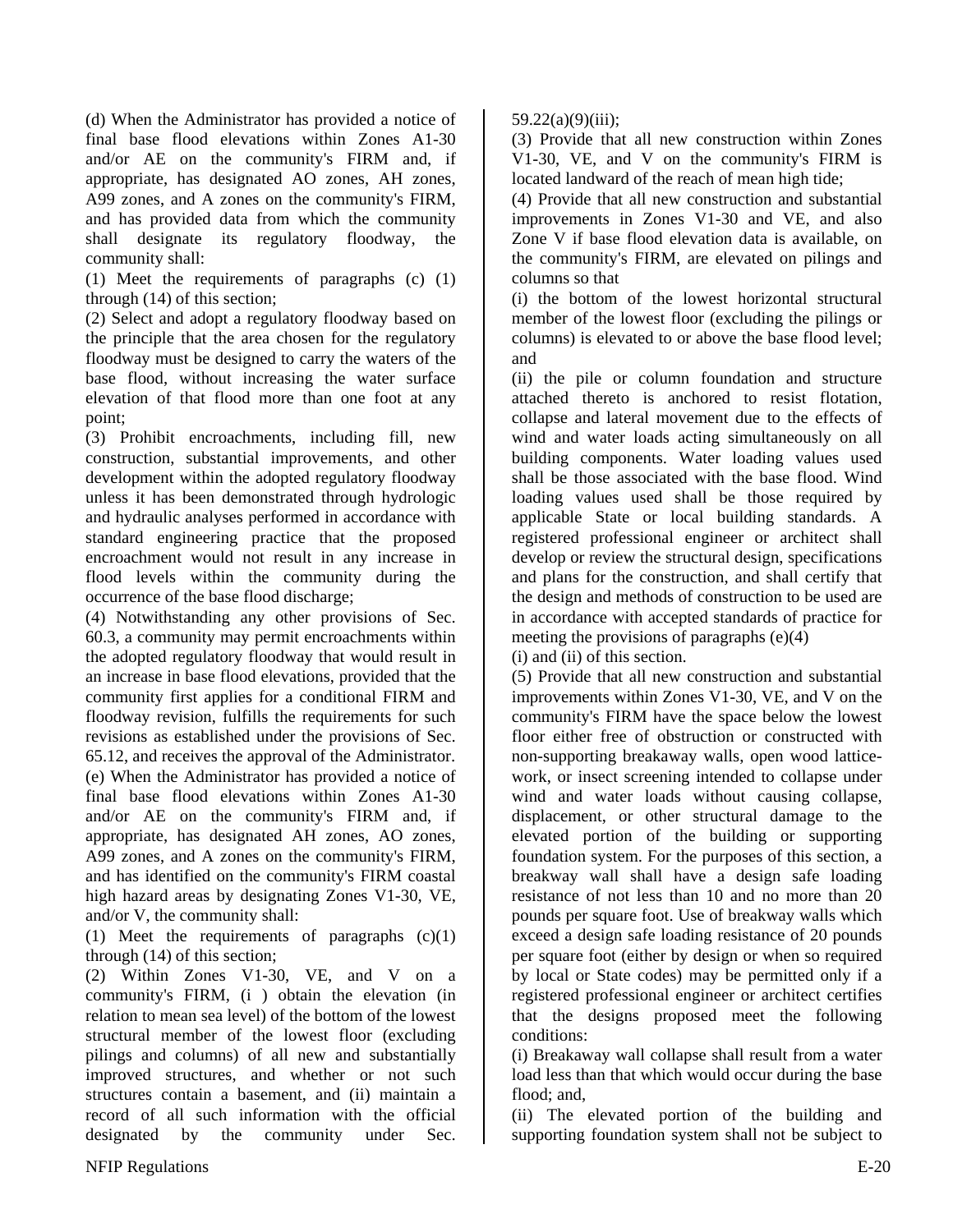(d) When the Administrator has provided a notice of final base flood elevations within Zones A1-30 and/or AE on the community's FIRM and, if appropriate, has designated AO zones, AH zones, A99 zones, and A zones on the community's FIRM, and has provided data from which the community shall designate its regulatory floodway, the community shall:

(1) Meet the requirements of paragraphs (c) (1) through (14) of this section;

(2) Select and adopt a regulatory floodway based on the principle that the area chosen for the regulatory floodway must be designed to carry the waters of the base flood, without increasing the water surface elevation of that flood more than one foot at any point;

(3) Prohibit encroachments, including fill, new construction, substantial improvements, and other development within the adopted regulatory floodway unless it has been demonstrated through hydrologic and hydraulic analyses performed in accordance with standard engineering practice that the proposed encroachment would not result in any increase in flood levels within the community during the occurrence of the base flood discharge;

(4) Notwithstanding any other provisions of Sec. 60.3, a community may permit encroachments within the adopted regulatory floodway that would result in an increase in base flood elevations, provided that the community first applies for a conditional FIRM and floodway revision, fulfills the requirements for such revisions as established under the provisions of Sec. 65.12, and receives the approval of the Administrator.

(e) When the Administrator has provided a notice of final base flood elevations within Zones A1-30 and/or AE on the community's FIRM and, if appropriate, has designated AH zones, AO zones, A99 zones, and A zones on the community's FIRM, and has identified on the community's FIRM coastal high hazard areas by designating Zones V1-30, VE, and/or V, the community shall:

(1) Meet the requirements of paragraphs (c)(1) through (14) of this section;

(2) Within Zones V1-30, VE, and V on a community's FIRM, (i ) obtain the elevation (in relation to mean sea level) of the bottom of the lowest structural member of the lowest floor (excluding pilings and columns) of all new and substantially improved structures, and whether or not such structures contain a basement, and (ii) maintain a record of all such information with the official designated by the community under Sec. 59.22(a)(9)(iii);

(3) Provide that all new construction within Zones V1-30, VE, and V on the community's FIRM is located landward of the reach of mean high tide;

(4) Provide that all new construction and substantial improvements in Zones V1-30 and VE, and also Zone V if base flood elevation data is available, on the community's FIRM, are elevated on pilings and columns so that

(i) the bottom of the lowest horizontal structural member of the lowest floor (excluding the pilings or columns) is elevated to or above the base flood level; and

(ii) the pile or column foundation and structure attached thereto is anchored to resist flotation, collapse and lateral movement due to the effects of wind and water loads acting simultaneously on all building components. Water loading values used shall be those associated with the base flood. Wind loading values used shall be those required by applicable State or local building standards. A registered professional engineer or architect shall develop or review the structural design, specifications and plans for the construction, and shall certify that the design and methods of construction to be used are in accordance with accepted standards of practice for meeting the provisions of paragraphs (e)(4) (i) and (ii) of this section.

(5) Provide that all new construction and substantial improvements within Zones V1-30, VE, and V on the community's FIRM have the space below the lowest floor either free of obstruction or constructed with non-supporting breakaway walls, open wood lattice-work, or insect screening intended to collapse under wind and water loads without causing collapse, displacement, or other structural damage to the elevated portion of the building or supporting foundation system. For the purposes of this section, a breakway wall shall have a design safe loading resistance of not less than 10 and no more than 20 pounds per square foot. Use of breakway walls which exceed a design safe loading resistance of 20 pounds per square foot (either by design or when so required by local or State codes) may be permitted only if a registered professional engineer or architect certifies that the designs proposed meet the following conditions:

(i) Breakaway wall collapse shall result from a water load less than that which would occur during the base flood; and,

(ii) The elevated portion of the building and supporting foundation system shall not be subject to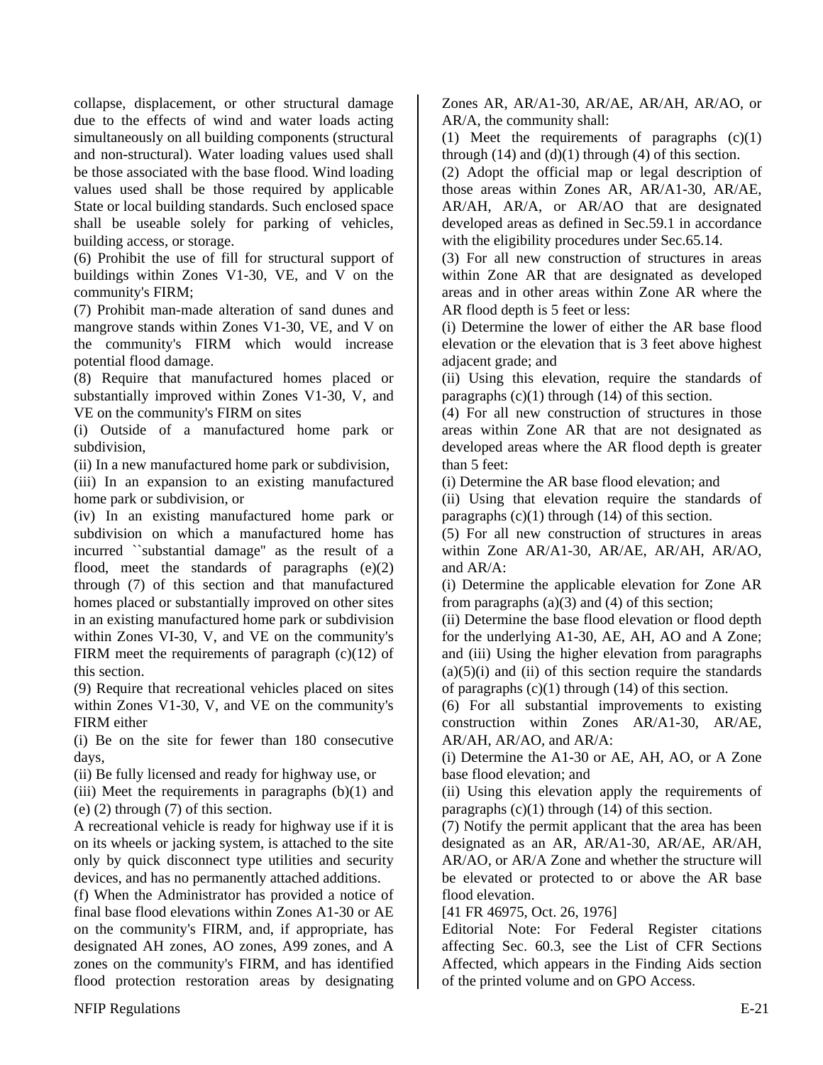collapse, displacement, or other structural damage due to the effects of wind and water loads acting simultaneously on all building components (structural and non-structural). Water loading values used shall be those associated with the base flood. Wind loading values used shall be those required by applicable State or local building standards. Such enclosed space shall be useable solely for parking of vehicles, building access, or storage.

(6) Prohibit the use of fill for structural support of buildings within Zones V1-30, VE, and V on the community's FIRM;

(7) Prohibit man-made alteration of sand dunes and mangrove stands within Zones V1-30, VE, and V on the community's FIRM which would increase potential flood damage.

(8) Require that manufactured homes placed or substantially improved within Zones V1-30, V, and VE on the community's FIRM on sites

(i) Outside of a manufactured home park or subdivision,

(ii) In a new manufactured home park or subdivision,

(iii) In an expansion to an existing manufactured home park or subdivision, or

(iv) In an existing manufactured home park or subdivision on which a manufactured home has incurred ``substantial damage'' as the result of a flood, meet the standards of paragraphs (e)(2) through (7) of this section and that manufactured homes placed or substantially improved on other sites in an existing manufactured home park or subdivision within Zones VI-30, V, and VE on the community's FIRM meet the requirements of paragraph (c)(12) of this section.

(9) Require that recreational vehicles placed on sites within Zones V1-30, V, and VE on the community's FIRM either

(i) Be on the site for fewer than 180 consecutive days,

(ii) Be fully licensed and ready for highway use, or

(iii) Meet the requirements in paragraphs (b)(1) and (e) (2) through (7) of this section.

A recreational vehicle is ready for highway use if it is on its wheels or jacking system, is attached to the site only by quick disconnect type utilities and security devices, and has no permanently attached additions.

(f) When the Administrator has provided a notice of final base flood elevations within Zones A1-30 or AE on the community's FIRM, and, if appropriate, has designated AH zones, AO zones, A99 zones, and A zones on the community's FIRM, and has identified flood protection restoration areas by designating Zones AR, AR/A1-30, AR/AE, AR/AH, AR/AO, or AR/A, the community shall:

(1) Meet the requirements of paragraphs (c)(1) through (14) and (d)(1) through (4) of this section.

(2) Adopt the official map or legal description of those areas within Zones AR, AR/A1-30, AR/AE, AR/AH, AR/A, or AR/AO that are designated developed areas as defined in Sec.59.1 in accordance with the eligibility procedures under Sec.65.14.

(3) For all new construction of structures in areas within Zone AR that are designated as developed areas and in other areas within Zone AR where the AR flood depth is 5 feet or less:

(i) Determine the lower of either the AR base flood elevation or the elevation that is 3 feet above highest adjacent grade; and

(ii) Using this elevation, require the standards of paragraphs (c)(1) through (14) of this section.

(4) For all new construction of structures in those areas within Zone AR that are not designated as developed areas where the AR flood depth is greater than 5 feet:

(i) Determine the AR base flood elevation; and

(ii) Using that elevation require the standards of paragraphs (c)(1) through (14) of this section.

(5) For all new construction of structures in areas within Zone AR/A1-30, AR/AE, AR/AH, AR/AO, and AR/A:

(i) Determine the applicable elevation for Zone AR from paragraphs (a)(3) and (4) of this section;

(ii) Determine the base flood elevation or flood depth for the underlying A1-30, AE, AH, AO and A Zone; and (iii) Using the higher elevation from paragraphs (a)(5)(i) and (ii) of this section require the standards of paragraphs (c)(1) through (14) of this section.

(6) For all substantial improvements to existing construction within Zones AR/A1-30, AR/AE, AR/AH, AR/AO, and AR/A:

(i) Determine the A1-30 or AE, AH, AO, or A Zone base flood elevation; and

(ii) Using this elevation apply the requirements of paragraphs (c)(1) through (14) of this section.

(7) Notify the permit applicant that the area has been designated as an AR, AR/A1-30, AR/AE, AR/AH, AR/AO, or AR/A Zone and whether the structure will be elevated or protected to or above the AR base flood elevation.

[41 FR 46975, Oct. 26, 1976]

Editorial Note: For Federal Register citations affecting Sec. 60.3, see the List of CFR Sections Affected, which appears in the Finding Aids section of the printed volume and on GPO Access.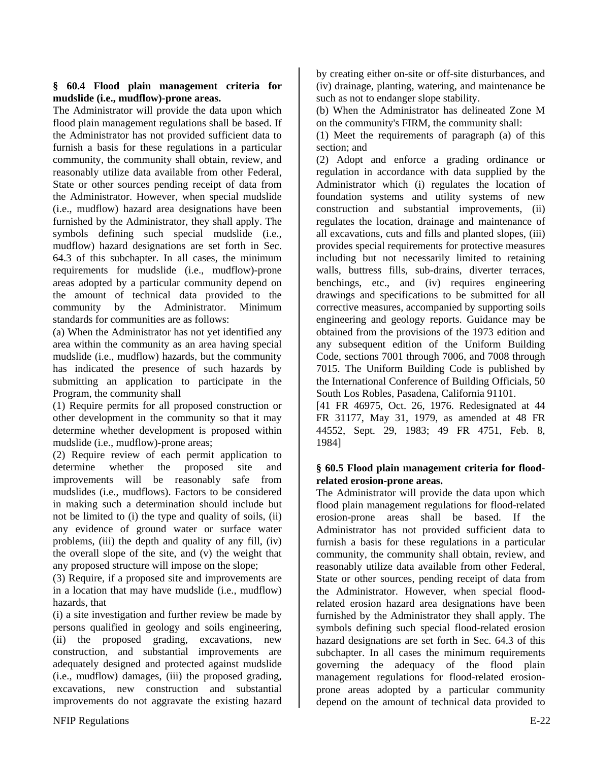**§ 60.4 Flood plain management criteria for mudslide (i.e., mudflow)-prone areas.**

The Administrator will provide the data upon which flood plain management regulations shall be based. If the Administrator has not provided sufficient data to furnish a basis for these regulations in a particular community, the community shall obtain, review, and reasonably utilize data available from other Federal, State or other sources pending receipt of data from the Administrator. However, when special mudslide (i.e., mudflow) hazard area designations have been furnished by the Administrator, they shall apply. The symbols defining such special mudslide (i.e., mudflow) hazard designations are set forth in Sec. 64.3 of this subchapter. In all cases, the minimum requirements for mudslide (i.e., mudflow)-prone areas adopted by a particular community depend on the amount of technical data provided to the community by the Administrator. Minimum standards for communities are as follows:

(a) When the Administrator has not yet identified any area within the community as an area having special mudslide (i.e., mudflow) hazards, but the community has indicated the presence of such hazards by submitting an application to participate in the Program, the community shall

(1) Require permits for all proposed construction or other development in the community so that it may determine whether development is proposed within mudslide (i.e., mudflow)-prone areas;

(2) Require review of each permit application to determine whether the proposed site and improvements will be reasonably safe from mudslides (i.e., mudflows). Factors to be considered in making such a determination should include but not be limited to (i) the type and quality of soils, (ii) any evidence of ground water or surface water problems, (iii) the depth and quality of any fill, (iv) the overall slope of the site, and (v) the weight that any proposed structure will impose on the slope;

(3) Require, if a proposed site and improvements are in a location that may have mudslide (i.e., mudflow) hazards, that

(i) a site investigation and further review be made by persons qualified in geology and soils engineering, (ii) the proposed grading, excavations, new construction, and substantial improvements are adequately designed and protected against mudslide (i.e., mudflow) damages, (iii) the proposed grading, excavations, new construction and substantial improvements do not aggravate the existing hazard by creating either on-site or off-site disturbances, and (iv) drainage, planting, watering, and maintenance be such as not to endanger slope stability.

(b) When the Administrator has delineated Zone M on the community's FIRM, the community shall:

(1) Meet the requirements of paragraph (a) of this section; and

(2) Adopt and enforce a grading ordinance or regulation in accordance with data supplied by the Administrator which (i) regulates the location of foundation systems and utility systems of new construction and substantial improvements, (ii) regulates the location, drainage and maintenance of all excavations, cuts and fills and planted slopes, (iii) provides special requirements for protective measures including but not necessarily limited to retaining walls, buttress fills, sub-drains, diverter terraces, benchings, etc., and (iv) requires engineering drawings and specifications to be submitted for all corrective measures, accompanied by supporting soils engineering and geology reports. Guidance may be obtained from the provisions of the 1973 edition and any subsequent edition of the Uniform Building Code, sections 7001 through 7006, and 7008 through 7015. The Uniform Building Code is published by the International Conference of Building Officials, 50 South Los Robles, Pasadena, California 91101.

[41 FR 46975, Oct. 26, 1976. Redesignated at 44 FR 31177, May 31, 1979, as amended at 48 FR 44552, Sept. 29, 1983; 49 FR 4751, Feb. 8, 1984]

**§ 60.5 Flood plain management criteria for flood-related erosion-prone areas.**

The Administrator will provide the data upon which flood plain management regulations for flood-related erosion-prone areas shall be based. If the Administrator has not provided sufficient data to furnish a basis for these regulations in a particular community, the community shall obtain, review, and reasonably utilize data available from other Federal, State or other sources, pending receipt of data from the Administrator. However, when special flood-related erosion hazard area designations have been furnished by the Administrator they shall apply. The symbols defining such special flood-related erosion hazard designations are set forth in Sec. 64.3 of this subchapter. In all cases the minimum requirements governing the adequacy of the flood plain management regulations for flood-related erosion-prone areas adopted by a particular community depend on the amount of technical data provided to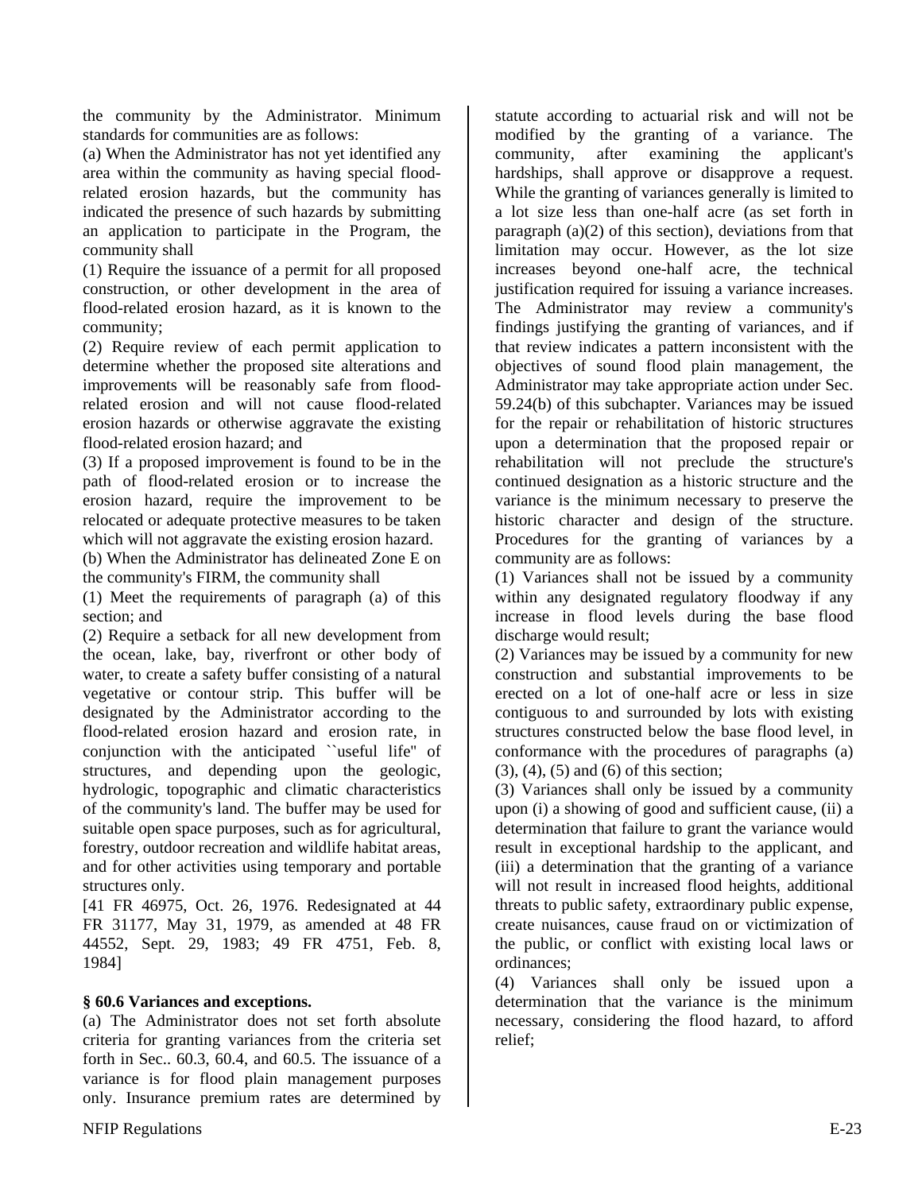the community by the Administrator. Minimum standards for communities are as follows:

(a) When the Administrator has not yet identified any area within the community as having special flood-related erosion hazards, but the community has indicated the presence of such hazards by submitting an application to participate in the Program, the community shall

(1) Require the issuance of a permit for all proposed construction, or other development in the area of flood-related erosion hazard, as it is known to the community;

(2) Require review of each permit application to determine whether the proposed site alterations and improvements will be reasonably safe from flood-related erosion and will not cause flood-related erosion hazards or otherwise aggravate the existing flood-related erosion hazard; and

(3) If a proposed improvement is found to be in the path of flood-related erosion or to increase the erosion hazard, require the improvement to be relocated or adequate protective measures to be taken which will not aggravate the existing erosion hazard.

(b) When the Administrator has delineated Zone E on the community's FIRM, the community shall

(1) Meet the requirements of paragraph (a) of this section; and

(2) Require a setback for all new development from the ocean, lake, bay, riverfront or other body of water, to create a safety buffer consisting of a natural vegetative or contour strip. This buffer will be designated by the Administrator according to the flood-related erosion hazard and erosion rate, in conjunction with the anticipated ``useful life'' of structures, and depending upon the geologic, hydrologic, topographic and climatic characteristics of the community's land. The buffer may be used for suitable open space purposes, such as for agricultural, forestry, outdoor recreation and wildlife habitat areas, and for other activities using temporary and portable structures only.

[41 FR 46975, Oct. 26, 1976. Redesignated at 44 FR 31177, May 31, 1979, as amended at 48 FR 44552, Sept. 29, 1983; 49 FR 4751, Feb. 8, 1984]

**§ 60.6 Variances and exceptions.**

(a) The Administrator does not set forth absolute criteria for granting variances from the criteria set forth in Sec.. 60.3, 60.4, and 60.5. The issuance of a variance is for flood plain management purposes only. Insurance premium rates are determined by statute according to actuarial risk and will not be modified by the granting of a variance. The community, after examining the applicant's hardships, shall approve or disapprove a request. While the granting of variances generally is limited to a lot size less than one-half acre (as set forth in paragraph (a)(2) of this section), deviations from that limitation may occur. However, as the lot size increases beyond one-half acre, the technical justification required for issuing a variance increases. The Administrator may review a community's findings justifying the granting of variances, and if that review indicates a pattern inconsistent with the objectives of sound flood plain management, the Administrator may take appropriate action under Sec. 59.24(b) of this subchapter. Variances may be issued for the repair or rehabilitation of historic structures upon a determination that the proposed repair or rehabilitation will not preclude the structure's continued designation as a historic structure and the variance is the minimum necessary to preserve the historic character and design of the structure. Procedures for the granting of variances by a community are as follows:

(1) Variances shall not be issued by a community within any designated regulatory floodway if any increase in flood levels during the base flood discharge would result;

(2) Variances may be issued by a community for new construction and substantial improvements to be erected on a lot of one-half acre or less in size contiguous to and surrounded by lots with existing structures constructed below the base flood level, in conformance with the procedures of paragraphs (a)(3), (4), (5) and (6) of this section;

(3) Variances shall only be issued by a community upon (i) a showing of good and sufficient cause, (ii) a determination that failure to grant the variance would result in exceptional hardship to the applicant, and (iii) a determination that the granting of a variance will not result in increased flood heights, additional threats to public safety, extraordinary public expense, create nuisances, cause fraud on or victimization of the public, or conflict with existing local laws or ordinances;

(4) Variances shall only be issued upon a determination that the variance is the minimum necessary, considering the flood hazard, to afford relief;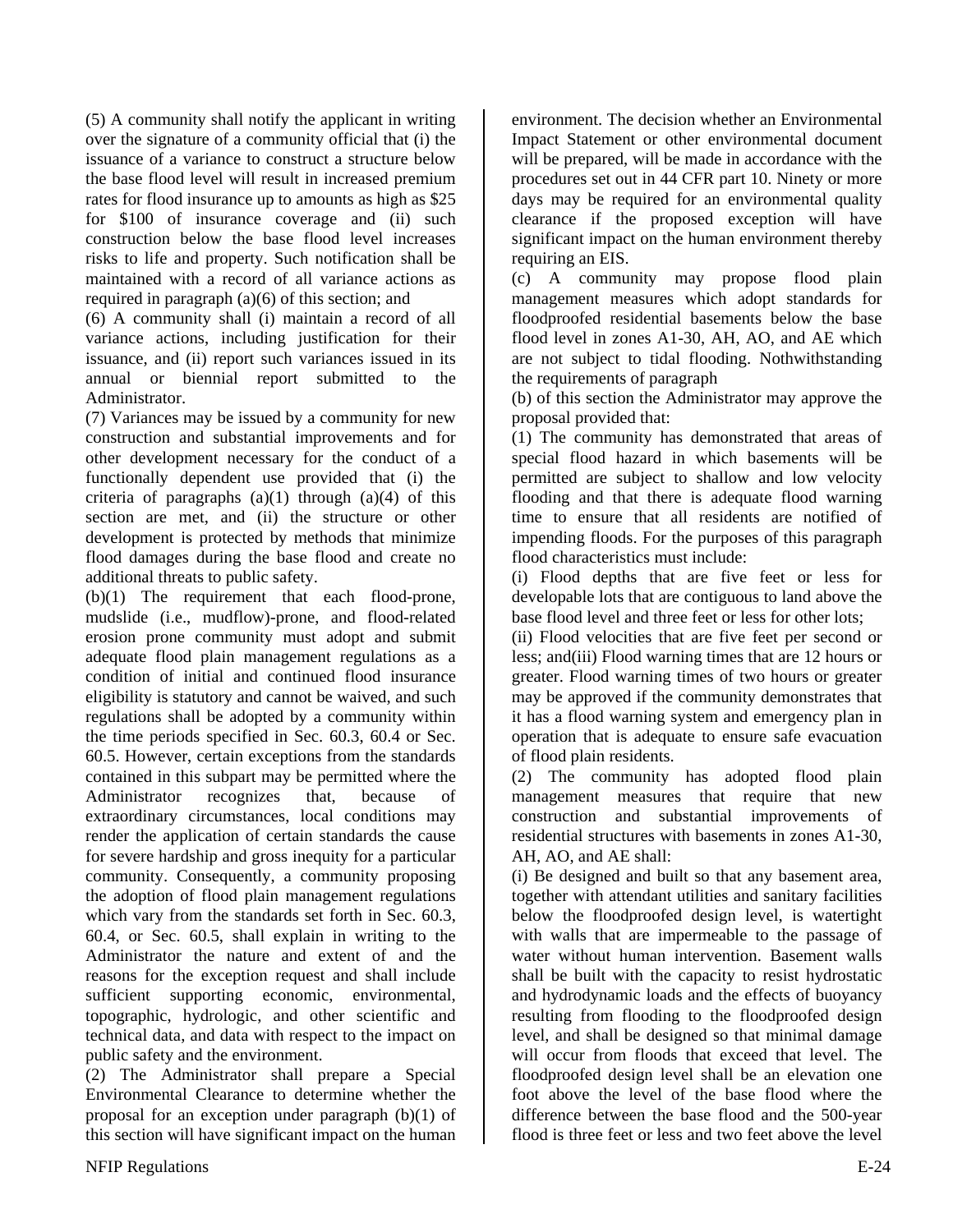(5) A community shall notify the applicant in writing over the signature of a community official that (i) the issuance of a variance to construct a structure below the base flood level will result in increased premium rates for flood insurance up to amounts as high as $25 for $100 of insurance coverage and (ii) such construction below the base flood level increases risks to life and property. Such notification shall be maintained with a record of all variance actions as required in paragraph (a)(6) of this section; and

(6) A community shall (i) maintain a record of all variance actions, including justification for their issuance, and (ii) report such variances issued in its annual or biennial report submitted to the Administrator.

(7) Variances may be issued by a community for new construction and substantial improvements and for other development necessary for the conduct of a functionally dependent use provided that (i) the criteria of paragraphs (a)(1) through (a)(4) of this section are met, and (ii) the structure or other development is protected by methods that minimize flood damages during the base flood and create no additional threats to public safety.

(b)(1) The requirement that each flood-prone, mudslide (i.e., mudflow)-prone, and flood-related erosion prone community must adopt and submit adequate flood plain management regulations as a condition of initial and continued flood insurance eligibility is statutory and cannot be waived, and such regulations shall be adopted by a community within the time periods specified in Sec. 60.3, 60.4 or Sec. 60.5. However, certain exceptions from the standards contained in this subpart may be permitted where the Administrator recognizes that, because of extraordinary circumstances, local conditions may render the application of certain standards the cause for severe hardship and gross inequity for a particular community. Consequently, a community proposing the adoption of flood plain management regulations which vary from the standards set forth in Sec. 60.3, 60.4, or Sec. 60.5, shall explain in writing to the Administrator the nature and extent of and the reasons for the exception request and shall include sufficient supporting economic, environmental, topographic, hydrologic, and other scientific and technical data, and data with respect to the impact on public safety and the environment.

(2) The Administrator shall prepare a Special Environmental Clearance to determine whether the proposal for an exception under paragraph (b)(1) of this section will have significant impact on the human environment. The decision whether an Environmental Impact Statement or other environmental document will be prepared, will be made in accordance with the procedures set out in 44 CFR part 10. Ninety or more days may be required for an environmental quality clearance if the proposed exception will have significant impact on the human environment thereby requiring an EIS.

(c) A community may propose flood plain management measures which adopt standards for floodproofed residential basements below the base flood level in zones A1-30, AH, AO, and AE which are not subject to tidal flooding. Nothwithstanding the requirements of paragraph

(b) of this section the Administrator may approve the proposal provided that:

(1) The community has demonstrated that areas of special flood hazard in which basements will be permitted are subject to shallow and low velocity flooding and that there is adequate flood warning time to ensure that all residents are notified of impending floods. For the purposes of this paragraph flood characteristics must include:

(i) Flood depths that are five feet or less for developable lots that are contiguous to land above the base flood level and three feet or less for other lots;

(ii) Flood velocities that are five feet per second or less; and(iii) Flood warning times that are 12 hours or greater. Flood warning times of two hours or greater may be approved if the community demonstrates that it has a flood warning system and emergency plan in operation that is adequate to ensure safe evacuation of flood plain residents.

(2) The community has adopted flood plain management measures that require that new construction and substantial improvements of residential structures with basements in zones A1-30, AH, AO, and AE shall:

(i) Be designed and built so that any basement area, together with attendant utilities and sanitary facilities below the floodproofed design level, is watertight with walls that are impermeable to the passage of water without human intervention. Basement walls shall be built with the capacity to resist hydrostatic and hydrodynamic loads and the effects of buoyancy resulting from flooding to the floodproofed design level, and shall be designed so that minimal damage will occur from floods that exceed that level. The floodproofed design level shall be an elevation one foot above the level of the base flood where the difference between the base flood and the 500-year flood is three feet or less and two feet above the level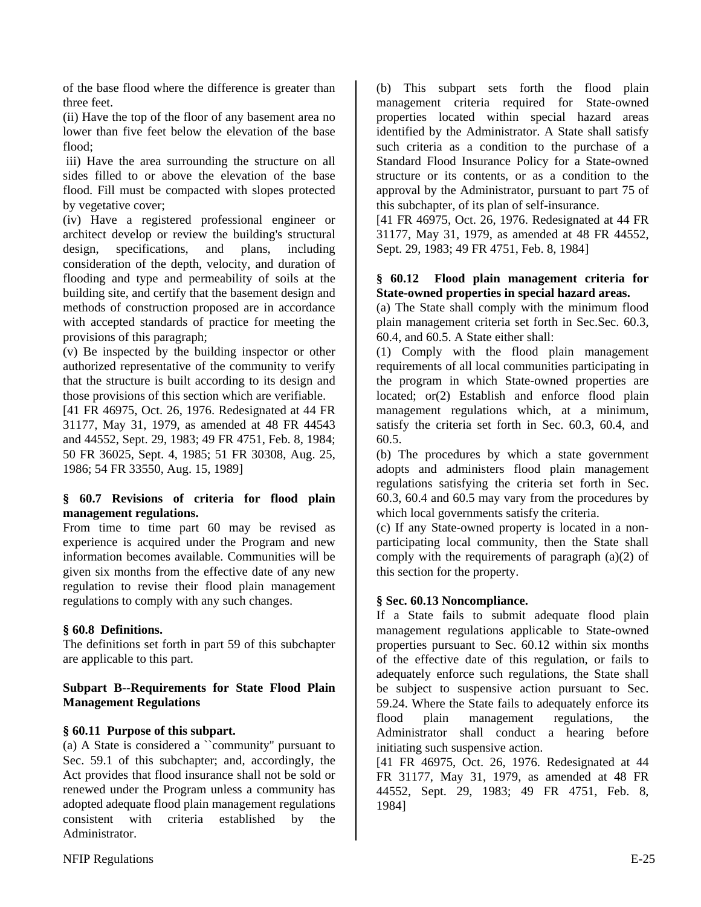of the base flood where the difference is greater than three feet.

(ii) Have the top of the floor of any basement area no lower than five feet below the elevation of the base flood;

iii) Have the area surrounding the structure on all sides filled to or above the elevation of the base flood. Fill must be compacted with slopes protected by vegetative cover;

(iv) Have a registered professional engineer or architect develop or review the building's structural design, specifications, and plans, including consideration of the depth, velocity, and duration of flooding and type and permeability of soils at the building site, and certify that the basement design and methods of construction proposed are in accordance with accepted standards of practice for meeting the provisions of this paragraph;

(v) Be inspected by the building inspector or other authorized representative of the community to verify that the structure is built according to its design and those provisions of this section which are verifiable.

[41 FR 46975, Oct. 26, 1976. Redesignated at 44 FR 31177, May 31, 1979, as amended at 48 FR 44543 and 44552, Sept. 29, 1983; 49 FR 4751, Feb. 8, 1984; 50 FR 36025, Sept. 4, 1985; 51 FR 30308, Aug. 25, 1986; 54 FR 33550, Aug. 15, 1989]

**§ 60.7 Revisions of criteria for flood plain management regulations.**

From time to time part 60 may be revised as experience is acquired under the Program and new information becomes available. Communities will be given six months from the effective date of any new regulation to revise their flood plain management regulations to comply with any such changes.

**§ 60.8 Definitions.**

The definitions set forth in part 59 of this subchapter are applicable to this part.

**Subpart B--Requirements for State Flood Plain Management Regulations**

**§ 60.11 Purpose of this subpart.**

(a) A State is considered a ``community'' pursuant to Sec. 59.1 of this subchapter; and, accordingly, the Act provides that flood insurance shall not be sold or renewed under the Program unless a community has adopted adequate flood plain management regulations consistent with criteria established by the Administrator.

(b) This subpart sets forth the flood plain management criteria required for State-owned properties located within special hazard areas identified by the Administrator. A State shall satisfy such criteria as a condition to the purchase of a Standard Flood Insurance Policy for a State-owned structure or its contents, or as a condition to the approval by the Administrator, pursuant to part 75 of this subchapter, of its plan of self-insurance.

[41 FR 46975, Oct. 26, 1976. Redesignated at 44 FR 31177, May 31, 1979, as amended at 48 FR 44552, Sept. 29, 1983; 49 FR 4751, Feb. 8, 1984]

**§ 60.12 Flood plain management criteria for State-owned properties in special hazard areas.**

(a) The State shall comply with the minimum flood plain management criteria set forth in Sec.Sec. 60.3, 60.4, and 60.5. A State either shall:

(1) Comply with the flood plain management requirements of all local communities participating in the program in which State-owned properties are located; or(2) Establish and enforce flood plain management regulations which, at a minimum, satisfy the criteria set forth in Sec. 60.3, 60.4, and 60.5.

(b) The procedures by which a state government adopts and administers flood plain management regulations satisfying the criteria set forth in Sec. 60.3, 60.4 and 60.5 may vary from the procedures by which local governments satisfy the criteria.

(c) If any State-owned property is located in a non-participating local community, then the State shall comply with the requirements of paragraph (a)(2) of this section for the property.

**§ Sec. 60.13 Noncompliance.**

If a State fails to submit adequate flood plain management regulations applicable to State-owned properties pursuant to Sec. 60.12 within six months of the effective date of this regulation, or fails to adequately enforce such regulations, the State shall be subject to suspensive action pursuant to Sec. 59.24. Where the State fails to adequately enforce its flood plain management regulations, the Administrator shall conduct a hearing before initiating such suspensive action.

[41 FR 46975, Oct. 26, 1976. Redesignated at 44 FR 31177, May 31, 1979, as amended at 48 FR 44552, Sept. 29, 1983; 49 FR 4751, Feb. 8, 1984]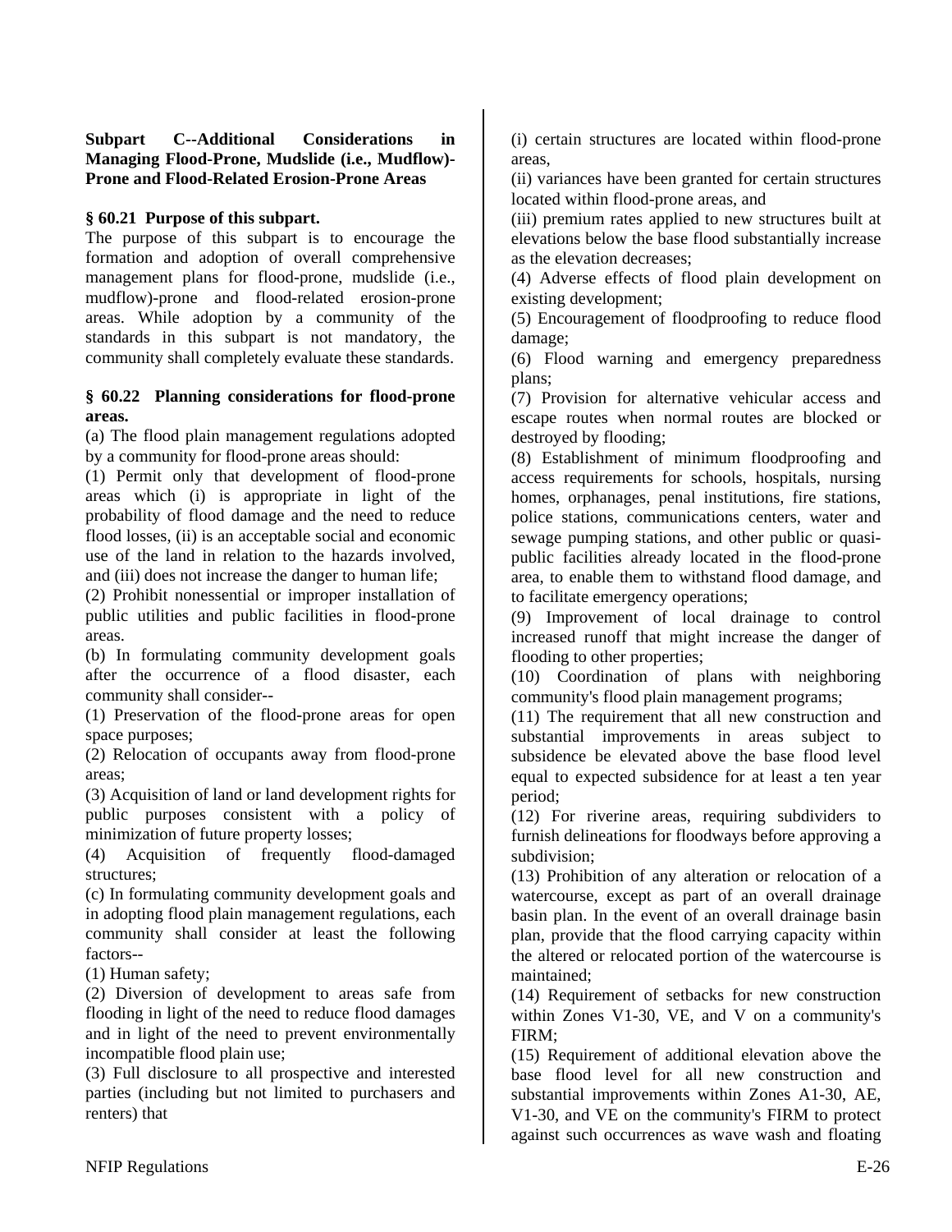### Subpart C--Additional Considerations in Managing Flood-Prone, Mudslide (i.e., Mudflow)-Prone and Flood-Related Erosion-Prone Areas

#### § 60.21 Purpose of this subpart.

The purpose of this subpart is to encourage the formation and adoption of overall comprehensive management plans for flood-prone, mudslide (i.e., mudflow)-prone and flood-related erosion-prone areas. While adoption by a community of the standards in this subpart is not mandatory, the community shall completely evaluate these standards.

#### § 60.22 Planning considerations for flood-prone areas.

(a) The flood plain management regulations adopted by a community for flood-prone areas should:

(1) Permit only that development of flood-prone areas which (i) is appropriate in light of the probability of flood damage and the need to reduce flood losses, (ii) is an acceptable social and economic use of the land in relation to the hazards involved, and (iii) does not increase the danger to human life;

(2) Prohibit nonessential or improper installation of public utilities and public facilities in flood-prone areas.

(b) In formulating community development goals after the occurrence of a flood disaster, each community shall consider--

(1) Preservation of the flood-prone areas for open space purposes;

(2) Relocation of occupants away from flood-prone areas;

(3) Acquisition of land or land development rights for public purposes consistent with a policy of minimization of future property losses;

(4) Acquisition of frequently flood-damaged structures;

(c) In formulating community development goals and in adopting flood plain management regulations, each community shall consider at least the following factors--

(1) Human safety;

(2) Diversion of development to areas safe from flooding in light of the need to reduce flood damages and in light of the need to prevent environmentally incompatible flood plain use;

(3) Full disclosure to all prospective and interested parties (including but not limited to purchasers and renters) that

(i) certain structures are located within flood-prone areas,

(ii) variances have been granted for certain structures located within flood-prone areas, and

(iii) premium rates applied to new structures built at elevations below the base flood substantially increase as the elevation decreases;

(4) Adverse effects of flood plain development on existing development;

(5) Encouragement of floodproofing to reduce flood damage;

(6) Flood warning and emergency preparedness plans;

(7) Provision for alternative vehicular access and escape routes when normal routes are blocked or destroyed by flooding;

(8) Establishment of minimum floodproofing and access requirements for schools, hospitals, nursing homes, orphanages, penal institutions, fire stations, police stations, communications centers, water and sewage pumping stations, and other public or quasi-public facilities already located in the flood-prone area, to enable them to withstand flood damage, and to facilitate emergency operations;

(9) Improvement of local drainage to control increased runoff that might increase the danger of flooding to other properties;

(10) Coordination of plans with neighboring community's flood plain management programs;

(11) The requirement that all new construction and substantial improvements in areas subject to subsidence be elevated above the base flood level equal to expected subsidence for at least a ten year period;

(12) For riverine areas, requiring subdividers to furnish delineations for floodways before approving a subdivision;

(13) Prohibition of any alteration or relocation of a watercourse, except as part of an overall drainage basin plan. In the event of an overall drainage basin plan, provide that the flood carrying capacity within the altered or relocated portion of the watercourse is maintained;

(14) Requirement of setbacks for new construction within Zones V1-30, VE, and V on a community's FIRM;

(15) Requirement of additional elevation above the base flood level for all new construction and substantial improvements within Zones A1-30, AE, V1-30, and VE on the community's FIRM to protect against such occurrences as wave wash and floating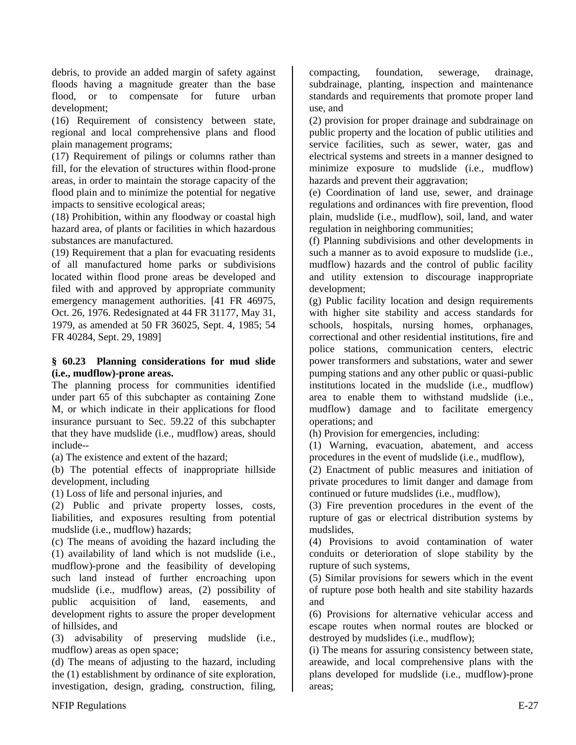debris, to provide an added margin of safety against floods having a magnitude greater than the base flood, or to compensate for future urban development;

(16) Requirement of consistency between state, regional and local comprehensive plans and flood plain management programs;

(17) Requirement of pilings or columns rather than fill, for the elevation of structures within flood-prone areas, in order to maintain the storage capacity of the flood plain and to minimize the potential for negative impacts to sensitive ecological areas;

(18) Prohibition, within any floodway or coastal high hazard area, of plants or facilities in which hazardous substances are manufactured.

(19) Requirement that a plan for evacuating residents of all manufactured home parks or subdivisions located within flood prone areas be developed and filed with and approved by appropriate community emergency management authorities. [41 FR 46975, Oct. 26, 1976. Redesignated at 44 FR 31177, May 31, 1979, as amended at 50 FR 36025, Sept. 4, 1985; 54 FR 40284, Sept. 29, 1989]

**§ 60.23 Planning considerations for mud slide (i.e., mudflow)-prone areas.**

The planning process for communities identified under part 65 of this subchapter as containing Zone M, or which indicate in their applications for flood insurance pursuant to Sec. 59.22 of this subchapter that they have mudslide (i.e., mudflow) areas, should include--

(a) The existence and extent of the hazard;

(b) The potential effects of inappropriate hillside development, including

(1) Loss of life and personal injuries, and

(2) Public and private property losses, costs, liabilities, and exposures resulting from potential mudslide (i.e., mudflow) hazards;

(c) The means of avoiding the hazard including the (1) availability of land which is not mudslide (i.e., mudflow)-prone and the feasibility of developing such land instead of further encroaching upon mudslide (i.e., mudflow) areas, (2) possibility of public acquisition of land, easements, and development rights to assure the proper development of hillsides, and

(3) advisability of preserving mudslide (i.e., mudflow) areas as open space;

(d) The means of adjusting to the hazard, including the (1) establishment by ordinance of site exploration, investigation, design, grading, construction, filing, compacting, foundation, sewerage, drainage, subdrainage, planting, inspection and maintenance standards and requirements that promote proper land use, and

(2) provision for proper drainage and subdrainage on public property and the location of public utilities and service facilities, such as sewer, water, gas and electrical systems and streets in a manner designed to minimize exposure to mudslide (i.e., mudflow) hazards and prevent their aggravation;

(e) Coordination of land use, sewer, and drainage regulations and ordinances with fire prevention, flood plain, mudslide (i.e., mudflow), soil, land, and water regulation in neighboring communities;

(f) Planning subdivisions and other developments in such a manner as to avoid exposure to mudslide (i.e., mudflow) hazards and the control of public facility and utility extension to discourage inappropriate development;

(g) Public facility location and design requirements with higher site stability and access standards for schools, hospitals, nursing homes, orphanages, correctional and other residential institutions, fire and police stations, communication centers, electric power transformers and substations, water and sewer pumping stations and any other public or quasi-public institutions located in the mudslide (i.e., mudflow) area to enable them to withstand mudslide (i.e., mudflow) damage and to facilitate emergency operations; and

(h) Provision for emergencies, including:

(1) Warning, evacuation, abatement, and access procedures in the event of mudslide (i.e., mudflow),

(2) Enactment of public measures and initiation of private procedures to limit danger and damage from continued or future mudslides (i.e., mudflow),

(3) Fire prevention procedures in the event of the rupture of gas or electrical distribution systems by mudslides,

(4) Provisions to avoid contamination of water conduits or deterioration of slope stability by the rupture of such systems,

(5) Similar provisions for sewers which in the event of rupture pose both health and site stability hazards and

(6) Provisions for alternative vehicular access and escape routes when normal routes are blocked or destroyed by mudslides (i.e., mudflow);

(i) The means for assuring consistency between state, areawide, and local comprehensive plans with the plans developed for mudslide (i.e., mudflow)-prone areas;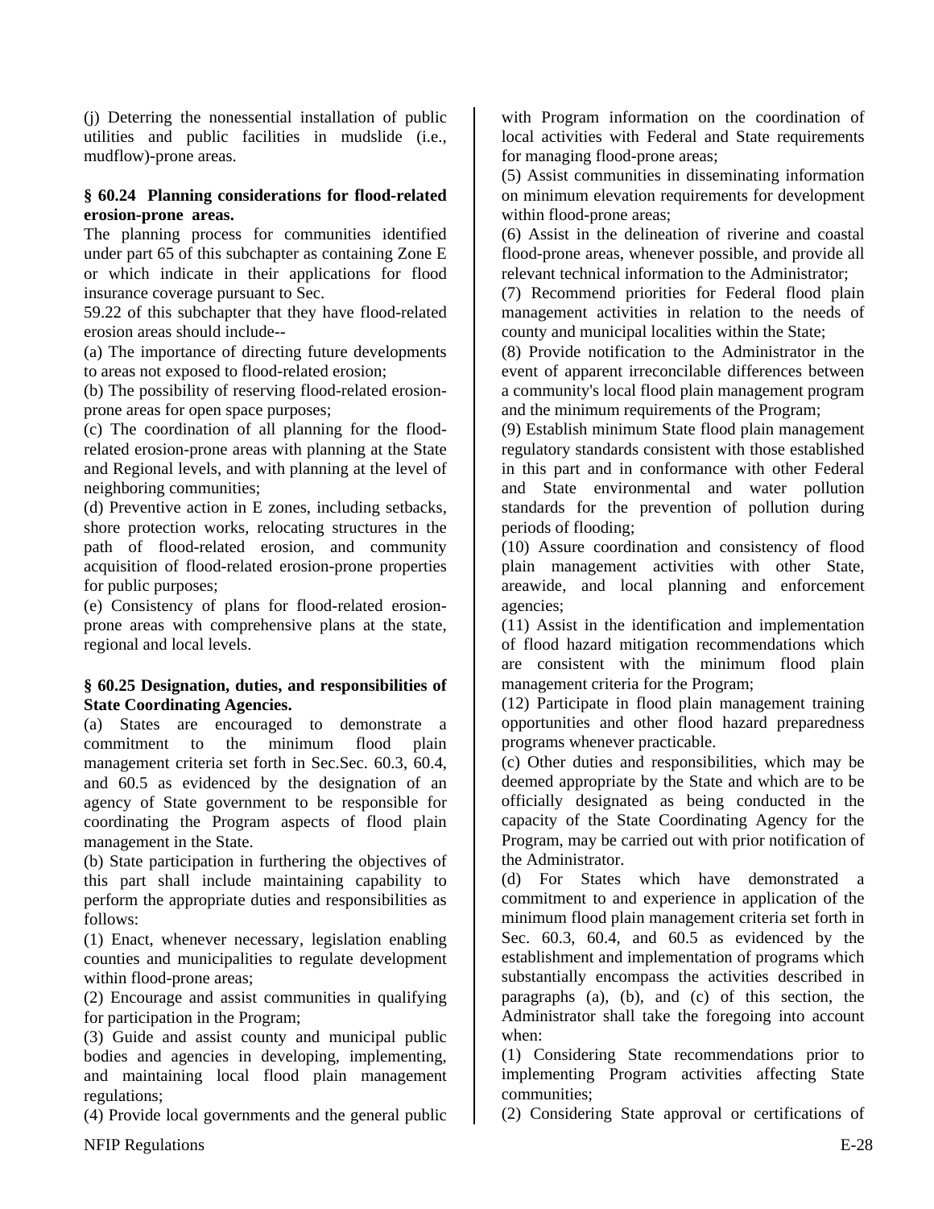(j) Deterring the nonessential installation of public utilities and public facilities in mudslide (i.e., mudflow)-prone areas.

**§ 60.24 Planning considerations for flood-related erosion-prone areas.**

The planning process for communities identified under part 65 of this subchapter as containing Zone E or which indicate in their applications for flood insurance coverage pursuant to Sec. 59.22 of this subchapter that they have flood-related erosion areas should include--

(a) The importance of directing future developments to areas not exposed to flood-related erosion;

(b) The possibility of reserving flood-related erosion-prone areas for open space purposes;

(c) The coordination of all planning for the flood-related erosion-prone areas with planning at the State and Regional levels, and with planning at the level of neighboring communities;

(d) Preventive action in E zones, including setbacks, shore protection works, relocating structures in the path of flood-related erosion, and community acquisition of flood-related erosion-prone properties for public purposes;

(e) Consistency of plans for flood-related erosion-prone areas with comprehensive plans at the state, regional and local levels.

**§ 60.25 Designation, duties, and responsibilities of State Coordinating Agencies.**

(a) States are encouraged to demonstrate a commitment to the minimum flood plain management criteria set forth in Sec.Sec. 60.3, 60.4, and 60.5 as evidenced by the designation of an agency of State government to be responsible for coordinating the Program aspects of flood plain management in the State.

(b) State participation in furthering the objectives of this part shall include maintaining capability to perform the appropriate duties and responsibilities as follows:

(1) Enact, whenever necessary, legislation enabling counties and municipalities to regulate development within flood-prone areas;

(2) Encourage and assist communities in qualifying for participation in the Program;

(3) Guide and assist county and municipal public bodies and agencies in developing, implementing, and maintaining local flood plain management regulations;

(4) Provide local governments and the general public with Program information on the coordination of local activities with Federal and State requirements for managing flood-prone areas;

(5) Assist communities in disseminating information on minimum elevation requirements for development within flood-prone areas;

(6) Assist in the delineation of riverine and coastal flood-prone areas, whenever possible, and provide all relevant technical information to the Administrator;

(7) Recommend priorities for Federal flood plain management activities in relation to the needs of county and municipal localities within the State;

(8) Provide notification to the Administrator in the event of apparent irreconcilable differences between a community's local flood plain management program and the minimum requirements of the Program;

(9) Establish minimum State flood plain management regulatory standards consistent with those established in this part and in conformance with other Federal and State environmental and water pollution standards for the prevention of pollution during periods of flooding;

(10) Assure coordination and consistency of flood plain management activities with other State, areawide, and local planning and enforcement agencies;

(11) Assist in the identification and implementation of flood hazard mitigation recommendations which are consistent with the minimum flood plain management criteria for the Program;

(12) Participate in flood plain management training opportunities and other flood hazard preparedness programs whenever practicable.

(c) Other duties and responsibilities, which may be deemed appropriate by the State and which are to be officially designated as being conducted in the capacity of the State Coordinating Agency for the Program, may be carried out with prior notification of the Administrator.

(d) For States which have demonstrated a commitment to and experience in application of the minimum flood plain management criteria set forth in Sec. 60.3, 60.4, and 60.5 as evidenced by the establishment and implementation of programs which substantially encompass the activities described in paragraphs (a), (b), and (c) of this section, the Administrator shall take the foregoing into account when:

(1) Considering State recommendations prior to implementing Program activities affecting State communities;

(2) Considering State approval or certifications of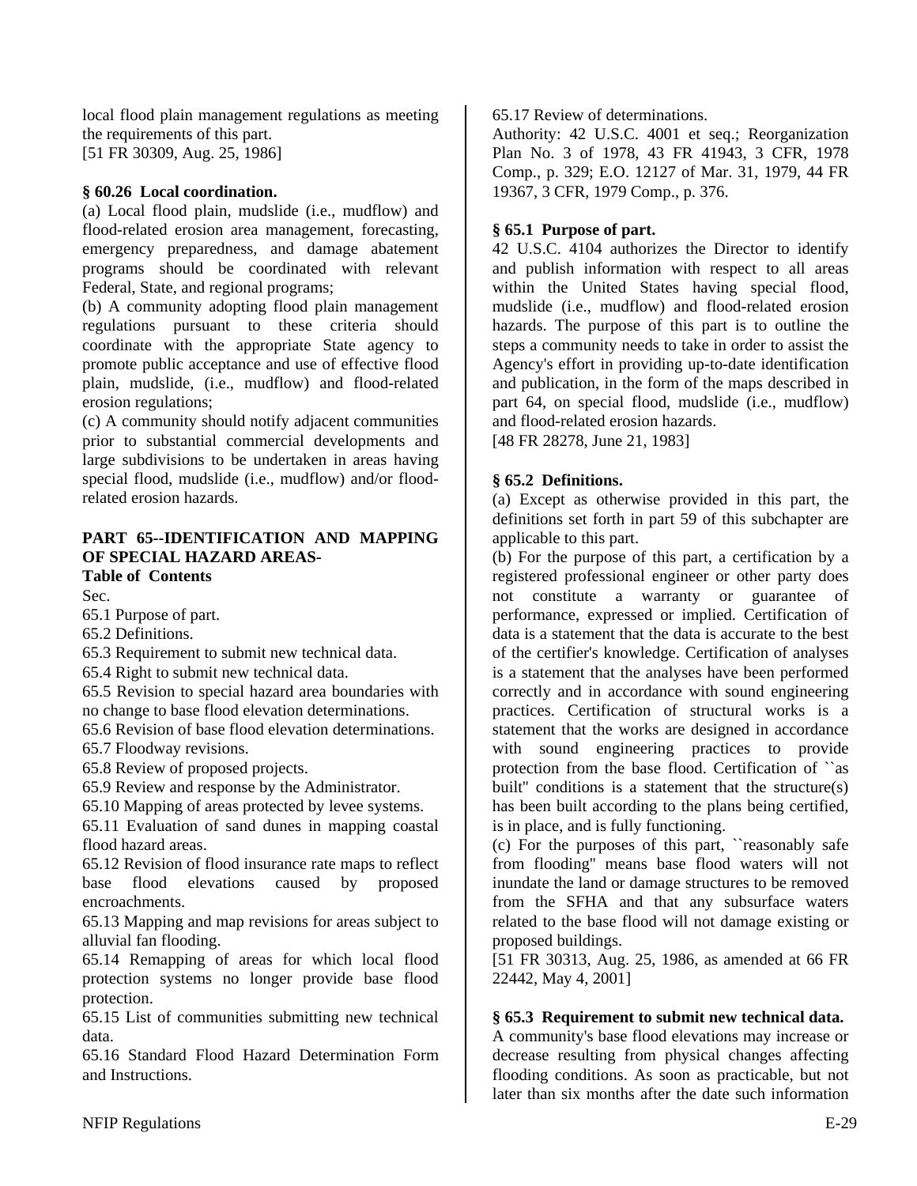local flood plain management regulations as meeting the requirements of this part.
[51 FR 30309, Aug. 25, 1986]

**§ 60.26 Local coordination.**

(a) Local flood plain, mudslide (i.e., mudflow) and flood-related erosion area management, forecasting, emergency preparedness, and damage abatement programs should be coordinated with relevant Federal, State, and regional programs;

(b) A community adopting flood plain management regulations pursuant to these criteria should coordinate with the appropriate State agency to promote public acceptance and use of effective flood plain, mudslide, (i.e., mudflow) and flood-related erosion regulations;

(c) A community should notify adjacent communities prior to substantial commercial developments and large subdivisions to be undertaken in areas having special flood, mudslide (i.e., mudflow) and/or flood-related erosion hazards.

## PART 65--IDENTIFICATION AND MAPPING OF SPECIAL HAZARD AREAS-

**Table of Contents**

Sec.

65.1 Purpose of part.

65.2 Definitions.

65.3 Requirement to submit new technical data.

65.4 Right to submit new technical data.

65.5 Revision to special hazard area boundaries with no change to base flood elevation determinations.

65.6 Revision of base flood elevation determinations.

65.7 Floodway revisions.

65.8 Review of proposed projects.

65.9 Review and response by the Administrator.

65.10 Mapping of areas protected by levee systems.

65.11 Evaluation of sand dunes in mapping coastal flood hazard areas.

65.12 Revision of flood insurance rate maps to reflect base flood elevations caused by proposed encroachments.

65.13 Mapping and map revisions for areas subject to alluvial fan flooding.

65.14 Remapping of areas for which local flood protection systems no longer provide base flood protection.

65.15 List of communities submitting new technical data.

65.16 Standard Flood Hazard Determination Form and Instructions.

65.17 Review of determinations.

Authority: 42 U.S.C. 4001 et seq.; Reorganization Plan No. 3 of 1978, 43 FR 41943, 3 CFR, 1978 Comp., p. 329; E.O. 12127 of Mar. 31, 1979, 44 FR 19367, 3 CFR, 1979 Comp., p. 376.

**§ 65.1 Purpose of part.**

42 U.S.C. 4104 authorizes the Director to identify and publish information with respect to all areas within the United States having special flood, mudslide (i.e., mudflow) and flood-related erosion hazards. The purpose of this part is to outline the steps a community needs to take in order to assist the Agency's effort in providing up-to-date identification and publication, in the form of the maps described in part 64, on special flood, mudslide (i.e., mudflow) and flood-related erosion hazards.
[48 FR 28278, June 21, 1983]

**§ 65.2 Definitions.**

(a) Except as otherwise provided in this part, the definitions set forth in part 59 of this subchapter are applicable to this part.

(b) For the purpose of this part, a certification by a registered professional engineer or other party does not constitute a warranty or guarantee of performance, expressed or implied. Certification of data is a statement that the data is accurate to the best of the certifier's knowledge. Certification of analyses is a statement that the analyses have been performed correctly and in accordance with sound engineering practices. Certification of structural works is a statement that the works are designed in accordance with sound engineering practices to provide protection from the base flood. Certification of ``as built'' conditions is a statement that the structure(s) has been built according to the plans being certified, is in place, and is fully functioning.

(c) For the purposes of this part, ``reasonably safe from flooding'' means base flood waters will not inundate the land or damage structures to be removed from the SFHA and that any subsurface waters related to the base flood will not damage existing or proposed buildings.
[51 FR 30313, Aug. 25, 1986, as amended at 66 FR 22442, May 4, 2001]

**§ 65.3 Requirement to submit new technical data.**

A community's base flood elevations may increase or decrease resulting from physical changes affecting flooding conditions. As soon as practicable, but not later than six months after the date such information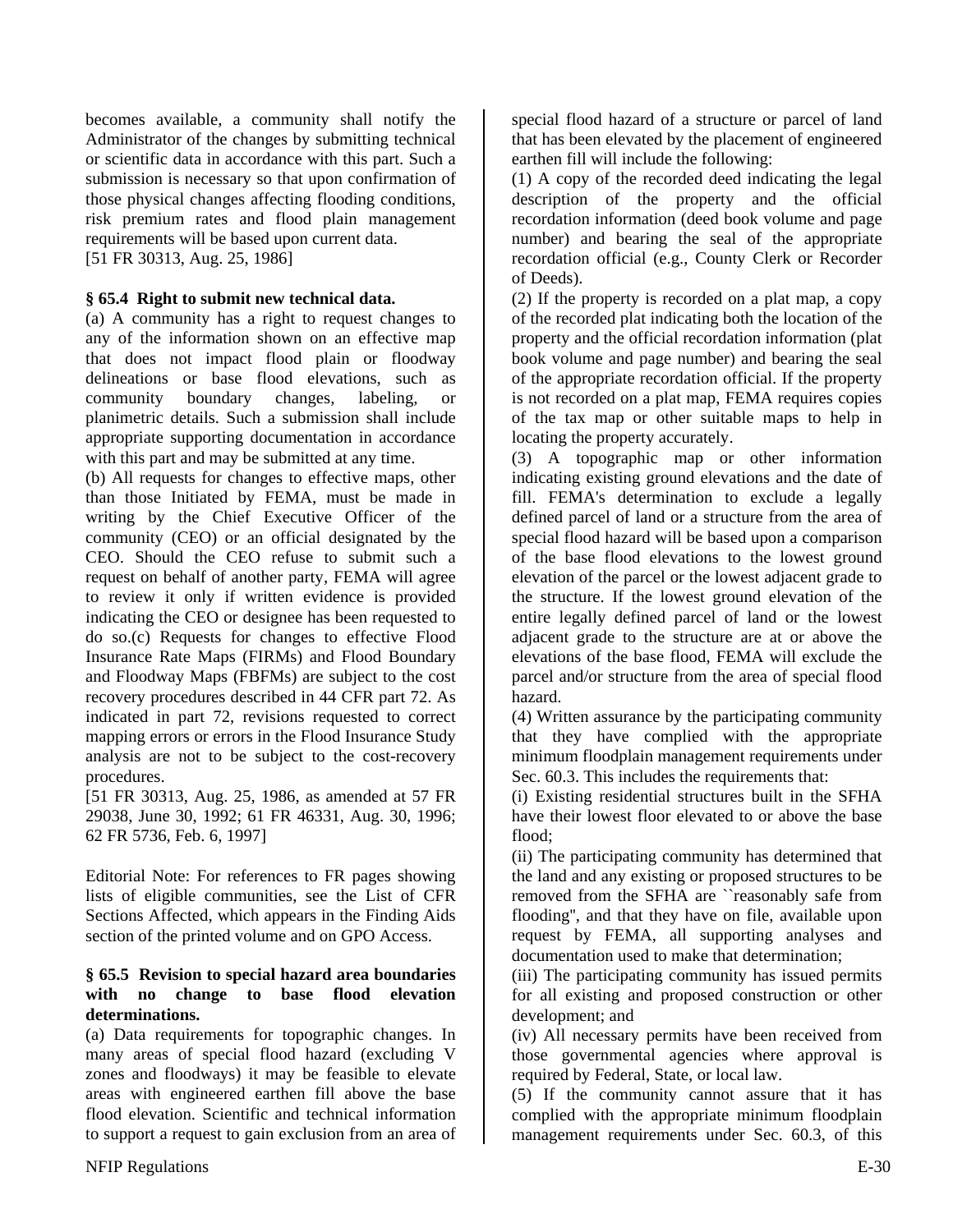becomes available, a community shall notify the Administrator of the changes by submitting technical or scientific data in accordance with this part. Such a submission is necessary so that upon confirmation of those physical changes affecting flooding conditions, risk premium rates and flood plain management requirements will be based upon current data.
[51 FR 30313, Aug. 25, 1986]

**§ 65.4 Right to submit new technical data.**

(a) A community has a right to request changes to any of the information shown on an effective map that does not impact flood plain or floodway delineations or base flood elevations, such as community boundary changes, labeling, or planimetric details. Such a submission shall include appropriate supporting documentation in accordance with this part and may be submitted at any time.

(b) All requests for changes to effective maps, other than those Initiated by FEMA, must be made in writing by the Chief Executive Officer of the community (CEO) or an official designated by the CEO. Should the CEO refuse to submit such a request on behalf of another party, FEMA will agree to review it only if written evidence is provided indicating the CEO or designee has been requested to do so.(c) Requests for changes to effective Flood Insurance Rate Maps (FIRMs) and Flood Boundary and Floodway Maps (FBFMs) are subject to the cost recovery procedures described in 44 CFR part 72. As indicated in part 72, revisions requested to correct mapping errors or errors in the Flood Insurance Study analysis are not to be subject to the cost-recovery procedures.

[51 FR 30313, Aug. 25, 1986, as amended at 57 FR 29038, June 30, 1992; 61 FR 46331, Aug. 30, 1996; 62 FR 5736, Feb. 6, 1997]

Editorial Note: For references to FR pages showing lists of eligible communities, see the List of CFR Sections Affected, which appears in the Finding Aids section of the printed volume and on GPO Access.

**§ 65.5 Revision to special hazard area boundaries with no change to base flood elevation determinations.**

(a) Data requirements for topographic changes. In many areas of special flood hazard (excluding V zones and floodways) it may be feasible to elevate areas with engineered earthen fill above the base flood elevation. Scientific and technical information to support a request to gain exclusion from an area of special flood hazard of a structure or parcel of land that has been elevated by the placement of engineered earthen fill will include the following:

(1) A copy of the recorded deed indicating the legal description of the property and the official recordation information (deed book volume and page number) and bearing the seal of the appropriate recordation official (e.g., County Clerk or Recorder of Deeds).

(2) If the property is recorded on a plat map, a copy of the recorded plat indicating both the location of the property and the official recordation information (plat book volume and page number) and bearing the seal of the appropriate recordation official. If the property is not recorded on a plat map, FEMA requires copies of the tax map or other suitable maps to help in locating the property accurately.

(3) A topographic map or other information indicating existing ground elevations and the date of fill. FEMA's determination to exclude a legally defined parcel of land or a structure from the area of special flood hazard will be based upon a comparison of the base flood elevations to the lowest ground elevation of the parcel or the lowest adjacent grade to the structure. If the lowest ground elevation of the entire legally defined parcel of land or the lowest adjacent grade to the structure are at or above the elevations of the base flood, FEMA will exclude the parcel and/or structure from the area of special flood hazard.

(4) Written assurance by the participating community that they have complied with the appropriate minimum floodplain management requirements under Sec. 60.3. This includes the requirements that:

(i) Existing residential structures built in the SFHA have their lowest floor elevated to or above the base flood;

(ii) The participating community has determined that the land and any existing or proposed structures to be removed from the SFHA are ``reasonably safe from flooding'', and that they have on file, available upon request by FEMA, all supporting analyses and documentation used to make that determination;

(iii) The participating community has issued permits for all existing and proposed construction or other development; and

(iv) All necessary permits have been received from those governmental agencies where approval is required by Federal, State, or local law.

(5) If the community cannot assure that it has complied with the appropriate minimum floodplain management requirements under Sec. 60.3, of this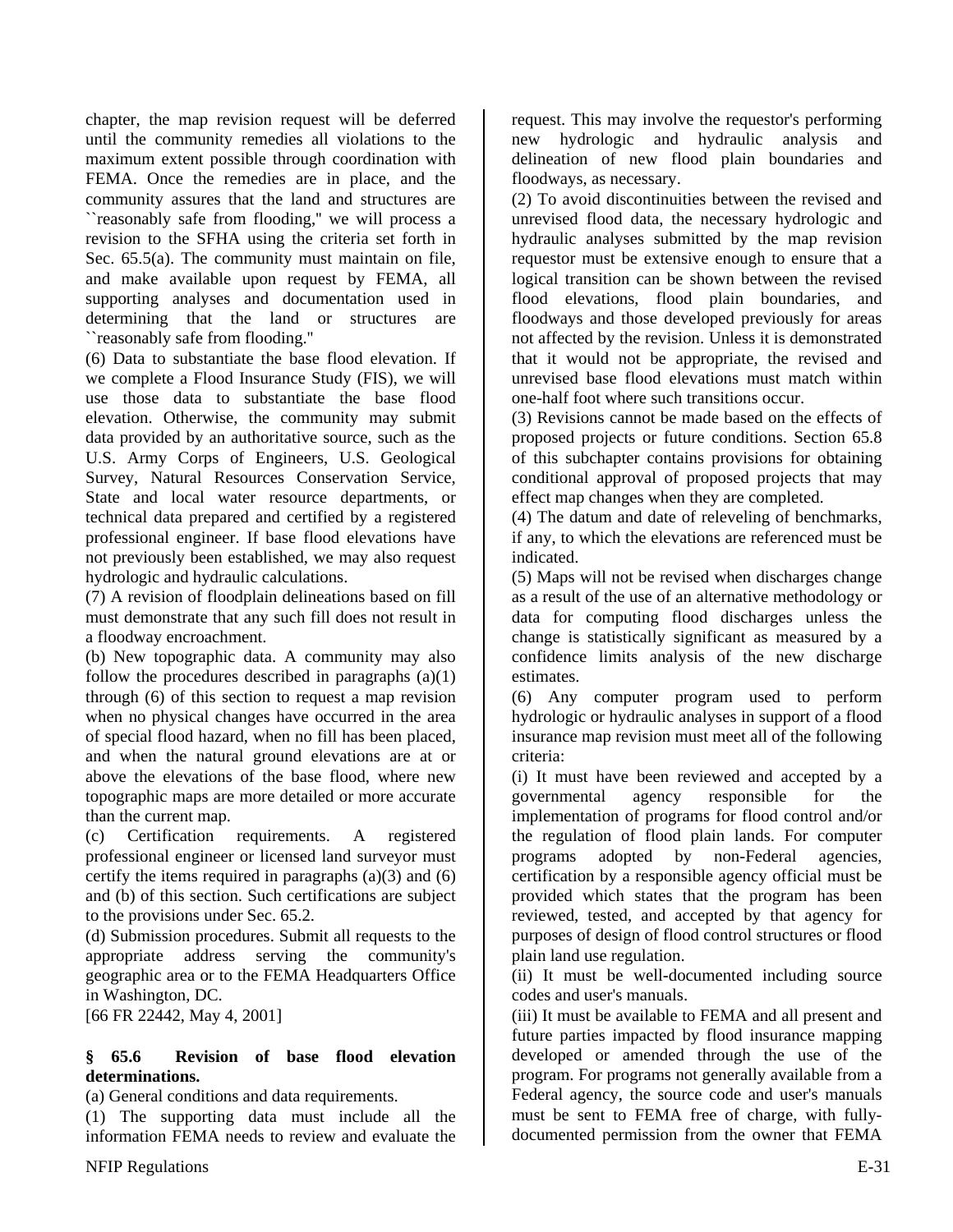chapter, the map revision request will be deferred until the community remedies all violations to the maximum extent possible through coordination with FEMA. Once the remedies are in place, and the community assures that the land and structures are ``reasonably safe from flooding,'' we will process a revision to the SFHA using the criteria set forth in Sec. 65.5(a). The community must maintain on file, and make available upon request by FEMA, all supporting analyses and documentation used in determining that the land or structures are ``reasonably safe from flooding.''

(6) Data to substantiate the base flood elevation. If we complete a Flood Insurance Study (FIS), we will use those data to substantiate the base flood elevation. Otherwise, the community may submit data provided by an authoritative source, such as the U.S. Army Corps of Engineers, U.S. Geological Survey, Natural Resources Conservation Service, State and local water resource departments, or technical data prepared and certified by a registered professional engineer. If base flood elevations have not previously been established, we may also request hydrologic and hydraulic calculations.

(7) A revision of floodplain delineations based on fill must demonstrate that any such fill does not result in a floodway encroachment.

(b) New topographic data. A community may also follow the procedures described in paragraphs (a)(1) through (6) of this section to request a map revision when no physical changes have occurred in the area of special flood hazard, when no fill has been placed, and when the natural ground elevations are at or above the elevations of the base flood, where new topographic maps are more detailed or more accurate than the current map.

(c) Certification requirements. A registered professional engineer or licensed land surveyor must certify the items required in paragraphs (a)(3) and (6) and (b) of this section. Such certifications are subject to the provisions under Sec. 65.2.

(d) Submission procedures. Submit all requests to the appropriate address serving the community's geographic area or to the FEMA Headquarters Office in Washington, DC.

[66 FR 22442, May 4, 2001]

### § 65.6 Revision of base flood elevation determinations.

(a) General conditions and data requirements.

(1) The supporting data must include all the information FEMA needs to review and evaluate the request. This may involve the requestor's performing new hydrologic and hydraulic analysis and delineation of new flood plain boundaries and floodways, as necessary.

(2) To avoid discontinuities between the revised and unrevised flood data, the necessary hydrologic and hydraulic analyses submitted by the map revision requestor must be extensive enough to ensure that a logical transition can be shown between the revised flood elevations, flood plain boundaries, and floodways and those developed previously for areas not affected by the revision. Unless it is demonstrated that it would not be appropriate, the revised and unrevised base flood elevations must match within one-half foot where such transitions occur.

(3) Revisions cannot be made based on the effects of proposed projects or future conditions. Section 65.8 of this subchapter contains provisions for obtaining conditional approval of proposed projects that may effect map changes when they are completed.

(4) The datum and date of releveling of benchmarks, if any, to which the elevations are referenced must be indicated.

(5) Maps will not be revised when discharges change as a result of the use of an alternative methodology or data for computing flood discharges unless the change is statistically significant as measured by a confidence limits analysis of the new discharge estimates.

(6) Any computer program used to perform hydrologic or hydraulic analyses in support of a flood insurance map revision must meet all of the following criteria:

(i) It must have been reviewed and accepted by a governmental agency responsible for the implementation of programs for flood control and/or the regulation of flood plain lands. For computer programs adopted by non-Federal agencies, certification by a responsible agency official must be provided which states that the program has been reviewed, tested, and accepted by that agency for purposes of design of flood control structures or flood plain land use regulation.

(ii) It must be well-documented including source codes and user's manuals.

(iii) It must be available to FEMA and all present and future parties impacted by flood insurance mapping developed or amended through the use of the program. For programs not generally available from a Federal agency, the source code and user's manuals must be sent to FEMA free of charge, with fully-documented permission from the owner that FEMA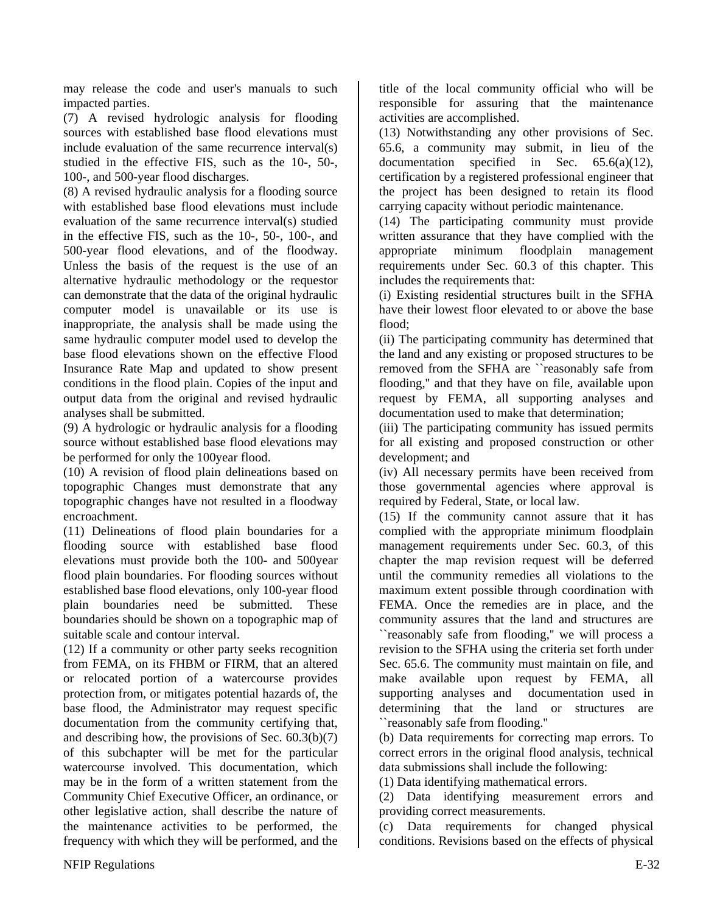may release the code and user's manuals to such impacted parties.

(7) A revised hydrologic analysis for flooding sources with established base flood elevations must include evaluation of the same recurrence interval(s) studied in the effective FIS, such as the 10-, 50-, 100-, and 500-year flood discharges.

(8) A revised hydraulic analysis for a flooding source with established base flood elevations must include evaluation of the same recurrence interval(s) studied in the effective FIS, such as the 10-, 50-, 100-, and 500-year flood elevations, and of the floodway. Unless the basis of the request is the use of an alternative hydraulic methodology or the requestor can demonstrate that the data of the original hydraulic computer model is unavailable or its use is inappropriate, the analysis shall be made using the same hydraulic computer model used to develop the base flood elevations shown on the effective Flood Insurance Rate Map and updated to show present conditions in the flood plain. Copies of the input and output data from the original and revised hydraulic analyses shall be submitted.

(9) A hydrologic or hydraulic analysis for a flooding source without established base flood elevations may be performed for only the 100year flood.

(10) A revision of flood plain delineations based on topographic Changes must demonstrate that any topographic changes have not resulted in a floodway encroachment.

(11) Delineations of flood plain boundaries for a flooding source with established base flood elevations must provide both the 100- and 500year flood plain boundaries. For flooding sources without established base flood elevations, only 100-year flood plain boundaries need be submitted. These boundaries should be shown on a topographic map of suitable scale and contour interval.

(12) If a community or other party seeks recognition from FEMA, on its FHBM or FIRM, that an altered or relocated portion of a watercourse provides protection from, or mitigates potential hazards of, the base flood, the Administrator may request specific documentation from the community certifying that, and describing how, the provisions of Sec. 60.3(b)(7) of this subchapter will be met for the particular watercourse involved. This documentation, which may be in the form of a written statement from the Community Chief Executive Officer, an ordinance, or other legislative action, shall describe the nature of the maintenance activities to be performed, the frequency with which they will be performed, and the title of the local community official who will be responsible for assuring that the maintenance activities are accomplished.

(13) Notwithstanding any other provisions of Sec. 65.6, a community may submit, in lieu of the documentation specified in Sec. 65.6(a)(12), certification by a registered professional engineer that the project has been designed to retain its flood carrying capacity without periodic maintenance.

(14) The participating community must provide written assurance that they have complied with the appropriate minimum floodplain management requirements under Sec. 60.3 of this chapter. This includes the requirements that:

(i) Existing residential structures built in the SFHA have their lowest floor elevated to or above the base flood;

(ii) The participating community has determined that the land and any existing or proposed structures to be removed from the SFHA are ``reasonably safe from flooding,'' and that they have on file, available upon request by FEMA, all supporting analyses and documentation used to make that determination;

(iii) The participating community has issued permits for all existing and proposed construction or other development; and

(iv) All necessary permits have been received from those governmental agencies where approval is required by Federal, State, or local law.

(15) If the community cannot assure that it has complied with the appropriate minimum floodplain management requirements under Sec. 60.3, of this chapter the map revision request will be deferred until the community remedies all violations to the maximum extent possible through coordination with FEMA. Once the remedies are in place, and the community assures that the land and structures are ``reasonably safe from flooding,'' we will process a revision to the SFHA using the criteria set forth under Sec. 65.6. The community must maintain on file, and make available upon request by FEMA, all supporting analyses and documentation used in determining that the land or structures are ``reasonably safe from flooding.''

(b) Data requirements for correcting map errors. To correct errors in the original flood analysis, technical data submissions shall include the following:

(1) Data identifying mathematical errors.

(2) Data identifying measurement errors and providing correct measurements.

(c) Data requirements for changed physical conditions. Revisions based on the effects of physical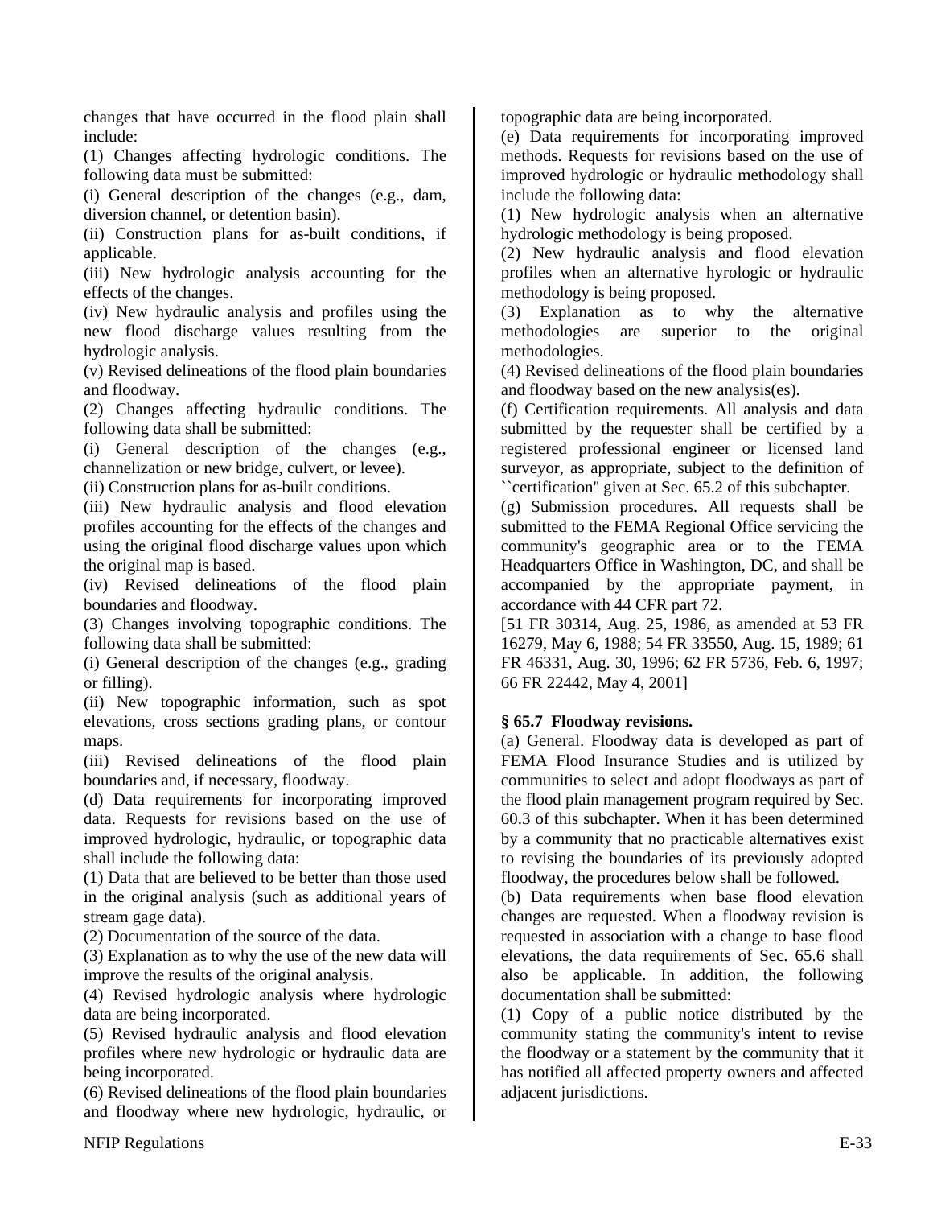changes that have occurred in the flood plain shall include:

(1) Changes affecting hydrologic conditions. The following data must be submitted:

(i) General description of the changes (e.g., dam, diversion channel, or detention basin).

(ii) Construction plans for as-built conditions, if applicable.

(iii) New hydrologic analysis accounting for the effects of the changes.

(iv) New hydraulic analysis and profiles using the new flood discharge values resulting from the hydrologic analysis.

(v) Revised delineations of the flood plain boundaries and floodway.

(2) Changes affecting hydraulic conditions. The following data shall be submitted:

(i) General description of the changes (e.g., channelization or new bridge, culvert, or levee).

(ii) Construction plans for as-built conditions.

(iii) New hydraulic analysis and flood elevation profiles accounting for the effects of the changes and using the original flood discharge values upon which the original map is based.

(iv) Revised delineations of the flood plain boundaries and floodway.

(3) Changes involving topographic conditions. The following data shall be submitted:

(i) General description of the changes (e.g., grading or filling).

(ii) New topographic information, such as spot elevations, cross sections grading plans, or contour maps.

(iii) Revised delineations of the flood plain boundaries and, if necessary, floodway.

(d) Data requirements for incorporating improved data. Requests for revisions based on the use of improved hydrologic, hydraulic, or topographic data shall include the following data:

(1) Data that are believed to be better than those used in the original analysis (such as additional years of stream gage data).

(2) Documentation of the source of the data.

(3) Explanation as to why the use of the new data will improve the results of the original analysis.

(4) Revised hydrologic analysis where hydrologic data are being incorporated.

(5) Revised hydraulic analysis and flood elevation profiles where new hydrologic or hydraulic data are being incorporated.

(6) Revised delineations of the flood plain boundaries and floodway where new hydrologic, hydraulic, or topographic data are being incorporated.

(e) Data requirements for incorporating improved methods. Requests for revisions based on the use of improved hydrologic or hydraulic methodology shall include the following data:

(1) New hydrologic analysis when an alternative hydrologic methodology is being proposed.

(2) New hydraulic analysis and flood elevation profiles when an alternative hyrologic or hydraulic methodology is being proposed.

(3) Explanation as to why the alternative methodologies are superior to the original methodologies.

(4) Revised delineations of the flood plain boundaries and floodway based on the new analysis(es).

(f) Certification requirements. All analysis and data submitted by the requester shall be certified by a registered professional engineer or licensed land surveyor, as appropriate, subject to the definition of ``certification'' given at Sec. 65.2 of this subchapter.

(g) Submission procedures. All requests shall be submitted to the FEMA Regional Office servicing the community's geographic area or to the FEMA Headquarters Office in Washington, DC, and shall be accompanied by the appropriate payment, in accordance with 44 CFR part 72.

[51 FR 30314, Aug. 25, 1986, as amended at 53 FR 16279, May 6, 1988; 54 FR 33550, Aug. 15, 1989; 61 FR 46331, Aug. 30, 1996; 62 FR 5736, Feb. 6, 1997; 66 FR 22442, May 4, 2001]

### § 65.7 Floodway revisions.

(a) General. Floodway data is developed as part of FEMA Flood Insurance Studies and is utilized by communities to select and adopt floodways as part of the flood plain management program required by Sec. 60.3 of this subchapter. When it has been determined by a community that no practicable alternatives exist to revising the boundaries of its previously adopted floodway, the procedures below shall be followed.

(b) Data requirements when base flood elevation changes are requested. When a floodway revision is requested in association with a change to base flood elevations, the data requirements of Sec. 65.6 shall also be applicable. In addition, the following documentation shall be submitted:

(1) Copy of a public notice distributed by the community stating the community's intent to revise the floodway or a statement by the community that it has notified all affected property owners and affected adjacent jurisdictions.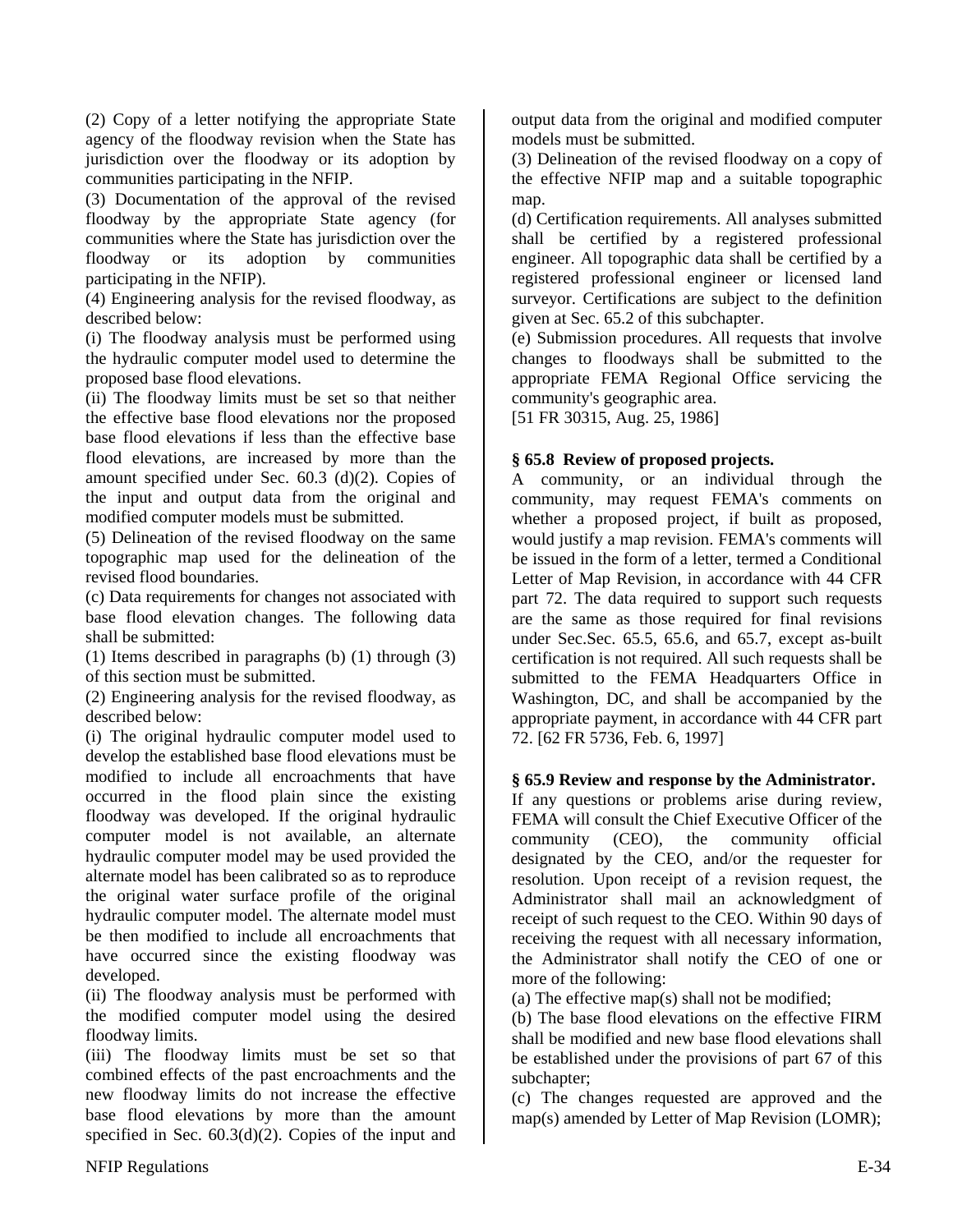(2) Copy of a letter notifying the appropriate State agency of the floodway revision when the State has jurisdiction over the floodway or its adoption by communities participating in the NFIP.

(3) Documentation of the approval of the revised floodway by the appropriate State agency (for communities where the State has jurisdiction over the floodway or its adoption by communities participating in the NFIP).

(4) Engineering analysis for the revised floodway, as described below:

(i) The floodway analysis must be performed using the hydraulic computer model used to determine the proposed base flood elevations.

(ii) The floodway limits must be set so that neither the effective base flood elevations nor the proposed base flood elevations if less than the effective base flood elevations, are increased by more than the amount specified under Sec. 60.3 (d)(2). Copies of the input and output data from the original and modified computer models must be submitted.

(5) Delineation of the revised floodway on the same topographic map used for the delineation of the revised flood boundaries.

(c) Data requirements for changes not associated with base flood elevation changes. The following data shall be submitted:

(1) Items described in paragraphs (b) (1) through (3) of this section must be submitted.

(2) Engineering analysis for the revised floodway, as described below:

(i) The original hydraulic computer model used to develop the established base flood elevations must be modified to include all encroachments that have occurred in the flood plain since the existing floodway was developed. If the original hydraulic computer model is not available, an alternate hydraulic computer model may be used provided the alternate model has been calibrated so as to reproduce the original water surface profile of the original hydraulic computer model. The alternate model must be then modified to include all encroachments that have occurred since the existing floodway was developed.

(ii) The floodway analysis must be performed with the modified computer model using the desired floodway limits.

(iii) The floodway limits must be set so that combined effects of the past encroachments and the new floodway limits do not increase the effective base flood elevations by more than the amount specified in Sec. 60.3(d)(2). Copies of the input and output data from the original and modified computer models must be submitted.

(3) Delineation of the revised floodway on a copy of the effective NFIP map and a suitable topographic map.

(d) Certification requirements. All analyses submitted shall be certified by a registered professional engineer. All topographic data shall be certified by a registered professional engineer or licensed land surveyor. Certifications are subject to the definition given at Sec. 65.2 of this subchapter.

(e) Submission procedures. All requests that involve changes to floodways shall be submitted to the appropriate FEMA Regional Office servicing the community's geographic area.

[51 FR 30315, Aug. 25, 1986]

### § 65.8 Review of proposed projects.

A community, or an individual through the community, may request FEMA's comments on whether a proposed project, if built as proposed, would justify a map revision. FEMA's comments will be issued in the form of a letter, termed a Conditional Letter of Map Revision, in accordance with 44 CFR part 72. The data required to support such requests are the same as those required for final revisions under Sec.Sec. 65.5, 65.6, and 65.7, except as-built certification is not required. All such requests shall be submitted to the FEMA Headquarters Office in Washington, DC, and shall be accompanied by the appropriate payment, in accordance with 44 CFR part 72. [62 FR 5736, Feb. 6, 1997]

### § 65.9 Review and response by the Administrator.

If any questions or problems arise during review, FEMA will consult the Chief Executive Officer of the community (CEO), the community official designated by the CEO, and/or the requester for resolution. Upon receipt of a revision request, the Administrator shall mail an acknowledgment of receipt of such request to the CEO. Within 90 days of receiving the request with all necessary information, the Administrator shall notify the CEO of one or more of the following:

(a) The effective map(s) shall not be modified;

(b) The base flood elevations on the effective FIRM shall be modified and new base flood elevations shall be established under the provisions of part 67 of this subchapter;

(c) The changes requested are approved and the map(s) amended by Letter of Map Revision (LOMR);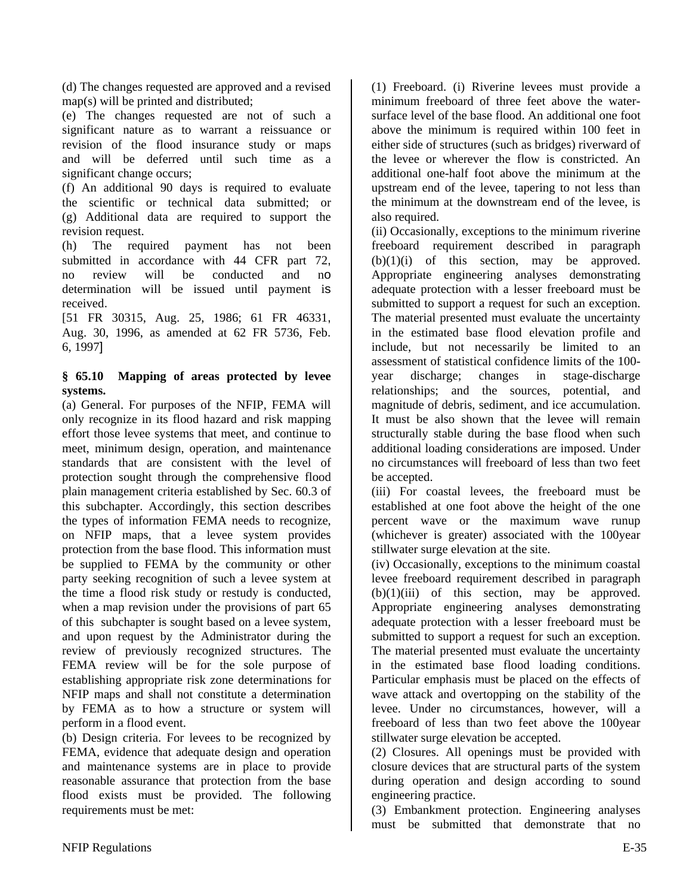(d) The changes requested are approved and a revised map(s) will be printed and distributed;

(e) The changes requested are not of such a significant nature as to warrant a reissuance or revision of the flood insurance study or maps and will be deferred until such time as a significant change occurs;

(f) An additional 90 days is required to evaluate the scientific or technical data submitted; or

(g) Additional data are required to support the revision request.

(h) The required payment has not been submitted in accordance with 44 CFR part 72, no review will be conducted and no determination will be issued until payment is received.

[51 FR 30315, Aug. 25, 1986; 61 FR 46331, Aug. 30, 1996, as amended at 62 FR 5736, Feb. 6, 1997]

**§ 65.10 Mapping of areas protected by levee systems.**

(a) General. For purposes of the NFIP, FEMA will only recognize in its flood hazard and risk mapping effort those levee systems that meet, and continue to meet, minimum design, operation, and maintenance standards that are consistent with the level of protection sought through the comprehensive flood plain management criteria established by Sec. 60.3 of this subchapter. Accordingly, this section describes the types of information FEMA needs to recognize, on NFIP maps, that a levee system provides protection from the base flood. This information must be supplied to FEMA by the community or other party seeking recognition of such a levee system at the time a flood risk study or restudy is conducted, when a map revision under the provisions of part 65 of this subchapter is sought based on a levee system, and upon request by the Administrator during the review of previously recognized structures. The FEMA review will be for the sole purpose of establishing appropriate risk zone determinations for NFIP maps and shall not constitute a determination by FEMA as to how a structure or system will perform in a flood event.

(b) Design criteria. For levees to be recognized by FEMA, evidence that adequate design and operation and maintenance systems are in place to provide reasonable assurance that protection from the base flood exists must be provided. The following requirements must be met:

(1) Freeboard. (i) Riverine levees must provide a minimum freeboard of three feet above the water-surface level of the base flood. An additional one foot above the minimum is required within 100 feet in either side of structures (such as bridges) riverward of the levee or wherever the flow is constricted. An additional one-half foot above the minimum at the upstream end of the levee, tapering to not less than the minimum at the downstream end of the levee, is also required.

(ii) Occasionally, exceptions to the minimum riverine freeboard requirement described in paragraph (b)(1)(i) of this section, may be approved. Appropriate engineering analyses demonstrating adequate protection with a lesser freeboard must be submitted to support a request for such an exception. The material presented must evaluate the uncertainty in the estimated base flood elevation profile and include, but not necessarily be limited to an assessment of statistical confidence limits of the 100-year discharge; changes in stage-discharge relationships; and the sources, potential, and magnitude of debris, sediment, and ice accumulation. It must be also shown that the levee will remain structurally stable during the base flood when such additional loading considerations are imposed. Under no circumstances will freeboard of less than two feet be accepted.

(iii) For coastal levees, the freeboard must be established at one foot above the height of the one percent wave or the maximum wave runup (whichever is greater) associated with the 100year stillwater surge elevation at the site.

(iv) Occasionally, exceptions to the minimum coastal levee freeboard requirement described in paragraph (b)(1)(iii) of this section, may be approved. Appropriate engineering analyses demonstrating adequate protection with a lesser freeboard must be submitted to support a request for such an exception. The material presented must evaluate the uncertainty in the estimated base flood loading conditions. Particular emphasis must be placed on the effects of wave attack and overtopping on the stability of the levee. Under no circumstances, however, will a freeboard of less than two feet above the 100year stillwater surge elevation be accepted.

(2) Closures. All openings must be provided with closure devices that are structural parts of the system during operation and design according to sound engineering practice.

(3) Embankment protection. Engineering analyses must be submitted that demonstrate that no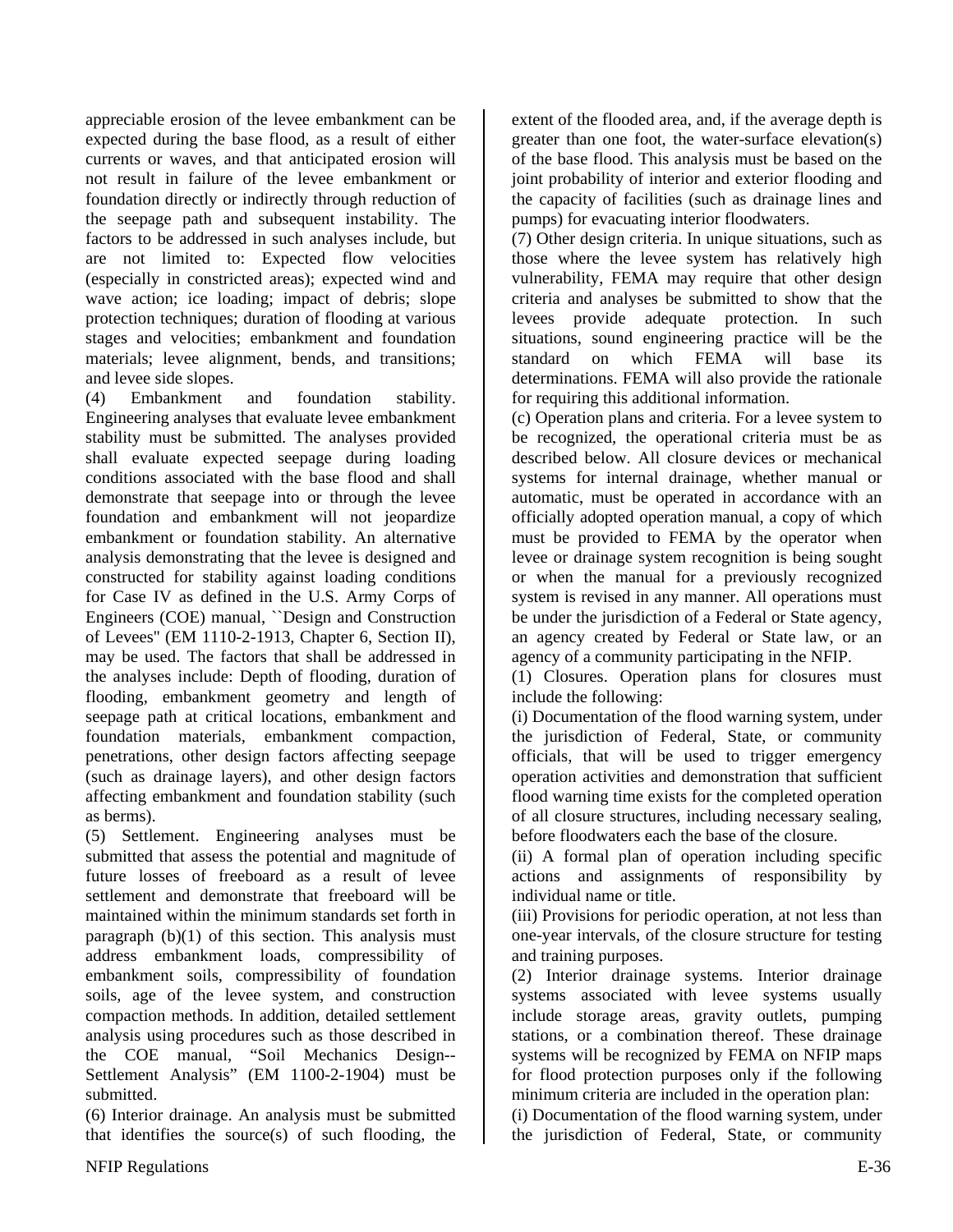appreciable erosion of the levee embankment can be expected during the base flood, as a result of either currents or waves, and that anticipated erosion will not result in failure of the levee embankment or foundation directly or indirectly through reduction of the seepage path and subsequent instability. The factors to be addressed in such analyses include, but are not limited to: Expected flow velocities (especially in constricted areas); expected wind and wave action; ice loading; impact of debris; slope protection techniques; duration of flooding at various stages and velocities; embankment and foundation materials; levee alignment, bends, and transitions; and levee side slopes.

(4) Embankment and foundation stability. Engineering analyses that evaluate levee embankment stability must be submitted. The analyses provided shall evaluate expected seepage during loading conditions associated with the base flood and shall demonstrate that seepage into or through the levee foundation and embankment will not jeopardize embankment or foundation stability. An alternative analysis demonstrating that the levee is designed and constructed for stability against loading conditions for Case IV as defined in the U.S. Army Corps of Engineers (COE) manual, ``Design and Construction of Levees'' (EM 1110-2-1913, Chapter 6, Section II), may be used. The factors that shall be addressed in the analyses include: Depth of flooding, duration of flooding, embankment geometry and length of seepage path at critical locations, embankment and foundation materials, embankment compaction, penetrations, other design factors affecting seepage (such as drainage layers), and other design factors affecting embankment and foundation stability (such as berms).

(5) Settlement. Engineering analyses must be submitted that assess the potential and magnitude of future losses of freeboard as a result of levee settlement and demonstrate that freeboard will be maintained within the minimum standards set forth in paragraph (b)(1) of this section. This analysis must address embankment loads, compressibility of embankment soils, compressibility of foundation soils, age of the levee system, and construction compaction methods. In addition, detailed settlement analysis using procedures such as those described in the COE manual, "Soil Mechanics Design--Settlement Analysis" (EM 1100-2-1904) must be submitted.

(6) Interior drainage. An analysis must be submitted that identifies the source(s) of such flooding, the extent of the flooded area, and, if the average depth is greater than one foot, the water-surface elevation(s) of the base flood. This analysis must be based on the joint probability of interior and exterior flooding and the capacity of facilities (such as drainage lines and pumps) for evacuating interior floodwaters.

(7) Other design criteria. In unique situations, such as those where the levee system has relatively high vulnerability, FEMA may require that other design criteria and analyses be submitted to show that the levees provide adequate protection. In such situations, sound engineering practice will be the standard on which FEMA will base its determinations. FEMA will also provide the rationale for requiring this additional information.

(c) Operation plans and criteria. For a levee system to be recognized, the operational criteria must be as described below. All closure devices or mechanical systems for internal drainage, whether manual or automatic, must be operated in accordance with an officially adopted operation manual, a copy of which must be provided to FEMA by the operator when levee or drainage system recognition is being sought or when the manual for a previously recognized system is revised in any manner. All operations must be under the jurisdiction of a Federal or State agency, an agency created by Federal or State law, or an agency of a community participating in the NFIP.

(1) Closures. Operation plans for closures must include the following:

(i) Documentation of the flood warning system, under the jurisdiction of Federal, State, or community officials, that will be used to trigger emergency operation activities and demonstration that sufficient flood warning time exists for the completed operation of all closure structures, including necessary sealing, before floodwaters each the base of the closure.

(ii) A formal plan of operation including specific actions and assignments of responsibility by individual name or title.

(iii) Provisions for periodic operation, at not less than one-year intervals, of the closure structure for testing and training purposes.

(2) Interior drainage systems. Interior drainage systems associated with levee systems usually include storage areas, gravity outlets, pumping stations, or a combination thereof. These drainage systems will be recognized by FEMA on NFIP maps for flood protection purposes only if the following minimum criteria are included in the operation plan:

(i) Documentation of the flood warning system, under the jurisdiction of Federal, State, or community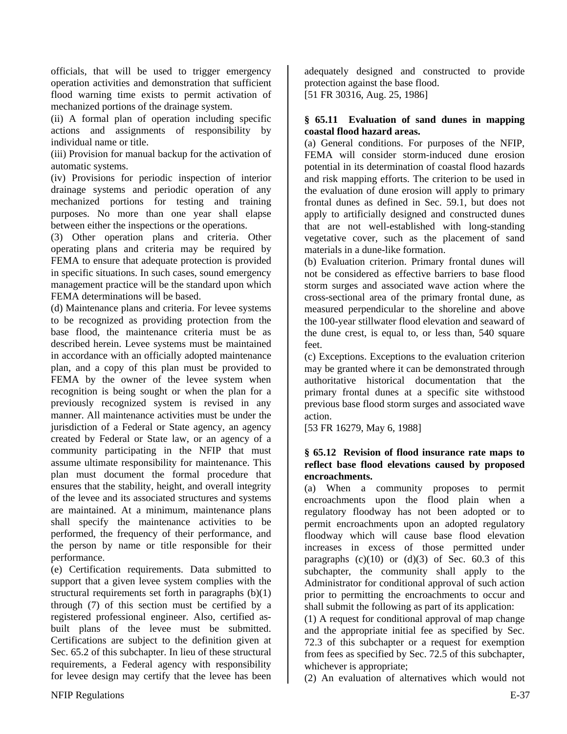officials, that will be used to trigger emergency operation activities and demonstration that sufficient flood warning time exists to permit activation of mechanized portions of the drainage system.

(ii) A formal plan of operation including specific actions and assignments of responsibility by individual name or title.

(iii) Provision for manual backup for the activation of automatic systems.

(iv) Provisions for periodic inspection of interior drainage systems and periodic operation of any mechanized portions for testing and training purposes. No more than one year shall elapse between either the inspections or the operations.

(3) Other operation plans and criteria. Other operating plans and criteria may be required by FEMA to ensure that adequate protection is provided in specific situations. In such cases, sound emergency management practice will be the standard upon which FEMA determinations will be based.

(d) Maintenance plans and criteria. For levee systems to be recognized as providing protection from the base flood, the maintenance criteria must be as described herein. Levee systems must be maintained in accordance with an officially adopted maintenance plan, and a copy of this plan must be provided to FEMA by the owner of the levee system when recognition is being sought or when the plan for a previously recognized system is revised in any manner. All maintenance activities must be under the jurisdiction of a Federal or State agency, an agency created by Federal or State law, or an agency of a community participating in the NFIP that must assume ultimate responsibility for maintenance. This plan must document the formal procedure that ensures that the stability, height, and overall integrity of the levee and its associated structures and systems are maintained. At a minimum, maintenance plans shall specify the maintenance activities to be performed, the frequency of their performance, and the person by name or title responsible for their performance.

(e) Certification requirements. Data submitted to support that a given levee system complies with the structural requirements set forth in paragraphs (b)(1) through (7) of this section must be certified by a registered professional engineer. Also, certified as-built plans of the levee must be submitted. Certifications are subject to the definition given at Sec. 65.2 of this subchapter. In lieu of these structural requirements, a Federal agency with responsibility for levee design may certify that the levee has been adequately designed and constructed to provide protection against the base flood.

[51 FR 30316, Aug. 25, 1986]

**§ 65.11 Evaluation of sand dunes in mapping coastal flood hazard areas.**

(a) General conditions. For purposes of the NFIP, FEMA will consider storm-induced dune erosion potential in its determination of coastal flood hazards and risk mapping efforts. The criterion to be used in the evaluation of dune erosion will apply to primary frontal dunes as defined in Sec. 59.1, but does not apply to artificially designed and constructed dunes that are not well-established with long-standing vegetative cover, such as the placement of sand materials in a dune-like formation.

(b) Evaluation criterion. Primary frontal dunes will not be considered as effective barriers to base flood storm surges and associated wave action where the cross-sectional area of the primary frontal dune, as measured perpendicular to the shoreline and above the 100-year stillwater flood elevation and seaward of the dune crest, is equal to, or less than, 540 square feet.

(c) Exceptions. Exceptions to the evaluation criterion may be granted where it can be demonstrated through authoritative historical documentation that the primary frontal dunes at a specific site withstood previous base flood storm surges and associated wave action.

[53 FR 16279, May 6, 1988]

**§ 65.12 Revision of flood insurance rate maps to reflect base flood elevations caused by proposed encroachments.**

(a) When a community proposes to permit encroachments upon the flood plain when a regulatory floodway has not been adopted or to permit encroachments upon an adopted regulatory floodway which will cause base flood elevation increases in excess of those permitted under paragraphs (c)(10) or (d)(3) of Sec. 60.3 of this subchapter, the community shall apply to the Administrator for conditional approval of such action prior to permitting the encroachments to occur and shall submit the following as part of its application:

(1) A request for conditional approval of map change and the appropriate initial fee as specified by Sec. 72.3 of this subchapter or a request for exemption from fees as specified by Sec. 72.5 of this subchapter, whichever is appropriate;

(2) An evaluation of alternatives which would not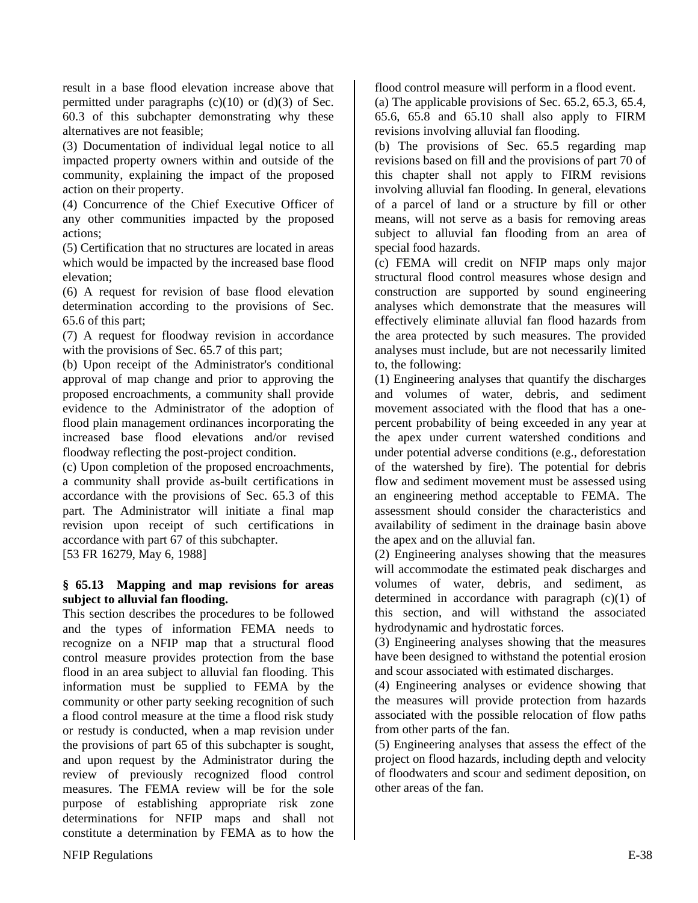result in a base flood elevation increase above that permitted under paragraphs (c)(10) or (d)(3) of Sec. 60.3 of this subchapter demonstrating why these alternatives are not feasible;

(3) Documentation of individual legal notice to all impacted property owners within and outside of the community, explaining the impact of the proposed action on their property.

(4) Concurrence of the Chief Executive Officer of any other communities impacted by the proposed actions;

(5) Certification that no structures are located in areas which would be impacted by the increased base flood elevation;

(6) A request for revision of base flood elevation determination according to the provisions of Sec. 65.6 of this part;

(7) A request for floodway revision in accordance with the provisions of Sec. 65.7 of this part;

(b) Upon receipt of the Administrator's conditional approval of map change and prior to approving the proposed encroachments, a community shall provide evidence to the Administrator of the adoption of flood plain management ordinances incorporating the increased base flood elevations and/or revised floodway reflecting the post-project condition.

(c) Upon completion of the proposed encroachments, a community shall provide as-built certifications in accordance with the provisions of Sec. 65.3 of this part. The Administrator will initiate a final map revision upon receipt of such certifications in accordance with part 67 of this subchapter.

[53 FR 16279, May 6, 1988]

**§ 65.13 Mapping and map revisions for areas subject to alluvial fan flooding.**

This section describes the procedures to be followed and the types of information FEMA needs to recognize on a NFIP map that a structural flood control measure provides protection from the base flood in an area subject to alluvial fan flooding. This information must be supplied to FEMA by the community or other party seeking recognition of such a flood control measure at the time a flood risk study or restudy is conducted, when a map revision under the provisions of part 65 of this subchapter is sought, and upon request by the Administrator during the review of previously recognized flood control measures. The FEMA review will be for the sole purpose of establishing appropriate risk zone determinations for NFIP maps and shall not constitute a determination by FEMA as to how the flood control measure will perform in a flood event.

(a) The applicable provisions of Sec. 65.2, 65.3, 65.4, 65.6, 65.8 and 65.10 shall also apply to FIRM revisions involving alluvial fan flooding.

(b) The provisions of Sec. 65.5 regarding map revisions based on fill and the provisions of part 70 of this chapter shall not apply to FIRM revisions involving alluvial fan flooding. In general, elevations of a parcel of land or a structure by fill or other means, will not serve as a basis for removing areas subject to alluvial fan flooding from an area of special food hazards.

(c) FEMA will credit on NFIP maps only major structural flood control measures whose design and construction are supported by sound engineering analyses which demonstrate that the measures will effectively eliminate alluvial fan flood hazards from the area protected by such measures. The provided analyses must include, but are not necessarily limited to, the following:

(1) Engineering analyses that quantify the discharges and volumes of water, debris, and sediment movement associated with the flood that has a one-percent probability of being exceeded in any year at the apex under current watershed conditions and under potential adverse conditions (e.g., deforestation of the watershed by fire). The potential for debris flow and sediment movement must be assessed using an engineering method acceptable to FEMA. The assessment should consider the characteristics and availability of sediment in the drainage basin above the apex and on the alluvial fan.

(2) Engineering analyses showing that the measures will accommodate the estimated peak discharges and volumes of water, debris, and sediment, as determined in accordance with paragraph (c)(1) of this section, and will withstand the associated hydrodynamic and hydrostatic forces.

(3) Engineering analyses showing that the measures have been designed to withstand the potential erosion and scour associated with estimated discharges.

(4) Engineering analyses or evidence showing that the measures will provide protection from hazards associated with the possible relocation of flow paths from other parts of the fan.

(5) Engineering analyses that assess the effect of the project on flood hazards, including depth and velocity of floodwaters and scour and sediment deposition, on other areas of the fan.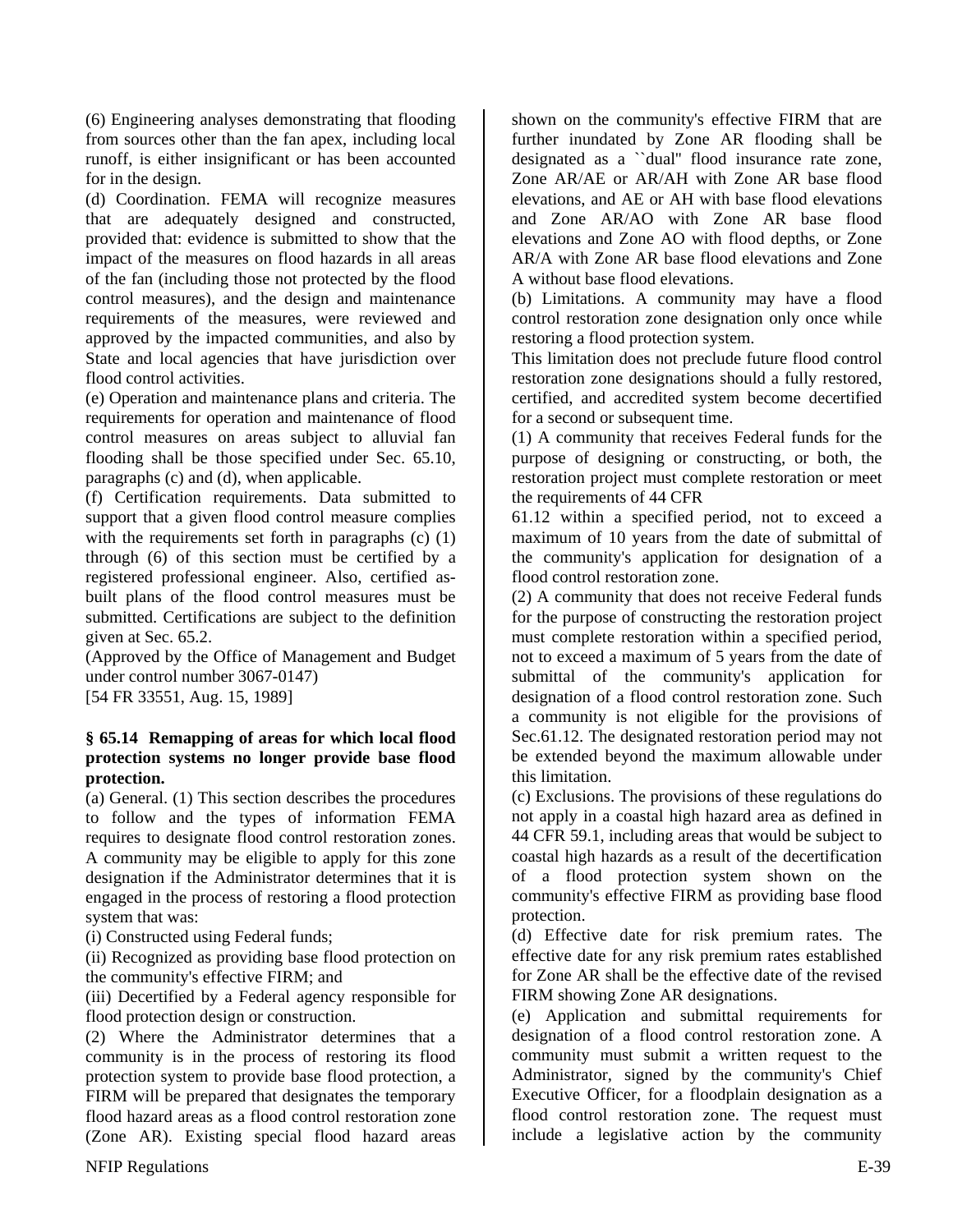(6) Engineering analyses demonstrating that flooding from sources other than the fan apex, including local runoff, is either insignificant or has been accounted for in the design.

(d) Coordination. FEMA will recognize measures that are adequately designed and constructed, provided that: evidence is submitted to show that the impact of the measures on flood hazards in all areas of the fan (including those not protected by the flood control measures), and the design and maintenance requirements of the measures, were reviewed and approved by the impacted communities, and also by State and local agencies that have jurisdiction over flood control activities.

(e) Operation and maintenance plans and criteria. The requirements for operation and maintenance of flood control measures on areas subject to alluvial fan flooding shall be those specified under Sec. 65.10, paragraphs (c) and (d), when applicable.

(f) Certification requirements. Data submitted to support that a given flood control measure complies with the requirements set forth in paragraphs (c) (1) through (6) of this section must be certified by a registered professional engineer. Also, certified as-built plans of the flood control measures must be submitted. Certifications are subject to the definition given at Sec. 65.2.

(Approved by the Office of Management and Budget under control number 3067-0147)

[54 FR 33551, Aug. 15, 1989]

### § 65.14 Remapping of areas for which local flood protection systems no longer provide base flood protection.

(a) General. (1) This section describes the procedures to follow and the types of information FEMA requires to designate flood control restoration zones. A community may be eligible to apply for this zone designation if the Administrator determines that it is engaged in the process of restoring a flood protection system that was:

(i) Constructed using Federal funds;

(ii) Recognized as providing base flood protection on the community's effective FIRM; and

(iii) Decertified by a Federal agency responsible for flood protection design or construction.

(2) Where the Administrator determines that a community is in the process of restoring its flood protection system to provide base flood protection, a FIRM will be prepared that designates the temporary flood hazard areas as a flood control restoration zone (Zone AR). Existing special flood hazard areas shown on the community's effective FIRM that are further inundated by Zone AR flooding shall be designated as a ``dual'' flood insurance rate zone, Zone AR/AE or AR/AH with Zone AR base flood elevations, and AE or AH with base flood elevations and Zone AR/AO with Zone AR base flood elevations and Zone AO with flood depths, or Zone AR/A with Zone AR base flood elevations and Zone A without base flood elevations.

(b) Limitations. A community may have a flood control restoration zone designation only once while restoring a flood protection system.

This limitation does not preclude future flood control restoration zone designations should a fully restored, certified, and accredited system become decertified for a second or subsequent time.

(1) A community that receives Federal funds for the purpose of designing or constructing, or both, the restoration project must complete restoration or meet the requirements of 44 CFR 61.12 within a specified period, not to exceed a maximum of 10 years from the date of submittal of the community's application for designation of a flood control restoration zone.

(2) A community that does not receive Federal funds for the purpose of constructing the restoration project must complete restoration within a specified period, not to exceed a maximum of 5 years from the date of submittal of the community's application for designation of a flood control restoration zone. Such a community is not eligible for the provisions of Sec.61.12. The designated restoration period may not be extended beyond the maximum allowable under this limitation.

(c) Exclusions. The provisions of these regulations do not apply in a coastal high hazard area as defined in 44 CFR 59.1, including areas that would be subject to coastal high hazards as a result of the decertification of a flood protection system shown on the community's effective FIRM as providing base flood protection.

(d) Effective date for risk premium rates. The effective date for any risk premium rates established for Zone AR shall be the effective date of the revised FIRM showing Zone AR designations.

(e) Application and submittal requirements for designation of a flood control restoration zone. A community must submit a written request to the Administrator, signed by the community's Chief Executive Officer, for a floodplain designation as a flood control restoration zone. The request must include a legislative action by the community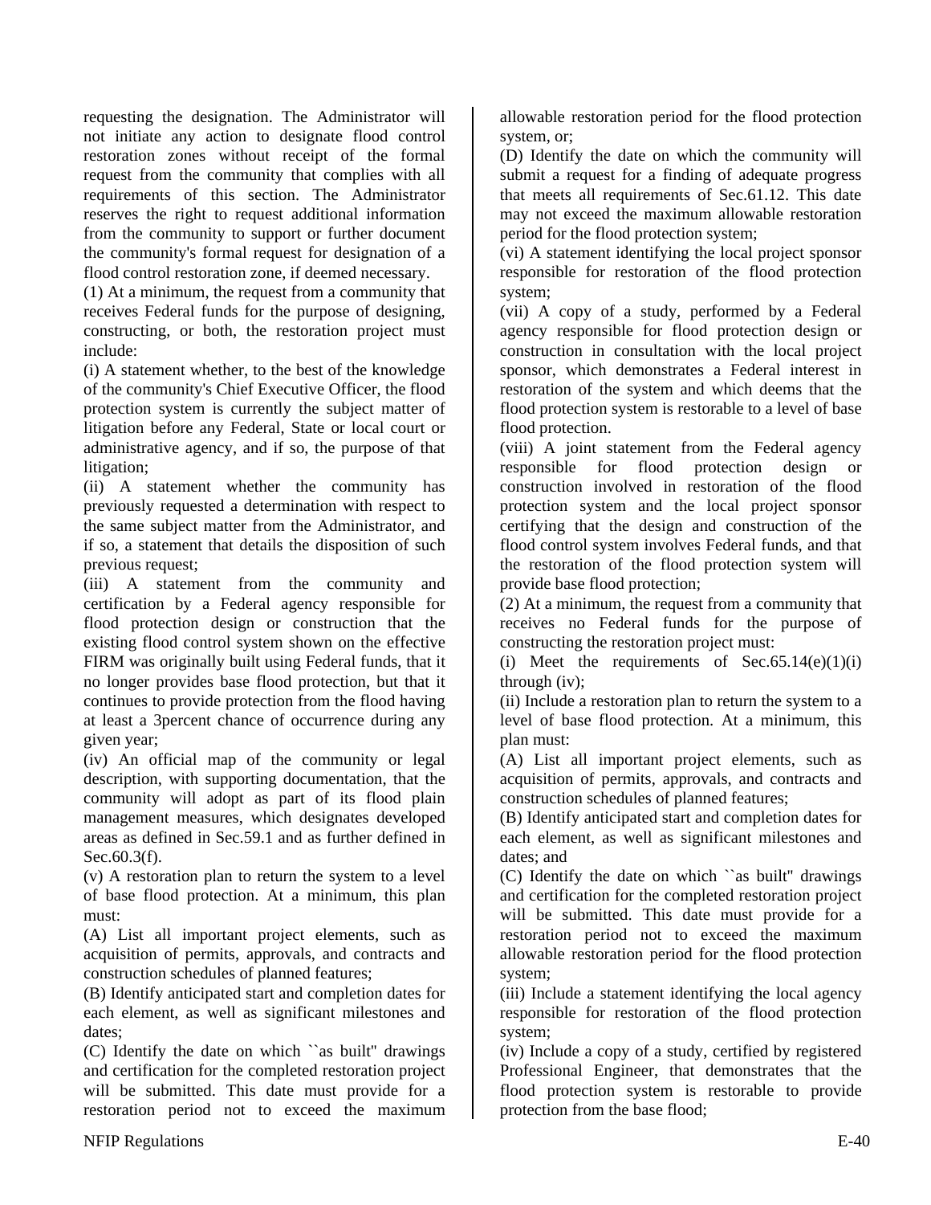requesting the designation. The Administrator will not initiate any action to designate flood control restoration zones without receipt of the formal request from the community that complies with all requirements of this section. The Administrator reserves the right to request additional information from the community to support or further document the community's formal request for designation of a flood control restoration zone, if deemed necessary.

(1) At a minimum, the request from a community that receives Federal funds for the purpose of designing, constructing, or both, the restoration project must include:

(i) A statement whether, to the best of the knowledge of the community's Chief Executive Officer, the flood protection system is currently the subject matter of litigation before any Federal, State or local court or administrative agency, and if so, the purpose of that litigation;

(ii) A statement whether the community has previously requested a determination with respect to the same subject matter from the Administrator, and if so, a statement that details the disposition of such previous request;

(iii) A statement from the community and certification by a Federal agency responsible for flood protection design or construction that the existing flood control system shown on the effective FIRM was originally built using Federal funds, that it no longer provides base flood protection, but that it continues to provide protection from the flood having at least a 3percent chance of occurrence during any given year;

(iv) An official map of the community or legal description, with supporting documentation, that the community will adopt as part of its flood plain management measures, which designates developed areas as defined in Sec.59.1 and as further defined in Sec.60.3(f).

(v) A restoration plan to return the system to a level of base flood protection. At a minimum, this plan must:

(A) List all important project elements, such as acquisition of permits, approvals, and contracts and construction schedules of planned features;

(B) Identify anticipated start and completion dates for each element, as well as significant milestones and dates;

(C) Identify the date on which ``as built'' drawings and certification for the completed restoration project will be submitted. This date must provide for a restoration period not to exceed the maximum allowable restoration period for the flood protection system, or;

(D) Identify the date on which the community will submit a request for a finding of adequate progress that meets all requirements of Sec.61.12. This date may not exceed the maximum allowable restoration period for the flood protection system;

(vi) A statement identifying the local project sponsor responsible for restoration of the flood protection system;

(vii) A copy of a study, performed by a Federal agency responsible for flood protection design or construction in consultation with the local project sponsor, which demonstrates a Federal interest in restoration of the system and which deems that the flood protection system is restorable to a level of base flood protection.

(viii) A joint statement from the Federal agency responsible for flood protection design or construction involved in restoration of the flood protection system and the local project sponsor certifying that the design and construction of the flood control system involves Federal funds, and that the restoration of the flood protection system will provide base flood protection;

(2) At a minimum, the request from a community that receives no Federal funds for the purpose of constructing the restoration project must:

(i) Meet the requirements of Sec.65.14(e)(1)(i) through (iv);

(ii) Include a restoration plan to return the system to a level of base flood protection. At a minimum, this plan must:

(A) List all important project elements, such as acquisition of permits, approvals, and contracts and construction schedules of planned features;

(B) Identify anticipated start and completion dates for each element, as well as significant milestones and dates; and

(C) Identify the date on which ``as built'' drawings and certification for the completed restoration project will be submitted. This date must provide for a restoration period not to exceed the maximum allowable restoration period for the flood protection system;

(iii) Include a statement identifying the local agency responsible for restoration of the flood protection system;

(iv) Include a copy of a study, certified by registered Professional Engineer, that demonstrates that the flood protection system is restorable to provide protection from the base flood;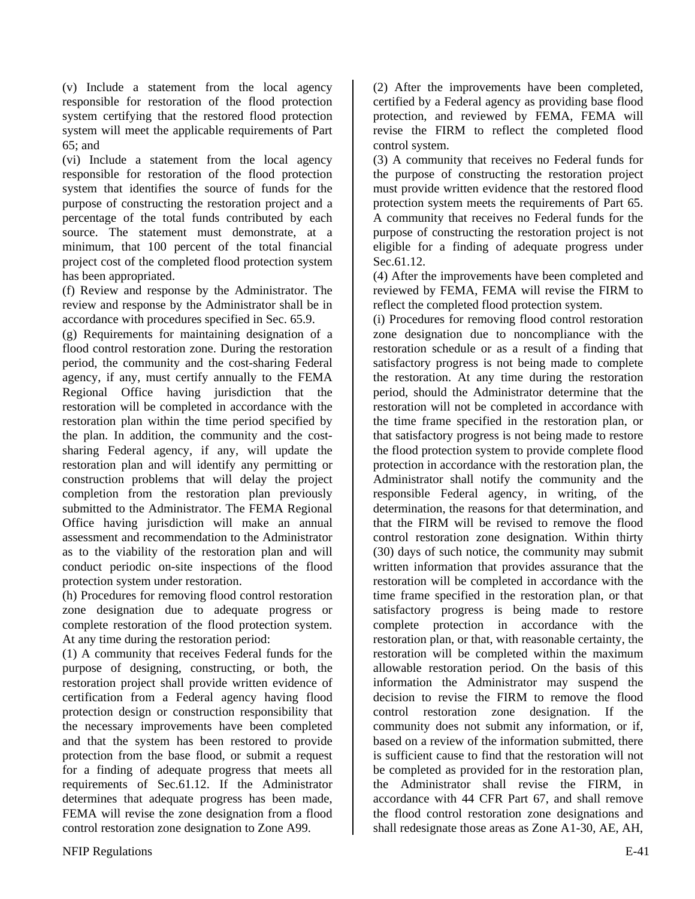(v) Include a statement from the local agency responsible for restoration of the flood protection system certifying that the restored flood protection system will meet the applicable requirements of Part 65; and

(vi) Include a statement from the local agency responsible for restoration of the flood protection system that identifies the source of funds for the purpose of constructing the restoration project and a percentage of the total funds contributed by each source. The statement must demonstrate, at a minimum, that 100 percent of the total financial project cost of the completed flood protection system has been appropriated.

(f) Review and response by the Administrator. The review and response by the Administrator shall be in accordance with procedures specified in Sec. 65.9.

(g) Requirements for maintaining designation of a flood control restoration zone. During the restoration period, the community and the cost-sharing Federal agency, if any, must certify annually to the FEMA Regional Office having jurisdiction that the restoration will be completed in accordance with the restoration plan within the time period specified by the plan. In addition, the community and the cost-sharing Federal agency, if any, will update the restoration plan and will identify any permitting or construction problems that will delay the project completion from the restoration plan previously submitted to the Administrator. The FEMA Regional Office having jurisdiction will make an annual assessment and recommendation to the Administrator as to the viability of the restoration plan and will conduct periodic on-site inspections of the flood protection system under restoration.

(h) Procedures for removing flood control restoration zone designation due to adequate progress or complete restoration of the flood protection system. At any time during the restoration period:

(1) A community that receives Federal funds for the purpose of designing, constructing, or both, the restoration project shall provide written evidence of certification from a Federal agency having flood protection design or construction responsibility that the necessary improvements have been completed and that the system has been restored to provide protection from the base flood, or submit a request for a finding of adequate progress that meets all requirements of Sec.61.12. If the Administrator determines that adequate progress has been made, FEMA will revise the zone designation from a flood control restoration zone designation to Zone A99.

(2) After the improvements have been completed, certified by a Federal agency as providing base flood protection, and reviewed by FEMA, FEMA will revise the FIRM to reflect the completed flood control system.

(3) A community that receives no Federal funds for the purpose of constructing the restoration project must provide written evidence that the restored flood protection system meets the requirements of Part 65. A community that receives no Federal funds for the purpose of constructing the restoration project is not eligible for a finding of adequate progress under Sec.61.12.

(4) After the improvements have been completed and reviewed by FEMA, FEMA will revise the FIRM to reflect the completed flood protection system.

(i) Procedures for removing flood control restoration zone designation due to noncompliance with the restoration schedule or as a result of a finding that satisfactory progress is not being made to complete the restoration. At any time during the restoration period, should the Administrator determine that the restoration will not be completed in accordance with the time frame specified in the restoration plan, or that satisfactory progress is not being made to restore the flood protection system to provide complete flood protection in accordance with the restoration plan, the Administrator shall notify the community and the responsible Federal agency, in writing, of the determination, the reasons for that determination, and that the FIRM will be revised to remove the flood control restoration zone designation. Within thirty (30) days of such notice, the community may submit written information that provides assurance that the restoration will be completed in accordance with the time frame specified in the restoration plan, or that satisfactory progress is being made to restore complete protection in accordance with the restoration plan, or that, with reasonable certainty, the restoration will be completed within the maximum allowable restoration period. On the basis of this information the Administrator may suspend the decision to revise the FIRM to remove the flood control restoration zone designation. If the community does not submit any information, or if, based on a review of the information submitted, there is sufficient cause to find that the restoration will not be completed as provided for in the restoration plan, the Administrator shall revise the FIRM, in accordance with 44 CFR Part 67, and shall remove the flood control restoration zone designations and shall redesignate those areas as Zone A1-30, AE, AH,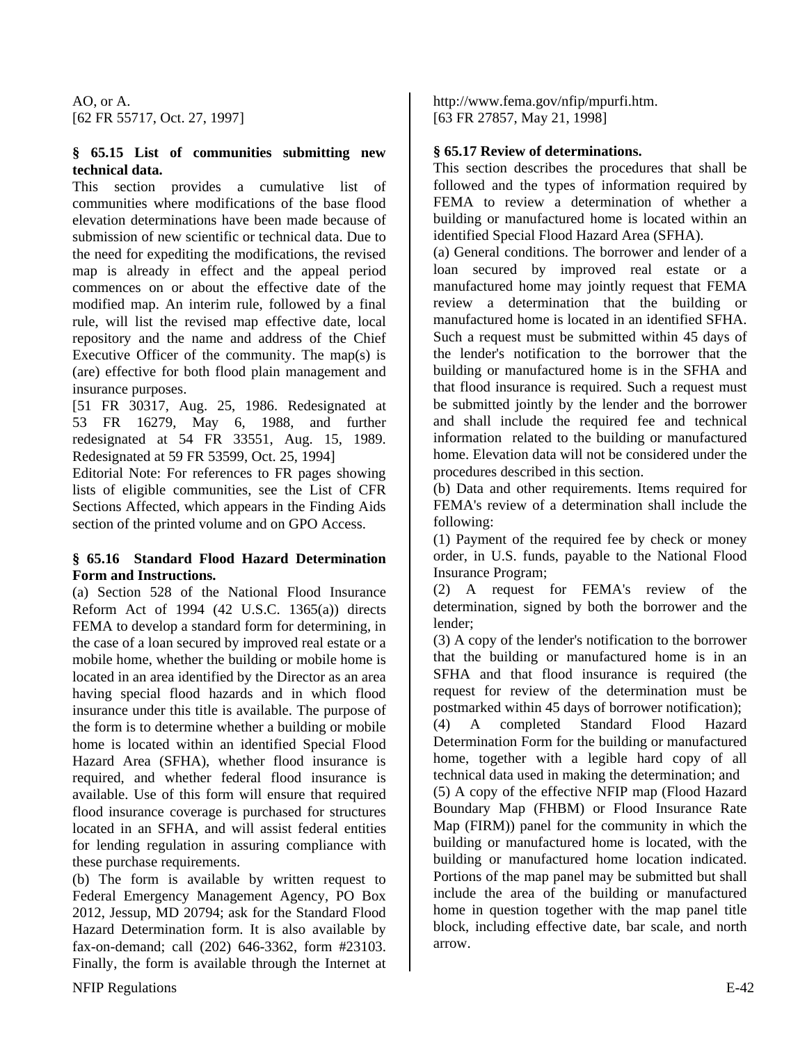AO, or A.
[62 FR 55717, Oct. 27, 1997]

**§ 65.15 List of communities submitting new technical data.**

This section provides a cumulative list of communities where modifications of the base flood elevation determinations have been made because of submission of new scientific or technical data. Due to the need for expediting the modifications, the revised map is already in effect and the appeal period commences on or about the effective date of the modified map. An interim rule, followed by a final rule, will list the revised map effective date, local repository and the name and address of the Chief Executive Officer of the community. The map(s) is (are) effective for both flood plain management and insurance purposes.

[51 FR 30317, Aug. 25, 1986. Redesignated at 53 FR 16279, May 6, 1988, and further redesignated at 54 FR 33551, Aug. 15, 1989. Redesignated at 59 FR 53599, Oct. 25, 1994]

Editorial Note: For references to FR pages showing lists of eligible communities, see the List of CFR Sections Affected, which appears in the Finding Aids section of the printed volume and on GPO Access.

**§ 65.16 Standard Flood Hazard Determination Form and Instructions.**

(a) Section 528 of the National Flood Insurance Reform Act of 1994 (42 U.S.C. 1365(a)) directs FEMA to develop a standard form for determining, in the case of a loan secured by improved real estate or a mobile home, whether the building or mobile home is located in an area identified by the Director as an area having special flood hazards and in which flood insurance under this title is available. The purpose of the form is to determine whether a building or mobile home is located within an identified Special Flood Hazard Area (SFHA), whether flood insurance is required, and whether federal flood insurance is available. Use of this form will ensure that required flood insurance coverage is purchased for structures located in an SFHA, and will assist federal entities for lending regulation in assuring compliance with these purchase requirements.

(b) The form is available by written request to Federal Emergency Management Agency, PO Box 2012, Jessup, MD 20794; ask for the Standard Flood Hazard Determination form. It is also available by fax-on-demand; call (202) 646-3362, form #23103. Finally, the form is available through the Internet at http://www.fema.gov/nfip/mpurfi.htm.

[63 FR 27857, May 21, 1998]

**§ 65.17 Review of determinations.**

This section describes the procedures that shall be followed and the types of information required by FEMA to review a determination of whether a building or manufactured home is located within an identified Special Flood Hazard Area (SFHA).

(a) General conditions. The borrower and lender of a loan secured by improved real estate or a manufactured home may jointly request that FEMA review a determination that the building or manufactured home is located in an identified SFHA. Such a request must be submitted within 45 days of the lender's notification to the borrower that the building or manufactured home is in the SFHA and that flood insurance is required. Such a request must be submitted jointly by the lender and the borrower and shall include the required fee and technical information related to the building or manufactured home. Elevation data will not be considered under the procedures described in this section.

(b) Data and other requirements. Items required for FEMA's review of a determination shall include the following:

(1) Payment of the required fee by check or money order, in U.S. funds, payable to the National Flood Insurance Program;

(2) A request for FEMA's review of the determination, signed by both the borrower and the lender;

(3) A copy of the lender's notification to the borrower that the building or manufactured home is in an SFHA and that flood insurance is required (the request for review of the determination must be postmarked within 45 days of borrower notification);

(4) A completed Standard Flood Hazard Determination Form for the building or manufactured home, together with a legible hard copy of all technical data used in making the determination; and

(5) A copy of the effective NFIP map (Flood Hazard Boundary Map (FHBM) or Flood Insurance Rate Map (FIRM)) panel for the community in which the building or manufactured home is located, with the building or manufactured home location indicated. Portions of the map panel may be submitted but shall include the area of the building or manufactured home in question together with the map panel title block, including effective date, bar scale, and north arrow.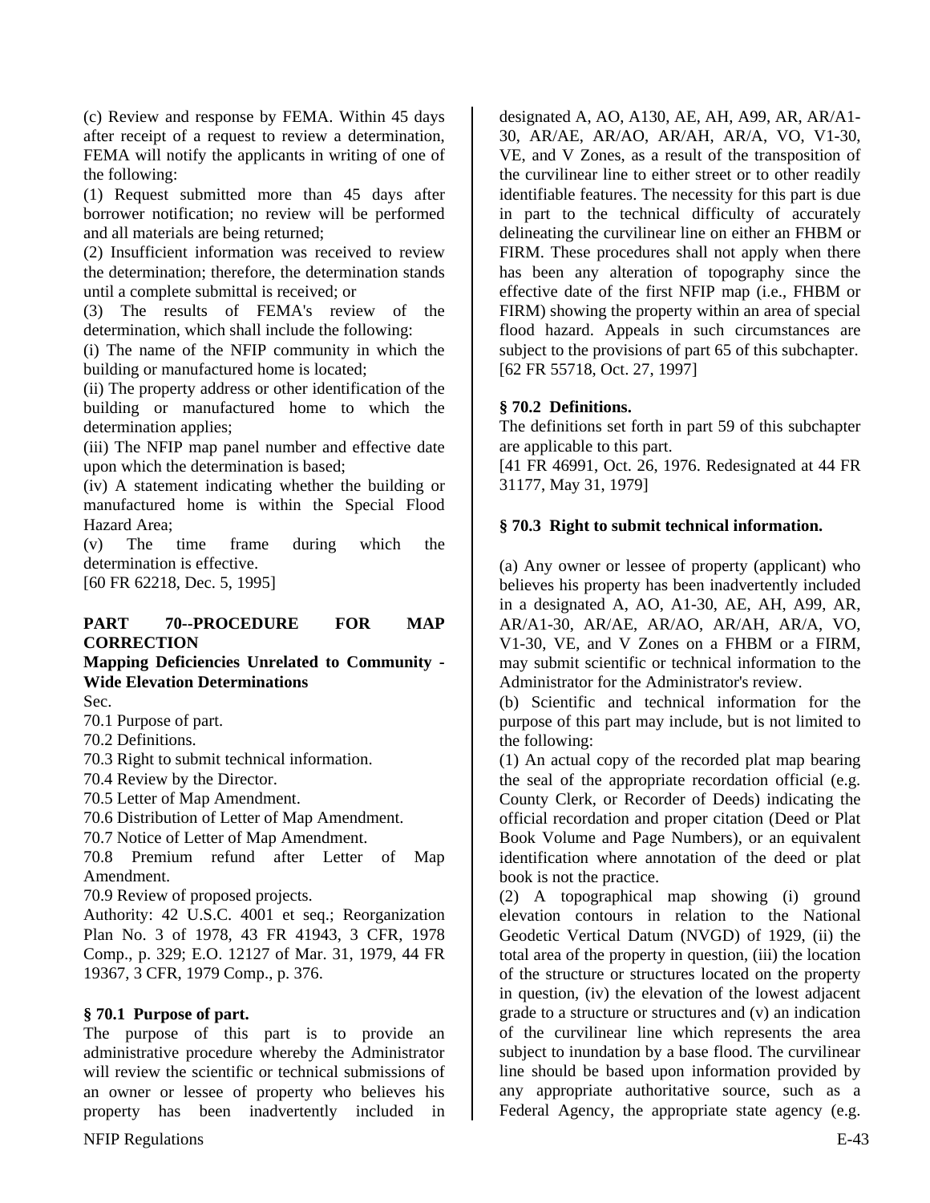(c) Review and response by FEMA. Within 45 days after receipt of a request to review a determination, FEMA will notify the applicants in writing of one of the following:

(1) Request submitted more than 45 days after borrower notification; no review will be performed and all materials are being returned;

(2) Insufficient information was received to review the determination; therefore, the determination stands until a complete submittal is received; or

(3) The results of FEMA's review of the determination, which shall include the following:

(i) The name of the NFIP community in which the building or manufactured home is located;

(ii) The property address or other identification of the building or manufactured home to which the determination applies;

(iii) The NFIP map panel number and effective date upon which the determination is based;

(iv) A statement indicating whether the building or manufactured home is within the Special Flood Hazard Area;

(v) The time frame during which the determination is effective.

[60 FR 62218, Dec. 5, 1995]

## PART 70--PROCEDURE FOR MAP CORRECTION

**Mapping Deficiencies Unrelated to Community - Wide Elevation Determinations**

Sec.

70.1 Purpose of part.

70.2 Definitions.

70.3 Right to submit technical information.

70.4 Review by the Director.

70.5 Letter of Map Amendment.

70.6 Distribution of Letter of Map Amendment.

70.7 Notice of Letter of Map Amendment.

70.8 Premium refund after Letter of Map Amendment.

70.9 Review of proposed projects.

Authority: 42 U.S.C. 4001 et seq.; Reorganization Plan No. 3 of 1978, 43 FR 41943, 3 CFR, 1978 Comp., p. 329; E.O. 12127 of Mar. 31, 1979, 44 FR 19367, 3 CFR, 1979 Comp., p. 376.

### § 70.1 Purpose of part.

The purpose of this part is to provide an administrative procedure whereby the Administrator will review the scientific or technical submissions of an owner or lessee of property who believes his property has been inadvertently included in designated A, AO, A130, AE, AH, A99, AR, AR/A1-30, AR/AE, AR/AO, AR/AH, AR/A, VO, V1-30, VE, and V Zones, as a result of the transposition of the curvilinear line to either street or to other readily identifiable features. The necessity for this part is due in part to the technical difficulty of accurately delineating the curvilinear line on either an FHBM or FIRM. These procedures shall not apply when there has been any alteration of topography since the effective date of the first NFIP map (i.e., FHBM or FIRM) showing the property within an area of special flood hazard. Appeals in such circumstances are subject to the provisions of part 65 of this subchapter.

[62 FR 55718, Oct. 27, 1997]

### § 70.2 Definitions.

The definitions set forth in part 59 of this subchapter are applicable to this part.

[41 FR 46991, Oct. 26, 1976. Redesignated at 44 FR 31177, May 31, 1979]

### § 70.3 Right to submit technical information.

(a) Any owner or lessee of property (applicant) who believes his property has been inadvertently included in a designated A, AO, A1-30, AE, AH, A99, AR, AR/A1-30, AR/AE, AR/AO, AR/AH, AR/A, VO, V1-30, VE, and V Zones on a FHBM or a FIRM, may submit scientific or technical information to the Administrator for the Administrator's review.

(b) Scientific and technical information for the purpose of this part may include, but is not limited to the following:

(1) An actual copy of the recorded plat map bearing the seal of the appropriate recordation official (e.g. County Clerk, or Recorder of Deeds) indicating the official recordation and proper citation (Deed or Plat Book Volume and Page Numbers), or an equivalent identification where annotation of the deed or plat book is not the practice.

(2) A topographical map showing (i) ground elevation contours in relation to the National Geodetic Vertical Datum (NVGD) of 1929, (ii) the total area of the property in question, (iii) the location of the structure or structures located on the property in question, (iv) the elevation of the lowest adjacent grade to a structure or structures and (v) an indication of the curvilinear line which represents the area subject to inundation by a base flood. The curvilinear line should be based upon information provided by any appropriate authoritative source, such as a Federal Agency, the appropriate state agency (e.g.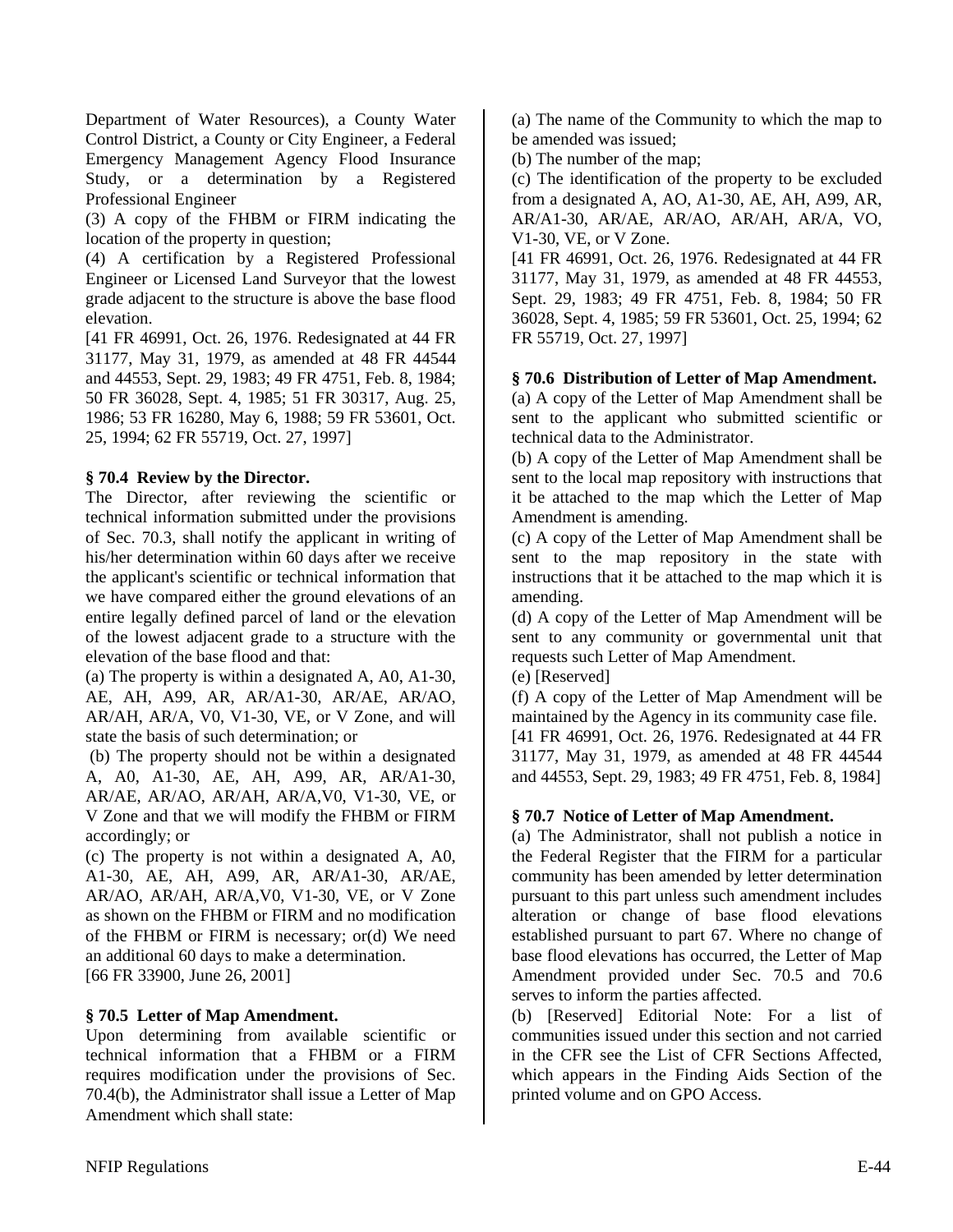Department of Water Resources), a County Water Control District, a County or City Engineer, a Federal Emergency Management Agency Flood Insurance Study, or a determination by a Registered Professional Engineer

(3) A copy of the FHBM or FIRM indicating the location of the property in question;

(4) A certification by a Registered Professional Engineer or Licensed Land Surveyor that the lowest grade adjacent to the structure is above the base flood elevation.

[41 FR 46991, Oct. 26, 1976. Redesignated at 44 FR 31177, May 31, 1979, as amended at 48 FR 44544 and 44553, Sept. 29, 1983; 49 FR 4751, Feb. 8, 1984; 50 FR 36028, Sept. 4, 1985; 51 FR 30317, Aug. 25, 1986; 53 FR 16280, May 6, 1988; 59 FR 53601, Oct. 25, 1994; 62 FR 55719, Oct. 27, 1997]

**§ 70.4 Review by the Director.**

The Director, after reviewing the scientific or technical information submitted under the provisions of Sec. 70.3, shall notify the applicant in writing of his/her determination within 60 days after we receive the applicant's scientific or technical information that we have compared either the ground elevations of an entire legally defined parcel of land or the elevation of the lowest adjacent grade to a structure with the elevation of the base flood and that:

(a) The property is within a designated A, A0, A1-30, AE, AH, A99, AR, AR/A1-30, AR/AE, AR/AO, AR/AH, AR/A, V0, V1-30, VE, or V Zone, and will state the basis of such determination; or

(b) The property should not be within a designated A, A0, A1-30, AE, AH, A99, AR, AR/A1-30, AR/AE, AR/AO, AR/AH, AR/A,V0, V1-30, VE, or V Zone and that we will modify the FHBM or FIRM accordingly; or

(c) The property is not within a designated A, A0, A1-30, AE, AH, A99, AR, AR/A1-30, AR/AE, AR/AO, AR/AH, AR/A,V0, V1-30, VE, or V Zone as shown on the FHBM or FIRM and no modification of the FHBM or FIRM is necessary; or(d) We need an additional 60 days to make a determination.

[66 FR 33900, June 26, 2001]

**§ 70.5 Letter of Map Amendment.**

Upon determining from available scientific or technical information that a FHBM or a FIRM requires modification under the provisions of Sec. 70.4(b), the Administrator shall issue a Letter of Map Amendment which shall state:

(a) The name of the Community to which the map to be amended was issued;

(b) The number of the map;

(c) The identification of the property to be excluded from a designated A, AO, A1-30, AE, AH, A99, AR, AR/A1-30, AR/AE, AR/AO, AR/AH, AR/A, VO, V1-30, VE, or V Zone.

[41 FR 46991, Oct. 26, 1976. Redesignated at 44 FR 31177, May 31, 1979, as amended at 48 FR 44553, Sept. 29, 1983; 49 FR 4751, Feb. 8, 1984; 50 FR 36028, Sept. 4, 1985; 59 FR 53601, Oct. 25, 1994; 62 FR 55719, Oct. 27, 1997]

**§ 70.6 Distribution of Letter of Map Amendment.**

(a) A copy of the Letter of Map Amendment shall be sent to the applicant who submitted scientific or technical data to the Administrator.

(b) A copy of the Letter of Map Amendment shall be sent to the local map repository with instructions that it be attached to the map which the Letter of Map Amendment is amending.

(c) A copy of the Letter of Map Amendment shall be sent to the map repository in the state with instructions that it be attached to the map which it is amending.

(d) A copy of the Letter of Map Amendment will be sent to any community or governmental unit that requests such Letter of Map Amendment.

(e) [Reserved]

(f) A copy of the Letter of Map Amendment will be maintained by the Agency in its community case file.

[41 FR 46991, Oct. 26, 1976. Redesignated at 44 FR 31177, May 31, 1979, as amended at 48 FR 44544 and 44553, Sept. 29, 1983; 49 FR 4751, Feb. 8, 1984]

**§ 70.7 Notice of Letter of Map Amendment.**

(a) The Administrator, shall not publish a notice in the Federal Register that the FIRM for a particular community has been amended by letter determination pursuant to this part unless such amendment includes alteration or change of base flood elevations established pursuant to part 67. Where no change of base flood elevations has occurred, the Letter of Map Amendment provided under Sec. 70.5 and 70.6 serves to inform the parties affected.

(b) [Reserved] Editorial Note: For a list of communities issued under this section and not carried in the CFR see the List of CFR Sections Affected, which appears in the Finding Aids Section of the printed volume and on GPO Access.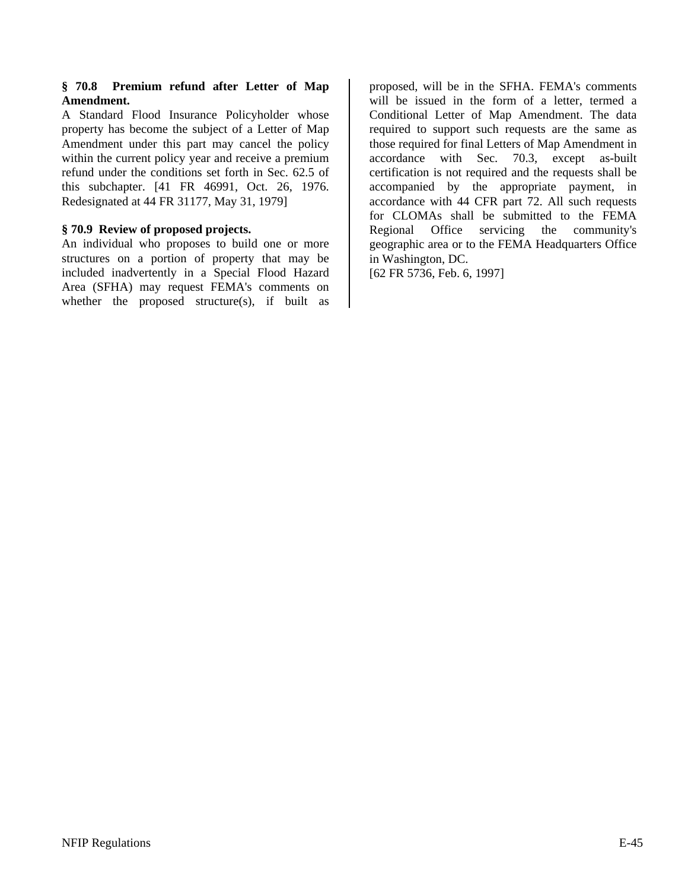**§ 70.8 Premium refund after Letter of Map Amendment.**

A Standard Flood Insurance Policyholder whose property has become the subject of a Letter of Map Amendment under this part may cancel the policy within the current policy year and receive a premium refund under the conditions set forth in Sec. 62.5 of this subchapter. [41 FR 46991, Oct. 26, 1976. Redesignated at 44 FR 31177, May 31, 1979]

**§ 70.9 Review of proposed projects.**

An individual who proposes to build one or more structures on a portion of property that may be included inadvertently in a Special Flood Hazard Area (SFHA) may request FEMA's comments on whether the proposed structure(s), if built as proposed, will be in the SFHA. FEMA's comments will be issued in the form of a letter, termed a Conditional Letter of Map Amendment. The data required to support such requests are the same as those required for final Letters of Map Amendment in accordance with Sec. 70.3, except as-built certification is not required and the requests shall be accompanied by the appropriate payment, in accordance with 44 CFR part 72. All such requests for CLOMAs shall be submitted to the FEMA Regional Office servicing the community's geographic area or to the FEMA Headquarters Office in Washington, DC.

[62 FR 5736, Feb. 6, 1997]